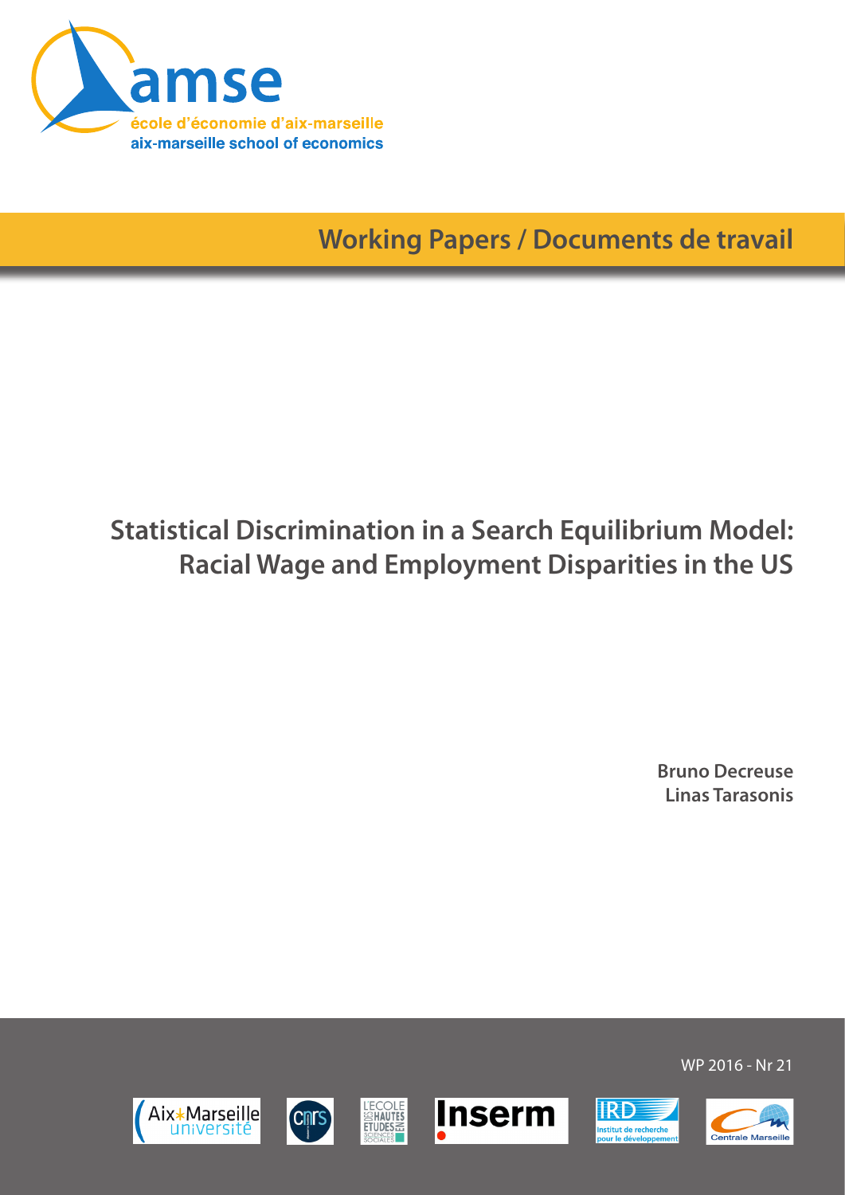amse

école d'économie d'aix-marseille

aix-marseille school of economics

Working Papers / Documents de travail

# Statistical Discrimination in a Search Equilibrium Model: Racial Wage and Employment Disparities in the US

**Bruno Decreuse**
**Linas Tarasonis**

WP 2016 - Nr 21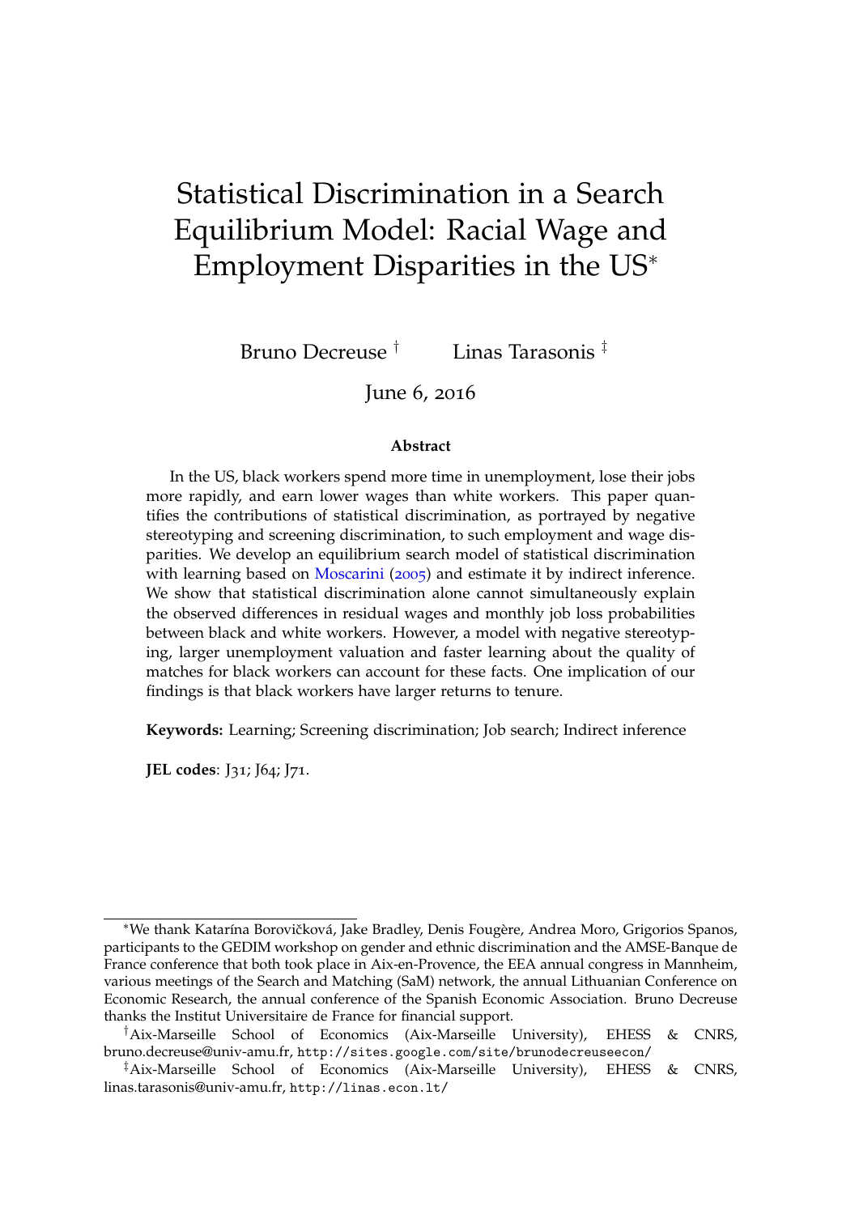# Statistical Discrimination in a Search Equilibrium Model: Racial Wage and Employment Disparities in the US[*]

Bruno Decreuse [†] Linas Tarasonis [‡]

June 6, 2016

### Abstract

In the US, black workers spend more time in unemployment, lose their jobs more rapidly, and earn lower wages than white workers. This paper quantifies the contributions of statistical discrimination, as portrayed by negative stereotyping and screening discrimination, to such employment and wage disparities. We develop an equilibrium search model of statistical discrimination with learning based on Moscarini (2005) and estimate it by indirect inference. We show that statistical discrimination alone cannot simultaneously explain the observed differences in residual wages and monthly job loss probabilities between black and white workers. However, a model with negative stereotyping, larger unemployment valuation and faster learning about the quality of matches for black workers can account for these facts. One implication of our findings is that black workers have larger returns to tenure.

**Keywords:** Learning; Screening discrimination; Job search; Indirect inference

**JEL codes**: J31; J64; J71.

---

[*] We thank Katarína Borovičková, Jake Bradley, Denis Fougère, Andrea Moro, Grigorios Spanos, participants to the GEDIM workshop on gender and ethnic discrimination and the AMSE-Banque de France conference that both took place in Aix-en-Provence, the EEA annual congress in Mannheim, various meetings of the Search and Matching (SaM) network, the annual Lithuanian Conference on Economic Research, the annual conference of the Spanish Economic Association. Bruno Decreuse thanks the Institut Universitaire de France for financial support.

[†] Aix-Marseille School of Economics (Aix-Marseille University), EHESS & CNRS, bruno.decreuse@univ-amu.fr, http://sites.google.com/site/brunodecreuseecon/

[‡] Aix-Marseille School of Economics (Aix-Marseille University), EHESS & CNRS, linas.tarasonis@univ-amu.fr, http://linas.econ.lt/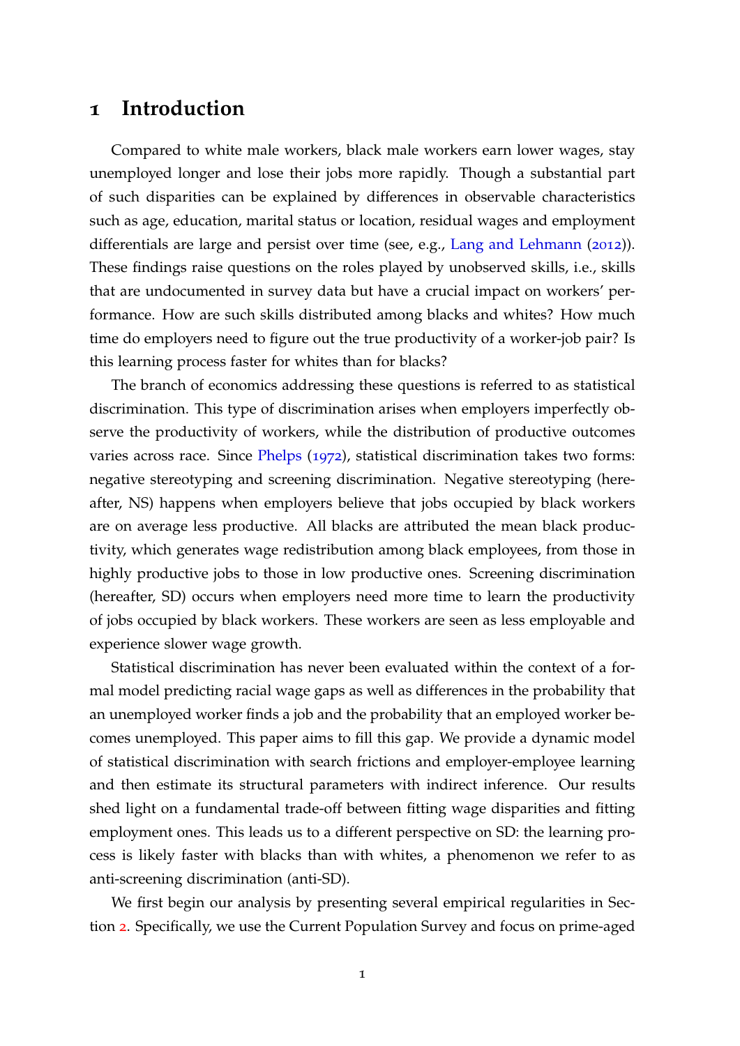# 1 Introduction

Compared to white male workers, black male workers earn lower wages, stay unemployed longer and lose their jobs more rapidly. Though a substantial part of such disparities can be explained by differences in observable characteristics such as age, education, marital status or location, residual wages and employment differentials are large and persist over time (see, e.g., Lang and Lehmann (2012)). These findings raise questions on the roles played by unobserved skills, i.e., skills that are undocumented in survey data but have a crucial impact on workers' performance. How are such skills distributed among blacks and whites? How much time do employers need to figure out the true productivity of a worker-job pair? Is this learning process faster for whites than for blacks?

The branch of economics addressing these questions is referred to as statistical discrimination. This type of discrimination arises when employers imperfectly observe the productivity of workers, while the distribution of productive outcomes varies across race. Since Phelps (1972), statistical discrimination takes two forms: negative stereotyping and screening discrimination. Negative stereotyping (hereafter, NS) happens when employers believe that jobs occupied by black workers are on average less productive. All blacks are attributed the mean black productivity, which generates wage redistribution among black employees, from those in highly productive jobs to those in low productive ones. Screening discrimination (hereafter, SD) occurs when employers need more time to learn the productivity of jobs occupied by black workers. These workers are seen as less employable and experience slower wage growth.

Statistical discrimination has never been evaluated within the context of a formal model predicting racial wage gaps as well as differences in the probability that an unemployed worker finds a job and the probability that an employed worker becomes unemployed. This paper aims to fill this gap. We provide a dynamic model of statistical discrimination with search frictions and employer-employee learning and then estimate its structural parameters with indirect inference. Our results shed light on a fundamental trade-off between fitting wage disparities and fitting employment ones. This leads us to a different perspective on SD: the learning process is likely faster with blacks than with whites, a phenomenon we refer to as anti-screening discrimination (anti-SD).

We first begin our analysis by presenting several empirical regularities in Section 2. Specifically, we use the Current Population Survey and focus on prime-aged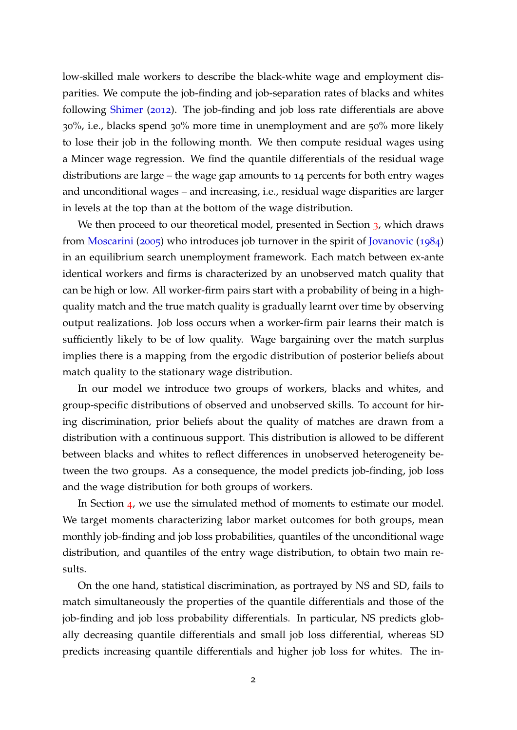low-skilled male workers to describe the black-white wage and employment disparities. We compute the job-finding and job-separation rates of blacks and whites following Shimer (2012). The job-finding and job loss rate differentials are above 30%, i.e., blacks spend 30% more time in unemployment and are 50% more likely to lose their job in the following month. We then compute residual wages using a Mincer wage regression. We find the quantile differentials of the residual wage distributions are large – the wage gap amounts to 14 percents for both entry wages and unconditional wages – and increasing, i.e., residual wage disparities are larger in levels at the top than at the bottom of the wage distribution.

We then proceed to our theoretical model, presented in Section 3, which draws from Moscarini (2005) who introduces job turnover in the spirit of Jovanovic (1984) in an equilibrium search unemployment framework. Each match between ex-ante identical workers and firms is characterized by an unobserved match quality that can be high or low. All worker-firm pairs start with a probability of being in a high-quality match and the true match quality is gradually learnt over time by observing output realizations. Job loss occurs when a worker-firm pair learns their match is sufficiently likely to be of low quality. Wage bargaining over the match surplus implies there is a mapping from the ergodic distribution of posterior beliefs about match quality to the stationary wage distribution.

In our model we introduce two groups of workers, blacks and whites, and group-specific distributions of observed and unobserved skills. To account for hiring discrimination, prior beliefs about the quality of matches are drawn from a distribution with a continuous support. This distribution is allowed to be different between blacks and whites to reflect differences in unobserved heterogeneity between the two groups. As a consequence, the model predicts job-finding, job loss and the wage distribution for both groups of workers.

In Section 4, we use the simulated method of moments to estimate our model. We target moments characterizing labor market outcomes for both groups, mean monthly job-finding and job loss probabilities, quantiles of the unconditional wage distribution, and quantiles of the entry wage distribution, to obtain two main results.

On the one hand, statistical discrimination, as portrayed by NS and SD, fails to match simultaneously the properties of the quantile differentials and those of the job-finding and job loss probability differentials. In particular, NS predicts globally decreasing quantile differentials and small job loss differential, whereas SD predicts increasing quantile differentials and higher job loss for whites. The in-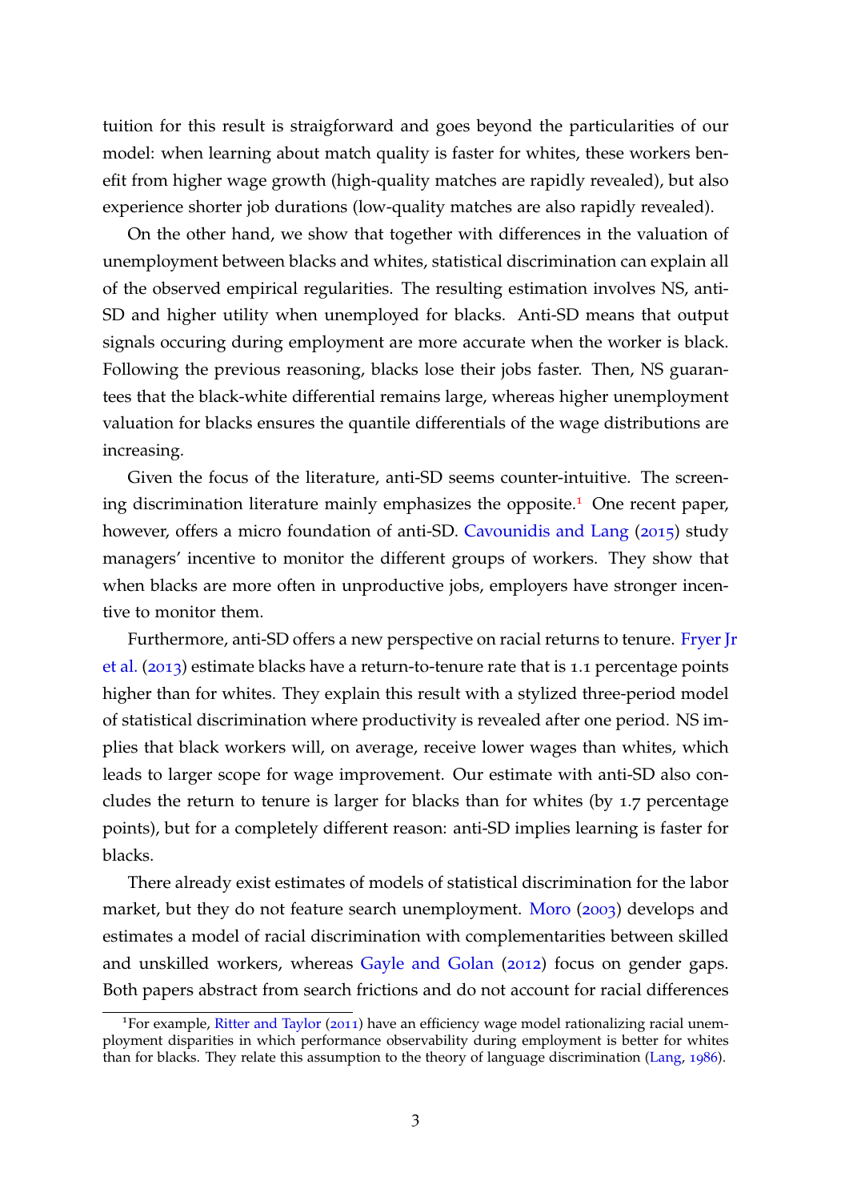tuition for this result is straigforward and goes beyond the particularities of our model: when learning about match quality is faster for whites, these workers benefit from higher wage growth (high-quality matches are rapidly revealed), but also experience shorter job durations (low-quality matches are also rapidly revealed).

On the other hand, we show that together with differences in the valuation of unemployment between blacks and whites, statistical discrimination can explain all of the observed empirical regularities. The resulting estimation involves NS, anti-SD and higher utility when unemployed for blacks. Anti-SD means that output signals occuring during employment are more accurate when the worker is black. Following the previous reasoning, blacks lose their jobs faster. Then, NS guarantees that the black-white differential remains large, whereas higher unemployment valuation for blacks ensures the quantile differentials of the wage distributions are increasing.

Given the focus of the literature, anti-SD seems counter-intuitive. The screening discrimination literature mainly emphasizes the opposite.[1] One recent paper, however, offers a micro foundation of anti-SD. Cavounidis and Lang (2015) study managers' incentive to monitor the different groups of workers. They show that when blacks are more often in unproductive jobs, employers have stronger incentive to monitor them.

Furthermore, anti-SD offers a new perspective on racial returns to tenure. Fryer Jr et al. (2013) estimate blacks have a return-to-tenure rate that is 1.1 percentage points higher than for whites. They explain this result with a stylized three-period model of statistical discrimination where productivity is revealed after one period. NS implies that black workers will, on average, receive lower wages than whites, which leads to larger scope for wage improvement. Our estimate with anti-SD also concludes the return to tenure is larger for blacks than for whites (by 1.7 percentage points), but for a completely different reason: anti-SD implies learning is faster for blacks.

There already exist estimates of models of statistical discrimination for the labor market, but they do not feature search unemployment. Moro (2003) develops and estimates a model of racial discrimination with complementarities between skilled and unskilled workers, whereas Gayle and Golan (2012) focus on gender gaps. Both papers abstract from search frictions and do not account for racial differences

[1] For example, Ritter and Taylor (2011) have an efficiency wage model rationalizing racial unemployment disparities in which performance observability during employment is better for whites than for blacks. They relate this assumption to the theory of language discrimination (Lang, 1986).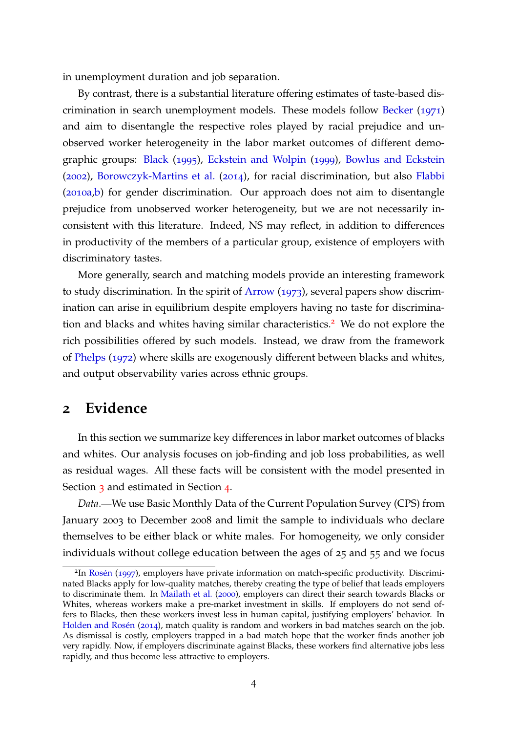in unemployment duration and job separation.

By contrast, there is a substantial literature offering estimates of taste-based discrimination in search unemployment models. These models follow Becker (1971) and aim to disentangle the respective roles played by racial prejudice and unobserved worker heterogeneity in the labor market outcomes of different demographic groups: Black (1995), Eckstein and Wolpin (1999), Bowlus and Eckstein (2002), Borowczyk-Martins et al. (2014), for racial discrimination, but also Flabbi (2010a,b) for gender discrimination. Our approach does not aim to disentangle prejudice from unobserved worker heterogeneity, but we are not necessarily inconsistent with this literature. Indeed, NS may reflect, in addition to differences in productivity of the members of a particular group, existence of employers with discriminatory tastes.

More generally, search and matching models provide an interesting framework to study discrimination. In the spirit of Arrow (1973), several papers show discrimination can arise in equilibrium despite employers having no taste for discrimination and blacks and whites having similar characteristics.[2] We do not explore the rich possibilities offered by such models. Instead, we draw from the framework of Phelps (1972) where skills are exogenously different between blacks and whites, and output observability varies across ethnic groups.

## 2 Evidence

In this section we summarize key differences in labor market outcomes of blacks and whites. Our analysis focuses on job-finding and job loss probabilities, as well as residual wages. All these facts will be consistent with the model presented in Section 3 and estimated in Section 4.

*Data*.—We use Basic Monthly Data of the Current Population Survey (CPS) from January 2003 to December 2008 and limit the sample to individuals who declare themselves to be either black or white males. For homogeneity, we only consider individuals without college education between the ages of 25 and 55 and we focus

[2] In Rosén (1997), employers have private information on match-specific productivity. Discriminated Blacks apply for low-quality matches, thereby creating the type of belief that leads employers to discriminate them. In Mailath et al. (2000), employers can direct their search towards Blacks or Whites, whereas workers make a pre-market investment in skills. If employers do not send offers to Blacks, then these workers invest less in human capital, justifying employers' behavior. In Holden and Rosén (2014), match quality is random and workers in bad matches search on the job. As dismissal is costly, employers trapped in a bad match hope that the worker finds another job very rapidly. Now, if employers discriminate against Blacks, these workers find alternative jobs less rapidly, and thus become less attractive to employers.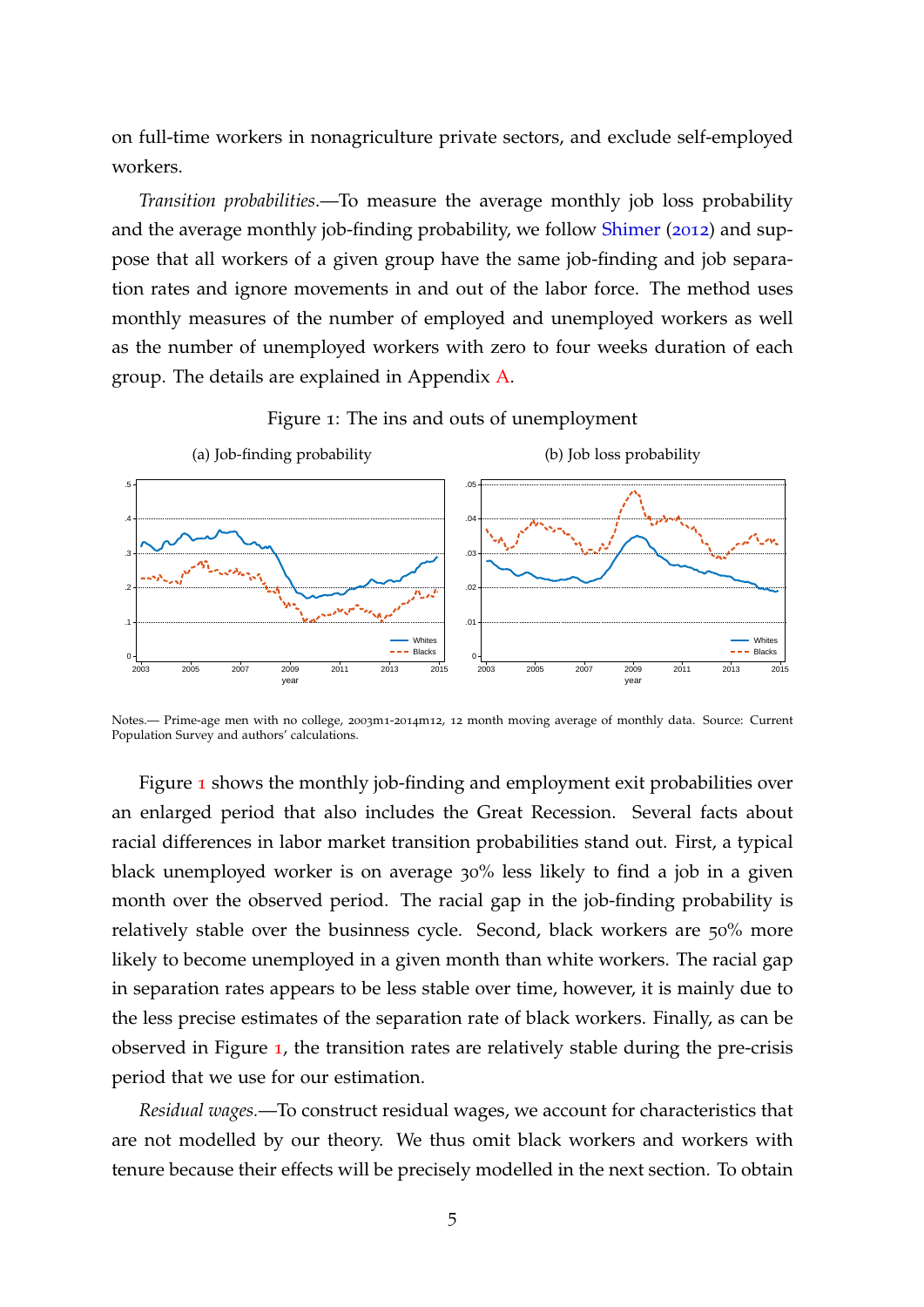on full-time workers in nonagriculture private sectors, and exclude self-employed workers.

*Transition probabilities.*—To measure the average monthly job loss probability and the average monthly job-finding probability, we follow Shimer (2012) and suppose that all workers of a given group have the same job-finding and job separation rates and ignore movements in and out of the labor force. The method uses monthly measures of the number of employed and unemployed workers as well as the number of unemployed workers with zero to four weeks duration of each group. The details are explained in Appendix A.

Figure 1: The ins and outs of unemployment

(a) Job-finding probability

(b) Job loss probability

Notes.— Prime-age men with no college, 2003m1-2014m12, 12 month moving average of monthly data. Source: Current Population Survey and authors' calculations.

Figure 1 shows the monthly job-finding and employment exit probabilities over an enlarged period that also includes the Great Recession. Several facts about racial differences in labor market transition probabilities stand out. First, a typical black unemployed worker is on average 30% less likely to find a job in a given month over the observed period. The racial gap in the job-finding probability is relatively stable over the businness cycle. Second, black workers are 50% more likely to become unemployed in a given month than white workers. The racial gap in separation rates appears to be less stable over time, however, it is mainly due to the less precise estimates of the separation rate of black workers. Finally, as can be observed in Figure 1, the transition rates are relatively stable during the pre-crisis period that we use for our estimation.

*Residual wages.*—To construct residual wages, we account for characteristics that are not modelled by our theory. We thus omit black workers and workers with tenure because their effects will be precisely modelled in the next section. To obtain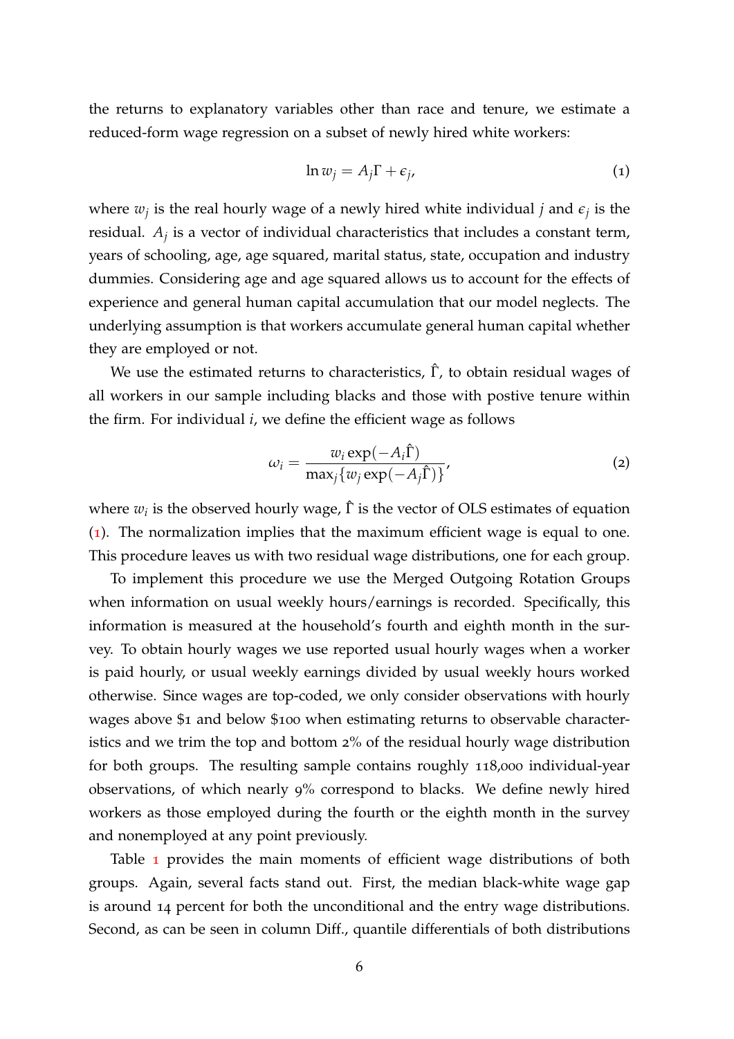the returns to explanatory variables other than race and tenure, we estimate a reduced-form wage regression on a subset of newly hired white workers:

$$\ln w_j = A_j \Gamma + \epsilon_j, \tag{1}$$

where $w_j$ is the real hourly wage of a newly hired white individual $j$ and $\epsilon_j$ is the residual. $A_j$ is a vector of individual characteristics that includes a constant term, years of schooling, age, age squared, marital status, state, occupation and industry dummies. Considering age and age squared allows us to account for the effects of experience and general human capital accumulation that our model neglects. The underlying assumption is that workers accumulate general human capital whether they are employed or not.

We use the estimated returns to characteristics, $\hat{\Gamma}$, to obtain residual wages of all workers in our sample including blacks and those with postive tenure within the firm. For individual $i$, we define the efficient wage as follows

$$\omega_i = \frac{w_i \exp(-A_i \hat{\Gamma})}{\max_j \{w_j \exp(-A_j \hat{\Gamma})\}}, \tag{2}$$

where $w_i$ is the observed hourly wage, $\hat{\Gamma}$ is the vector of OLS estimates of equation (1). The normalization implies that the maximum efficient wage is equal to one. This procedure leaves us with two residual wage distributions, one for each group.

To implement this procedure we use the Merged Outgoing Rotation Groups when information on usual weekly hours/earnings is recorded. Specifically, this information is measured at the household's fourth and eighth month in the survey. To obtain hourly wages we use reported usual hourly wages when a worker is paid hourly, or usual weekly earnings divided by usual weekly hours worked otherwise. Since wages are top-coded, we only consider observations with hourly wages above \$1 and below \$100 when estimating returns to observable characteristics and we trim the top and bottom 2% of the residual hourly wage distribution for both groups. The resulting sample contains roughly 118,000 individual-year observations, of which nearly 9% correspond to blacks. We define newly hired workers as those employed during the fourth or the eighth month in the survey and nonemployed at any point previously.

Table 1 provides the main moments of efficient wage distributions of both groups. Again, several facts stand out. First, the median black-white wage gap is around 14 percent for both the unconditional and the entry wage distributions. Second, as can be seen in column Diff., quantile differentials of both distributions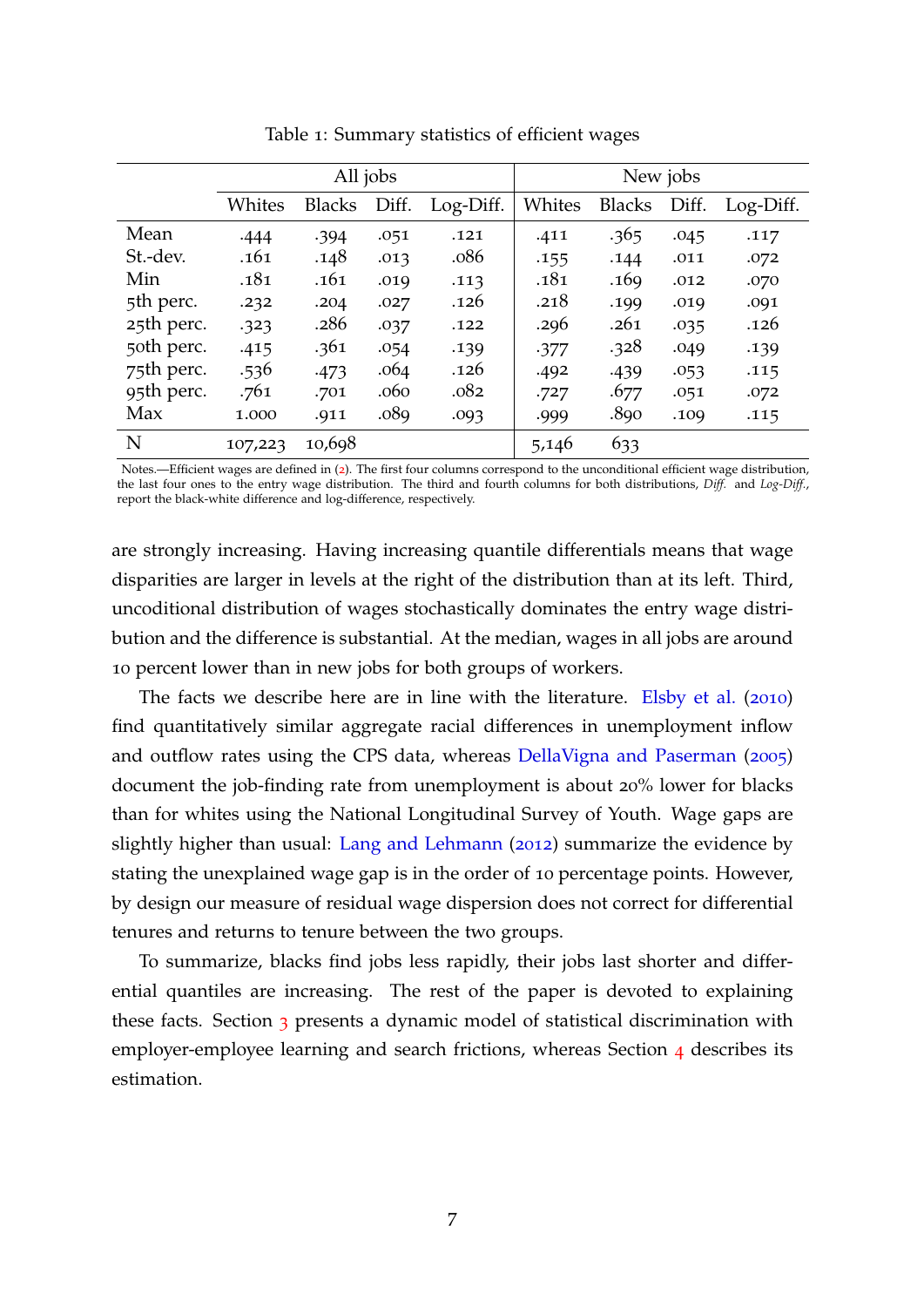Table 1: Summary statistics of efficient wages

| | All jobs | | | | New jobs | | | |
|---|---|---|---|---|---|---|---|---|
| | Whites | Blacks | Diff. | Log-Diff. | Whites | Blacks | Diff. | Log-Diff. |
| Mean | .444 | .394 | .051 | .121 | .411 | .365 | .045 | .117 |
| St.-dev. | .161 | .148 | .013 | .086 | .155 | .144 | .011 | .072 |
| Min | .181 | .161 | .019 | .113 | .181 | .169 | .012 | .070 |
| 5th perc. | .232 | .204 | .027 | .126 | .218 | .199 | .019 | .091 |
| 25th perc. | .323 | .286 | .037 | .122 | .296 | .261 | .035 | .126 |
| 50th perc. | .415 | .361 | .054 | .139 | .377 | .328 | .049 | .139 |
| 75th perc. | .536 | .473 | .064 | .126 | .492 | .439 | .053 | .115 |
| 95th perc. | .761 | .701 | .060 | .082 | .727 | .677 | .051 | .072 |
| Max | 1.000 | .911 | .089 | .093 | .999 | .890 | .109 | .115 |
| N | 107,223 | 10,698 | | | 5,146 | 633 | | |

Notes.—Efficient wages are defined in (2). The first four columns correspond to the unconditional efficient wage distribution, the last four ones to the entry wage distribution. The third and fourth columns for both distributions, *Diff.* and *Log-Diff.*, report the black-white difference and log-difference, respectively.

are strongly increasing. Having increasing quantile differentials means that wage disparities are larger in levels at the right of the distribution than at its left. Third, uncoditional distribution of wages stochastically dominates the entry wage distribution and the difference is substantial. At the median, wages in all jobs are around 10 percent lower than in new jobs for both groups of workers.

The facts we describe here are in line with the literature. Elsby et al. (2010) find quantitatively similar aggregate racial differences in unemployment inflow and outflow rates using the CPS data, whereas DellaVigna and Paserman (2005) document the job-finding rate from unemployment is about 20% lower for blacks than for whites using the National Longitudinal Survey of Youth. Wage gaps are slightly higher than usual: Lang and Lehmann (2012) summarize the evidence by stating the unexplained wage gap is in the order of 10 percentage points. However, by design our measure of residual wage dispersion does not correct for differential tenures and returns to tenure between the two groups.

To summarize, blacks find jobs less rapidly, their jobs last shorter and differential quantiles are increasing. The rest of the paper is devoted to explaining these facts. Section 3 presents a dynamic model of statistical discrimination with employer-employee learning and search frictions, whereas Section 4 describes its estimation.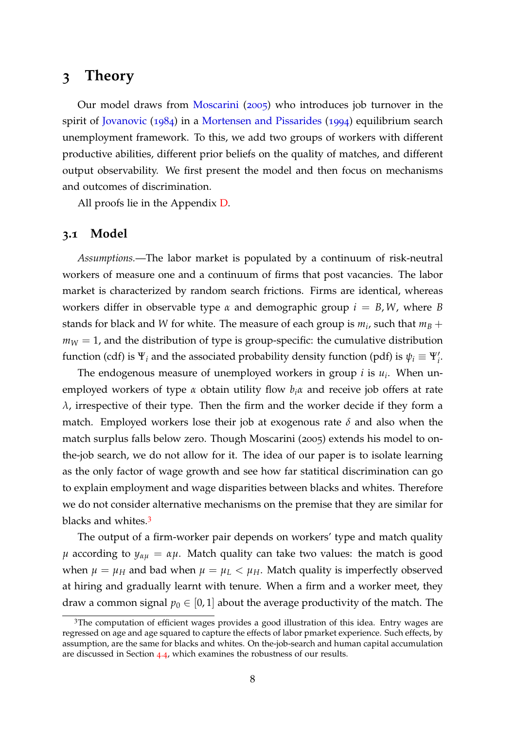# 3 Theory

Our model draws from Moscarini (2005) who introduces job turnover in the spirit of Jovanovic (1984) in a Mortensen and Pissarides (1994) equilibrium search unemployment framework. To this, we add two groups of workers with different productive abilities, different prior beliefs on the quality of matches, and different output observability. We first present the model and then focus on mechanisms and outcomes of discrimination.

All proofs lie in the Appendix D.

## 3.1 Model

*Assumptions.*—The labor market is populated by a continuum of risk-neutral workers of measure one and a continuum of firms that post vacancies. The labor market is characterized by random search frictions. Firms are identical, whereas workers differ in observable type $\alpha$ and demographic group $i = B, W$, where $B$ stands for black and $W$ for white. The measure of each group is $m_i$, such that $m_B + m_W = 1$, and the distribution of type is group-specific: the cumulative distribution function (cdf) is $\Psi_i$ and the associated probability density function (pdf) is $\psi_i \equiv \Psi_i'$.

The endogenous measure of unemployed workers in group $i$ is $u_i$. When unemployed workers of type $\alpha$ obtain utility flow $b_i\alpha$ and receive job offers at rate $\lambda$, irrespective of their type. Then the firm and the worker decide if they form a match. Employed workers lose their job at exogenous rate $\delta$ and also when the match surplus falls below zero. Though Moscarini (2005) extends his model to on-the-job search, we do not allow for it. The idea of our paper is to isolate learning as the only factor of wage growth and see how far statitical discrimination can go to explain employment and wage disparities between blacks and whites. Therefore we do not consider alternative mechanisms on the premise that they are similar for blacks and whites.[3]

The output of a firm-worker pair depends on workers' type and match quality $\mu$ according to $y_{\alpha\mu} = \alpha\mu$. Match quality can take two values: the match is good when $\mu = \mu_H$ and bad when $\mu = \mu_L < \mu_H$. Match quality is imperfectly observed at hiring and gradually learnt with tenure. When a firm and a worker meet, they draw a common signal $p_0 \in [0, 1]$ about the average productivity of the match. The

---

[3]The computation of efficient wages provides a good illustration of this idea. Entry wages are regressed on age and age squared to capture the effects of labor pmarket experience. Such effects, by assumption, are the same for blacks and whites. On the-job-search and human capital accumulation are discussed in Section 4.4, which examines the robustness of our results.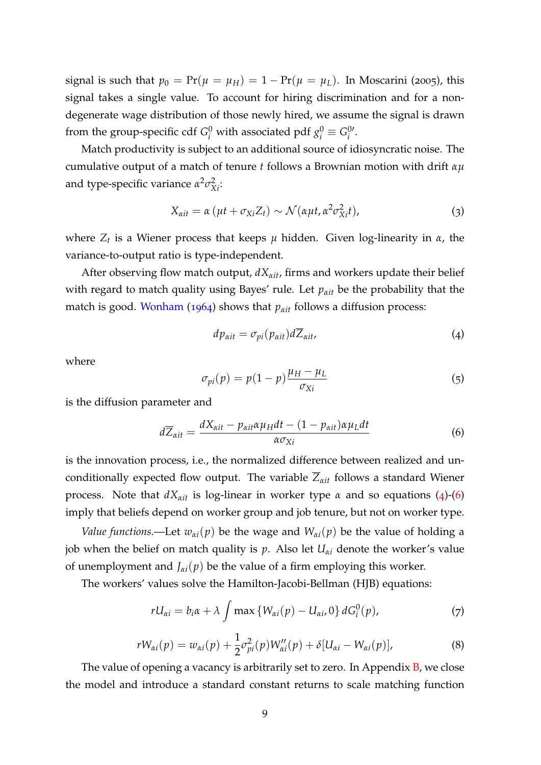signal is such that $p_0 = \Pr(\mu = \mu_H) = 1 - \Pr(\mu = \mu_L)$. In Moscarini (2005), this signal takes a single value. To account for hiring discrimination and for a non-degenerate wage distribution of those newly hired, we assume the signal is drawn from the group-specific cdf $G_i^0$ with associated pdf $g_i^0 \equiv G_i^{0\prime}$.

Match productivity is subject to an additional source of idiosyncratic noise. The cumulative output of a match of tenure $t$ follows a Brownian motion with drift $\alpha\mu$ and type-specific variance $\alpha^2\sigma_{Xi}^2$:

$$X_{\alpha it} = \alpha\left(\mu t + \sigma_{Xi} Z_t\right) \sim \mathcal{N}(\alpha\mu t, \alpha^2\sigma_{Xi}^2 t), \tag{3}$$

where $Z_t$ is a Wiener process that keeps $\mu$ hidden. Given log-linearity in $\alpha$, the variance-to-output ratio is type-independent.

After observing flow match output, $dX_{\alpha it}$, firms and workers update their belief with regard to match quality using Bayes' rule. Let $p_{\alpha it}$ be the probability that the match is good. Wonham (1964) shows that $p_{\alpha it}$ follows a diffusion process:

$$dp_{\alpha it} = \sigma_{pi}(p_{\alpha it}) d\overline{Z}_{\alpha it}, \tag{4}$$

where

$$\sigma_{pi}(p) = p(1-p)\frac{\mu_H - \mu_L}{\sigma_{Xi}} \tag{5}$$

is the diffusion parameter and

$$d\overline{Z}_{\alpha it} = \frac{dX_{\alpha it} - p_{\alpha it}\alpha\mu_H dt - (1 - p_{\alpha it})\alpha\mu_L dt}{\alpha\sigma_{Xi}} \tag{6}$$

is the innovation process, i.e., the normalized difference between realized and unconditionally expected flow output. The variable $\overline{Z}_{\alpha it}$ follows a standard Wiener process. Note that $dX_{\alpha it}$ is log-linear in worker type $\alpha$ and so equations (4)-(6) imply that beliefs depend on worker group and job tenure, but not on worker type.

*Value functions.*—Let $w_{\alpha i}(p)$ be the wage and $W_{\alpha i}(p)$ be the value of holding a job when the belief on match quality is $p$. Also let $U_{\alpha i}$ denote the worker's value of unemployment and $J_{\alpha i}(p)$ be the value of a firm employing this worker.

The workers' values solve the Hamilton-Jacobi-Bellman (HJB) equations:

$$rU_{\alpha i} = b_i\alpha + \lambda \int \max\left\{W_{\alpha i}(p) - U_{\alpha i}, 0\right\} dG_i^0(p), \tag{7}$$

$$rW_{\alpha i}(p) = w_{\alpha i}(p) + \frac{1}{2}\sigma_{pi}^2(p)W_{\alpha i}''(p) + \delta[U_{\alpha i} - W_{\alpha i}(p)], \tag{8}$$

The value of opening a vacancy is arbitrarily set to zero. In Appendix B, we close the model and introduce a standard constant returns to scale matching function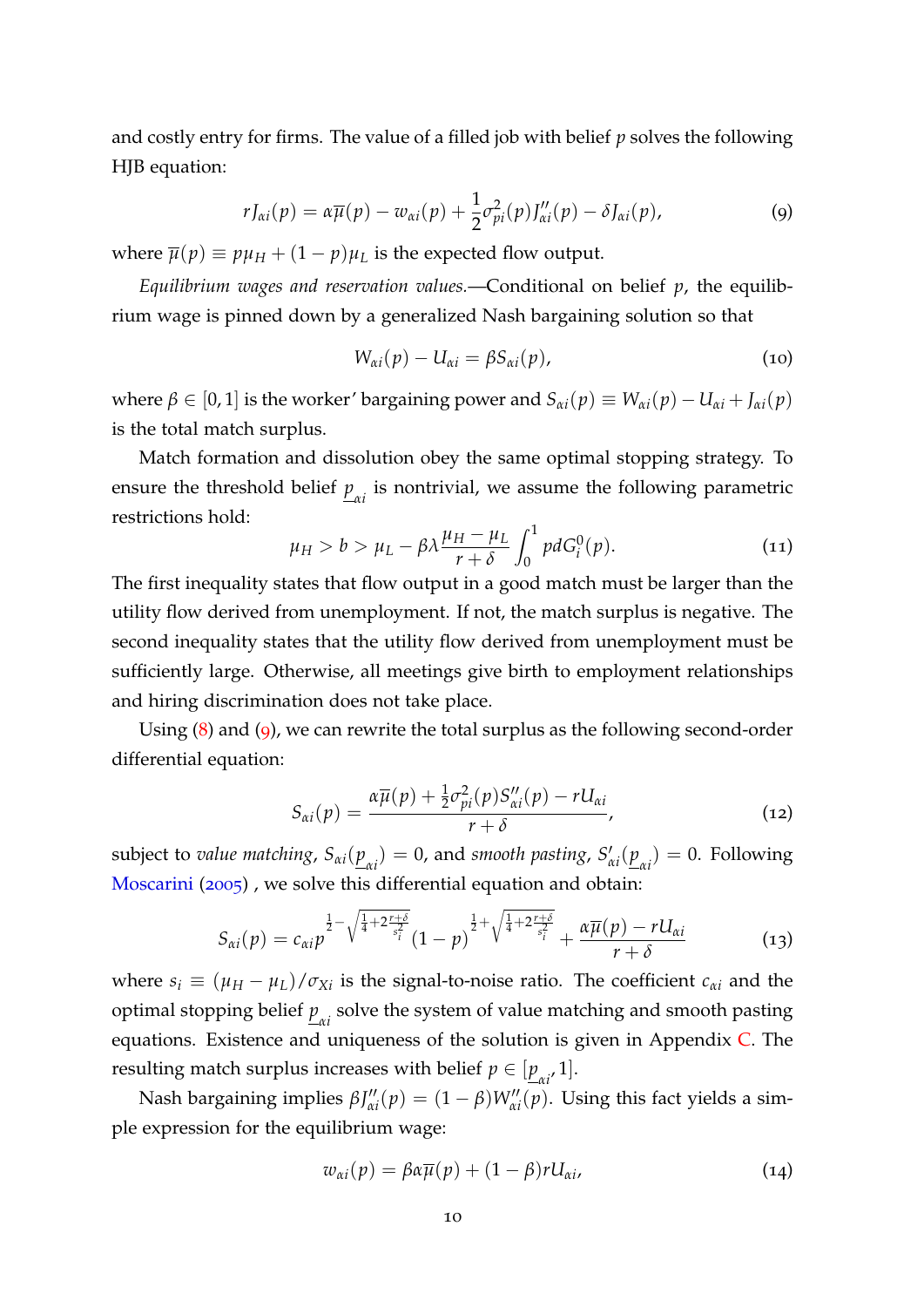and costly entry for firms. The value of a filled job with belief $p$ solves the following HJB equation:

$$r J_{\alpha i}(p) = \alpha \overline{\mu}(p) - w_{\alpha i}(p) + \frac{1}{2}\sigma_{pi}^2(p) J_{\alpha i}''(p) - \delta J_{\alpha i}(p), \tag{9}$$

where $\overline{\mu}(p) \equiv p\mu_H + (1-p)\mu_L$ is the expected flow output.

*Equilibrium wages and reservation values.*—Conditional on belief $p$, the equilibrium wage is pinned down by a generalized Nash bargaining solution so that

$$W_{\alpha i}(p) - U_{\alpha i} = \beta S_{\alpha i}(p), \tag{10}$$

where $\beta \in [0,1]$ is the worker' bargaining power and $S_{\alpha i}(p) \equiv W_{\alpha i}(p) - U_{\alpha i} + J_{\alpha i}(p)$ is the total match surplus.

Match formation and dissolution obey the same optimal stopping strategy. To ensure the threshold belief $\underline{p}_{\alpha i}$ is nontrivial, we assume the following parametric restrictions hold:

$$\mu_H > b > \mu_L - \beta\lambda \frac{\mu_H - \mu_L}{r+\delta} \int_0^1 p dG_i^0(p). \tag{11}$$

The first inequality states that flow output in a good match must be larger than the utility flow derived from unemployment. If not, the match surplus is negative. The second inequality states that the utility flow derived from unemployment must be sufficiently large. Otherwise, all meetings give birth to employment relationships and hiring discrimination does not take place.

Using (8) and (9), we can rewrite the total surplus as the following second-order differential equation:

$$S_{\alpha i}(p) = \frac{\alpha\overline{\mu}(p) + \frac{1}{2}\sigma_{pi}^2(p) S_{\alpha i}''(p) - rU_{\alpha i}}{r+\delta}, \tag{12}$$

subject to *value matching*, $S_{\alpha i}(\underline{p}_{\alpha i}) = 0$, and *smooth pasting*, $S_{\alpha i}'(\underline{p}_{\alpha i}) = 0$. Following Moscarini (2005) , we solve this differential equation and obtain:

$$S_{\alpha i}(p) = c_{\alpha i} p^{\frac{1}{2} - \sqrt{\frac{1}{4} + 2\frac{r+\delta}{s_i^2}}} (1-p)^{\frac{1}{2} + \sqrt{\frac{1}{4} + 2\frac{r+\delta}{s_i^2}}} + \frac{\alpha\overline{\mu}(p) - rU_{\alpha i}}{r+\delta} \tag{13}$$

where $s_i \equiv (\mu_H - \mu_L)/\sigma_{Xi}$ is the signal-to-noise ratio. The coefficient $c_{\alpha i}$ and the optimal stopping belief $\underline{p}_{\alpha i}$ solve the system of value matching and smooth pasting equations. Existence and uniqueness of the solution is given in Appendix C. The resulting match surplus increases with belief $p \in [\underline{p}_{\alpha i}, 1]$.

Nash bargaining implies $\beta J_{\alpha i}''(p) = (1-\beta) W_{\alpha i}''(p)$. Using this fact yields a simple expression for the equilibrium wage:

$$w_{\alpha i}(p) = \beta\alpha\overline{\mu}(p) + (1-\beta) rU_{\alpha i}, \tag{14}$$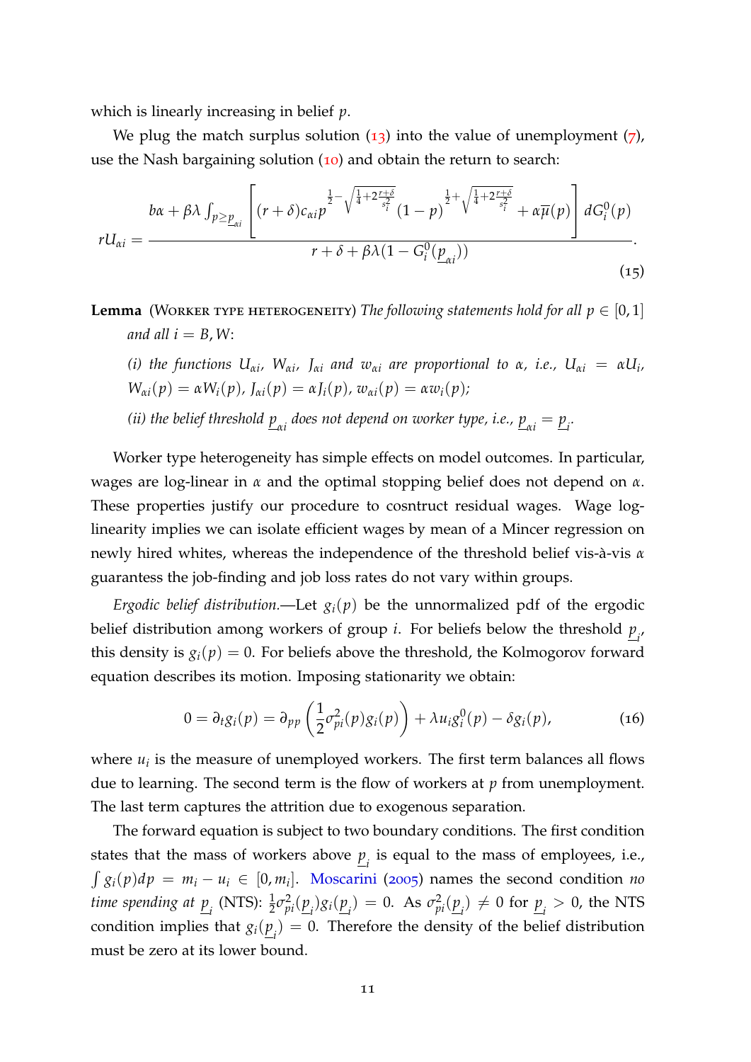which is linearly increasing in belief $p$.

We plug the match surplus solution (13) into the value of unemployment (7), use the Nash bargaining solution (10) and obtain the return to search:

$$rU_{\alpha i} = \frac{b\alpha + \beta\lambda \int_{p \geq \underline{p}_{\alpha i}} \left[ (r+\delta) c_{\alpha i} p^{\frac{1}{2} - \sqrt{\frac{1}{4} + 2\frac{r+\delta}{s_i^2}}} (1-p)^{\frac{1}{2} + \sqrt{\frac{1}{4} + 2\frac{r+\delta}{s_i^2}}} + \alpha \overline{\mu}(p) \right] dG_i^0(p)}{r + \delta + \beta\lambda(1 - G_i^0(\underline{p}_{\alpha i}))}. \tag{15}$$

**Lemma** (Worker type heterogeneity) *The following statements hold for all $p \in [0,1]$ and all $i = B, W$:*

*(i) the functions $U_{\alpha i}$, $W_{\alpha i}$, $J_{\alpha i}$ and $w_{\alpha i}$ are proportional to $\alpha$, i.e., $U_{\alpha i} = \alpha U_i$, $W_{\alpha i}(p) = \alpha W_i(p)$, $J_{\alpha i}(p) = \alpha J_i(p)$, $w_{\alpha i}(p) = \alpha w_i(p)$;*

*(ii) the belief threshold $\underline{p}_{\alpha i}$ does not depend on worker type, i.e., $\underline{p}_{\alpha i} = \underline{p}_i$.*

Worker type heterogeneity has simple effects on model outcomes. In particular, wages are log-linear in $\alpha$ and the optimal stopping belief does not depend on $\alpha$. These properties justify our procedure to cosntruct residual wages. Wage log-linearity implies we can isolate efficient wages by mean of a Mincer regression on newly hired whites, whereas the independence of the threshold belief vis-à-vis $\alpha$ guarantess the job-finding and job loss rates do not vary within groups.

*Ergodic belief distribution.*—Let $g_i(p)$ be the unnormalized pdf of the ergodic belief distribution among workers of group $i$. For beliefs below the threshold $\underline{p}_i$, this density is $g_i(p) = 0$. For beliefs above the threshold, the Kolmogorov forward equation describes its motion. Imposing stationarity we obtain:

$$0 = \partial_t g_i(p) = \partial_{pp}\left(\frac{1}{2}\sigma_{pi}^2(p) g_i(p)\right) + \lambda u_i g_i^0(p) - \delta g_i(p), \tag{16}$$

where $u_i$ is the measure of unemployed workers. The first term balances all flows due to learning. The second term is the flow of workers at $p$ from unemployment. The last term captures the attrition due to exogenous separation.

The forward equation is subject to two boundary conditions. The first condition states that the mass of workers above $\underline{p}_i$ is equal to the mass of employees, i.e., $\int g_i(p)dp = m_i - u_i \in [0, m_i]$. Moscarini (2005) names the second condition *no time spending at* $\underline{p}_i$ (NTS): $\frac{1}{2}\sigma_{pi}^2(\underline{p}_i) g_i(\underline{p}_i) = 0$. As $\sigma_{pi}^2(\underline{p}_i) \neq 0$ for $\underline{p}_i > 0$, the NTS condition implies that $g_i(\underline{p}_i) = 0$. Therefore the density of the belief distribution must be zero at its lower bound.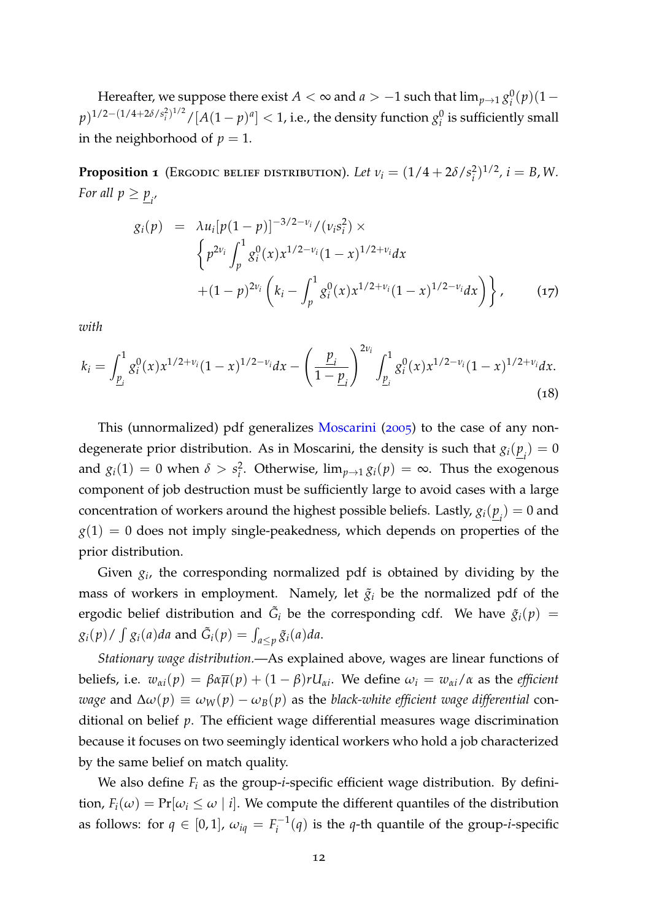Hereafter, we suppose there exist $A < \infty$ and $a > -1$ such that $\lim_{p \to 1} g_i^0(p)(1-p)^{1/2-(1/4+2\delta/s_i^2)^{1/2}}/[A(1-p)^a] < 1$, i.e., the density function $g_i^0$ is sufficiently small in the neighborhood of $p = 1$.

**Proposition 1** (Ergodic belief distribution). *Let $\nu_i = (1/4 + 2\delta/s_i^2)^{1/2}$, $i = B, W$. For all $p \geq \underline{p}_i$,*

$$
\begin{aligned}
g_i(p) &= \lambda u_i [p(1-p)]^{-3/2-\nu_i}/(\nu_i s_i^2) \times \\
&\quad \left\{ p^{2\nu_i} \int_p^1 g_i^0(x) x^{1/2-\nu_i}(1-x)^{1/2+\nu_i} dx \right. \\
&\quad \left. + (1-p)^{2\nu_i} \left( k_i - \int_p^1 g_i^0(x) x^{1/2+\nu_i}(1-x)^{1/2-\nu_i} dx \right) \right\}, \qquad (17)
\end{aligned}
$$

*with*

$$
k_i = \int_{\underline{p}_i}^1 g_i^0(x) x^{1/2+\nu_i}(1-x)^{1/2-\nu_i} dx - \left( \frac{\underline{p}_i}{1-\underline{p}_i} \right)^{2\nu_i} \int_{\underline{p}_i}^1 g_i^0(x) x^{1/2-\nu_i}(1-x)^{1/2+\nu_i} dx. \qquad (18)
$$

This (unnormalized) pdf generalizes Moscarini (2005) to the case of any non-degenerate prior distribution. As in Moscarini, the density is such that $g_i(\underline{p}_i) = 0$ and $g_i(1) = 0$ when $\delta > s_i^2$. Otherwise, $\lim_{p \to 1} g_i(p) = \infty$. Thus the exogenous component of job destruction must be sufficiently large to avoid cases with a large concentration of workers around the highest possible beliefs. Lastly, $g_i(\underline{p}_i) = 0$ and $g(1) = 0$ does not imply single-peakedness, which depends on properties of the prior distribution.

Given $g_i$, the corresponding normalized pdf is obtained by dividing by the mass of workers in employment. Namely, let $\tilde{g}_i$ be the normalized pdf of the ergodic belief distribution and $\tilde{G}_i$ be the corresponding cdf. We have $\tilde{g}_i(p) = g_i(p)/\int g_i(a)da$ and $\tilde{G}_i(p) = \int_{a \leq p} \tilde{g}_i(a)da$.

*Stationary wage distribution.*—As explained above, wages are linear functions of beliefs, i.e. $w_{\alpha i}(p) = \beta\alpha\overline{\mu}(p) + (1-\beta)rU_{\alpha i}$. We define $\omega_i = w_{\alpha i}/\alpha$ as the *efficient wage* and $\Delta\omega(p) \equiv \omega_W(p) - \omega_B(p)$ as the *black-white efficient wage differential* conditional on belief $p$. The efficient wage differential measures wage discrimination because it focuses on two seemingly identical workers who hold a job characterized by the same belief on match quality.

We also define $F_i$ as the group-$i$-specific efficient wage distribution. By definition, $F_i(\omega) = \Pr[\omega_i \leq \omega \mid i]$. We compute the different quantiles of the distribution as follows: for $q \in [0, 1]$, $\omega_{iq} = F_i^{-1}(q)$ is the $q$-th quantile of the group-$i$-specific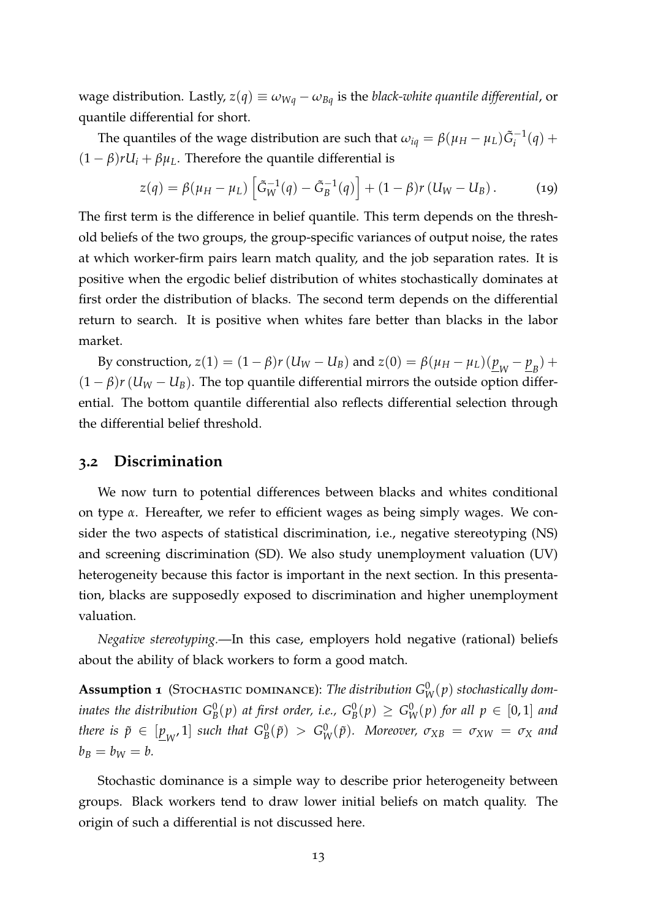wage distribution. Lastly, $z(q) \equiv \omega_{Wq} - \omega_{Bq}$ is the *black-white quantile differential*, or quantile differential for short.

The quantiles of the wage distribution are such that $\omega_{iq} = \beta(\mu_H - \mu_L)\tilde{G}_i^{-1}(q) + (1-\beta)rU_i + \beta\mu_L$. Therefore the quantile differential is

$$z(q) = \beta(\mu_H - \mu_L)\left[\tilde{G}_W^{-1}(q) - \tilde{G}_B^{-1}(q)\right] + (1-\beta)r\left(U_W - U_B\right). \tag{19}$$

The first term is the difference in belief quantile. This term depends on the threshold beliefs of the two groups, the group-specific variances of output noise, the rates at which worker-firm pairs learn match quality, and the job separation rates. It is positive when the ergodic belief distribution of whites stochastically dominates at first order the distribution of blacks. The second term depends on the differential return to search. It is positive when whites fare better than blacks in the labor market.

By construction, $z(1) = (1-\beta)r\left(U_W - U_B\right)$ and $z(0) = \beta(\mu_H - \mu_L)(\underline{p}_W - \underline{p}_B) + (1-\beta)r\left(U_W - U_B\right)$. The top quantile differential mirrors the outside option differential. The bottom quantile differential also reflects differential selection through the differential belief threshold.

## 3.2 Discrimination

We now turn to potential differences between blacks and whites conditional on type $\alpha$. Hereafter, we refer to efficient wages as being simply wages. We consider the two aspects of statistical discrimination, i.e., negative stereotyping (NS) and screening discrimination (SD). We also study unemployment valuation (UV) heterogeneity because this factor is important in the next section. In this presentation, blacks are supposedly exposed to discrimination and higher unemployment valuation.

*Negative stereotyping.*—In this case, employers hold negative (rational) beliefs about the ability of black workers to form a good match.

**Assumption 1** (Stochastic dominance): *The distribution $G_W^0(p)$ stochastically dominates the distribution $G_B^0(p)$ at first order, i.e., $G_B^0(p) \geq G_W^0(p)$ for all $p \in [0,1]$ and there is $\tilde{p} \in [\underline{p}_W, 1]$ such that $G_B^0(\tilde{p}) > G_W^0(\tilde{p})$. Moreover, $\sigma_{XB} = \sigma_{XW} = \sigma_X$ and $b_B = b_W = b$.*

Stochastic dominance is a simple way to describe prior heterogeneity between groups. Black workers tend to draw lower initial beliefs on match quality. The origin of such a differential is not discussed here.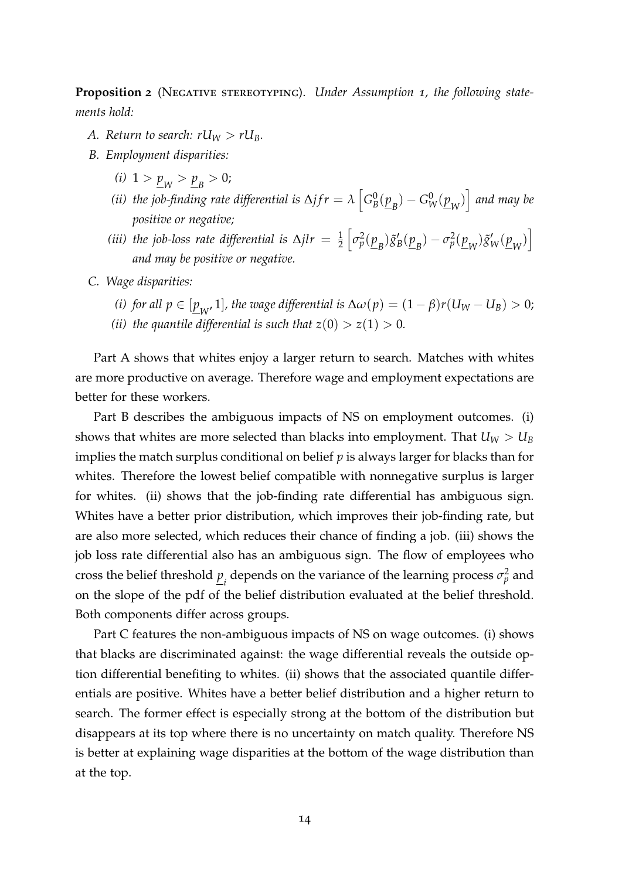**Proposition 2** (Negative stereotyping). *Under Assumption 1, the following statements hold:*

*A. Return to search:* $rU_W > rU_B$.

*B. Employment disparities:*

*(i)* $1 > \underline{p}_W > \underline{p}_B > 0$;

*(ii) the job-finding rate differential is* $\Delta jfr = \lambda \left[ G_B^0(\underline{p}_B) - G_W^0(\underline{p}_W) \right]$ *and may be positive or negative;*

*(iii) the job-loss rate differential is* $\Delta jlr = \frac{1}{2} \left[ \sigma_p^2(\underline{p}_B) \tilde{g}_B'(\underline{p}_B) - \sigma_p^2(\underline{p}_W) \tilde{g}_W'(\underline{p}_W) \right]$ *and may be positive or negative.*

*C. Wage disparities:*

*(i) for all* $p \in [\underline{p}_W, 1]$*, the wage differential is* $\Delta\omega(p) = (1-\beta)r(U_W - U_B) > 0$;

*(ii) the quantile differential is such that* $z(0) > z(1) > 0$.

Part A shows that whites enjoy a larger return to search. Matches with whites are more productive on average. Therefore wage and employment expectations are better for these workers.

Part B describes the ambiguous impacts of NS on employment outcomes. (i) shows that whites are more selected than blacks into employment. That $U_W > U_B$ implies the match surplus conditional on belief $p$ is always larger for blacks than for whites. Therefore the lowest belief compatible with nonnegative surplus is larger for whites. (ii) shows that the job-finding rate differential has ambiguous sign. Whites have a better prior distribution, which improves their job-finding rate, but are also more selected, which reduces their chance of finding a job. (iii) shows the job loss rate differential also has an ambiguous sign. The flow of employees who cross the belief threshold $\underline{p}_i$ depends on the variance of the learning process $\sigma_p^2$ and on the slope of the pdf of the belief distribution evaluated at the belief threshold. Both components differ across groups.

Part C features the non-ambiguous impacts of NS on wage outcomes. (i) shows that blacks are discriminated against: the wage differential reveals the outside option differential benefiting to whites. (ii) shows that the associated quantile differentials are positive. Whites have a better belief distribution and a higher return to search. The former effect is especially strong at the bottom of the distribution but disappears at its top where there is no uncertainty on match quality. Therefore NS is better at explaining wage disparities at the bottom of the wage distribution than at the top.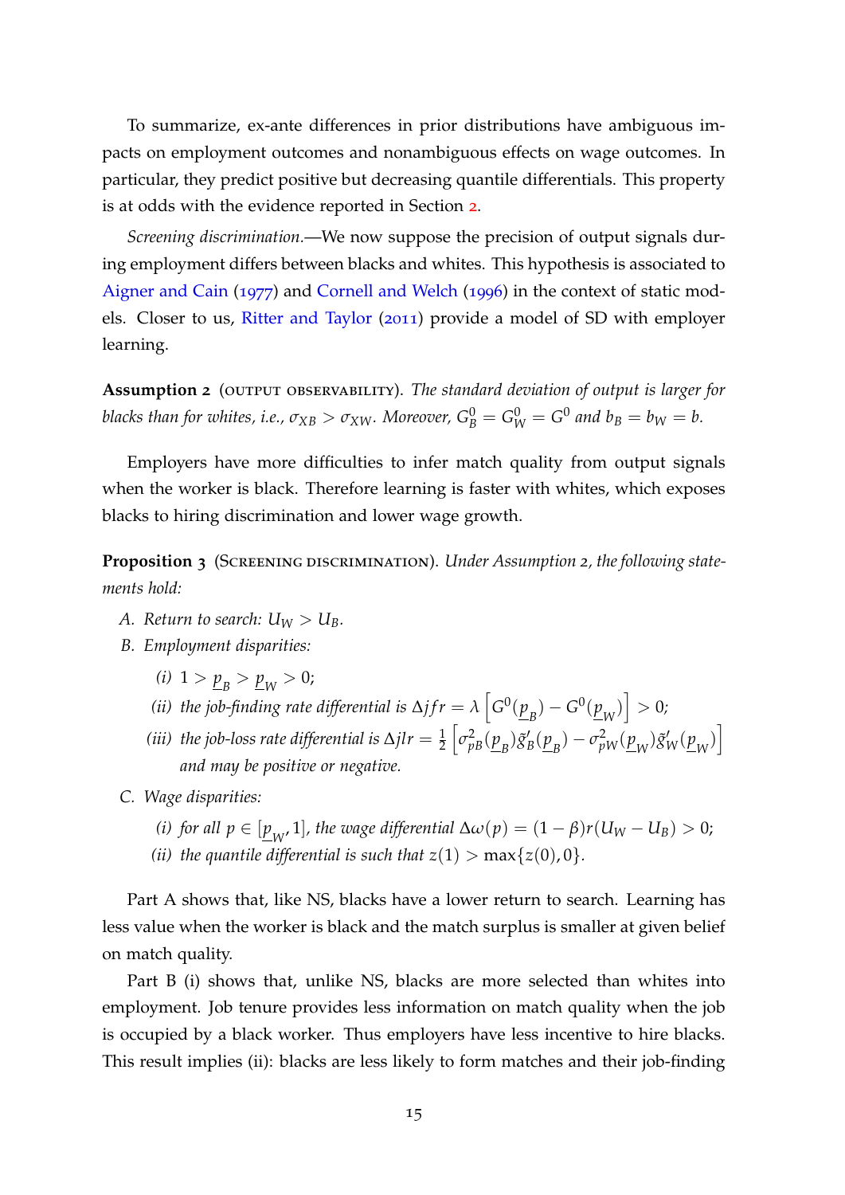To summarize, ex-ante differences in prior distributions have ambiguous impacts on employment outcomes and nonambiguous effects on wage outcomes. In particular, they predict positive but decreasing quantile differentials. This property is at odds with the evidence reported in Section 2.

*Screening discrimination.*—We now suppose the precision of output signals during employment differs between blacks and whites. This hypothesis is associated to Aigner and Cain (1977) and Cornell and Welch (1996) in the context of static models. Closer to us, Ritter and Taylor (2011) provide a model of SD with employer learning.

**Assumption 2** (OUTPUT OBSERVABILITY). *The standard deviation of output is larger for blacks than for whites, i.e., $\sigma_{XB} > \sigma_{XW}$. Moreover, $G^0_B = G^0_W = G^0$ and $b_B = b_W = b$.*

Employers have more difficulties to infer match quality from output signals when the worker is black. Therefore learning is faster with whites, which exposes blacks to hiring discrimination and lower wage growth.

**Proposition 3** (SCREENING DISCRIMINATION). *Under Assumption 2, the following statements hold:*

*A. Return to search: $U_W > U_B$.*

*B. Employment disparities:*

*(i) $1 > \underline{p}_B > \underline{p}_W > 0$;*

*(ii) the job-finding rate differential is $\Delta jfr = \lambda \left[ G^0(\underline{p}_B) - G^0(\underline{p}_W) \right] > 0$;*

*(iii) the job-loss rate differential is $\Delta jlr = \frac{1}{2} \left[ \sigma^2_{pB}(\underline{p}_B) \tilde{g}'_B(\underline{p}_B) - \sigma^2_{pW}(\underline{p}_W) \tilde{g}'_W(\underline{p}_W) \right]$ and may be positive or negative.*

*C. Wage disparities:*

*(i) for all $p \in [\underline{p}_W, 1]$, the wage differential $\Delta\omega(p) = (1-\beta)r(U_W - U_B) > 0$;*

*(ii) the quantile differential is such that $z(1) > \max\{z(0), 0\}$.*

Part A shows that, like NS, blacks have a lower return to search. Learning has less value when the worker is black and the match surplus is smaller at given belief on match quality.

Part B (i) shows that, unlike NS, blacks are more selected than whites into employment. Job tenure provides less information on match quality when the job is occupied by a black worker. Thus employers have less incentive to hire blacks. This result implies (ii): blacks are less likely to form matches and their job-finding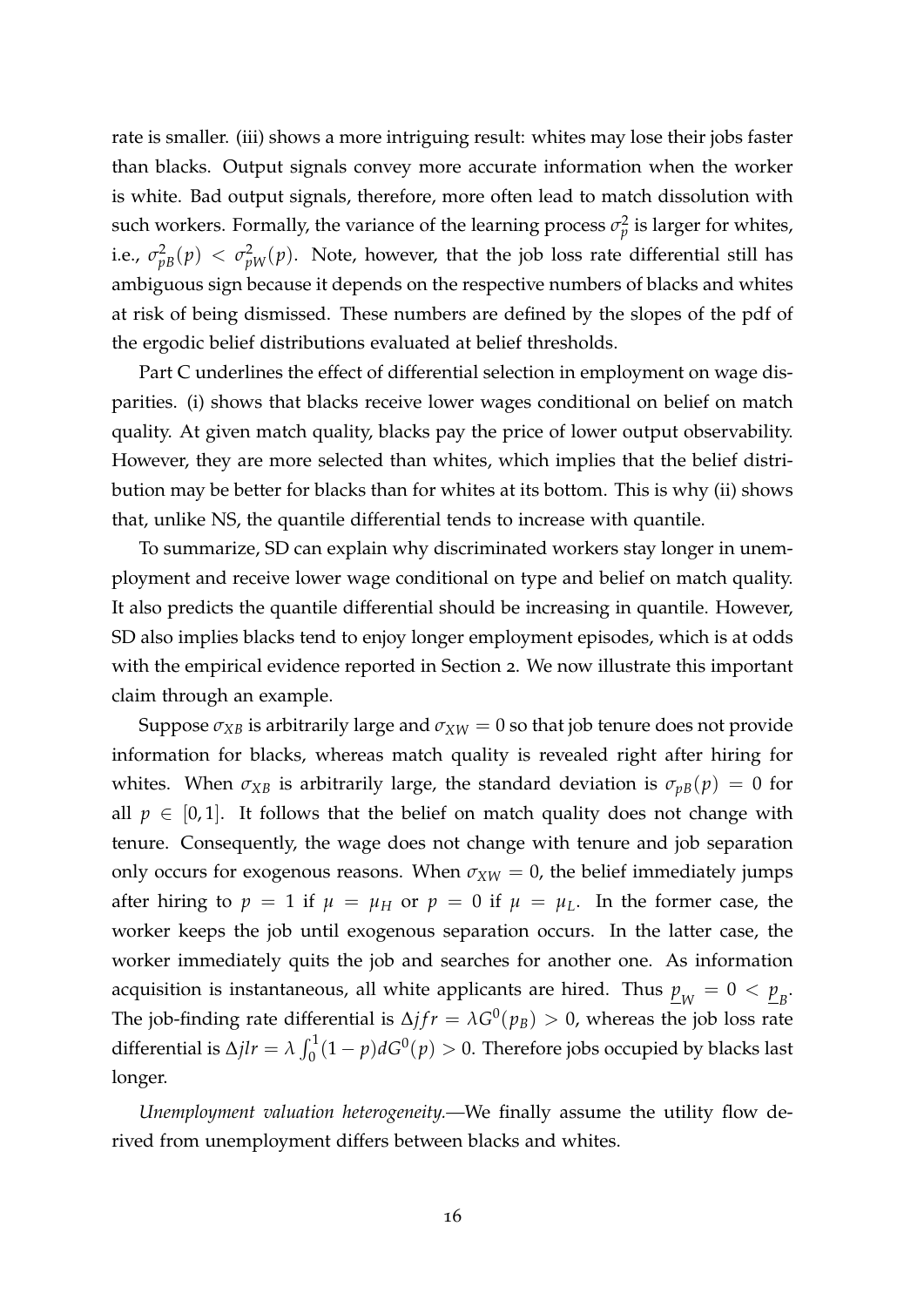rate is smaller. (iii) shows a more intriguing result: whites may lose their jobs faster than blacks. Output signals convey more accurate information when the worker is white. Bad output signals, therefore, more often lead to match dissolution with such workers. Formally, the variance of the learning process $\sigma_p^2$ is larger for whites, i.e., $\sigma_{pB}^2(p) < \sigma_{pW}^2(p)$. Note, however, that the job loss rate differential still has ambiguous sign because it depends on the respective numbers of blacks and whites at risk of being dismissed. These numbers are defined by the slopes of the pdf of the ergodic belief distributions evaluated at belief thresholds.

Part C underlines the effect of differential selection in employment on wage disparities. (i) shows that blacks receive lower wages conditional on belief on match quality. At given match quality, blacks pay the price of lower output observability. However, they are more selected than whites, which implies that the belief distribution may be better for blacks than for whites at its bottom. This is why (ii) shows that, unlike NS, the quantile differential tends to increase with quantile.

To summarize, SD can explain why discriminated workers stay longer in unemployment and receive lower wage conditional on type and belief on match quality. It also predicts the quantile differential should be increasing in quantile. However, SD also implies blacks tend to enjoy longer employment episodes, which is at odds with the empirical evidence reported in Section 2. We now illustrate this important claim through an example.

Suppose $\sigma_{XB}$ is arbitrarily large and $\sigma_{XW} = 0$ so that job tenure does not provide information for blacks, whereas match quality is revealed right after hiring for whites. When $\sigma_{XB}$ is arbitrarily large, the standard deviation is $\sigma_{pB}(p) = 0$ for all $p \in [0, 1]$. It follows that the belief on match quality does not change with tenure. Consequently, the wage does not change with tenure and job separation only occurs for exogenous reasons. When $\sigma_{XW} = 0$, the belief immediately jumps after hiring to $p = 1$ if $\mu = \mu_H$ or $p = 0$ if $\mu = \mu_L$. In the former case, the worker keeps the job until exogenous separation occurs. In the latter case, the worker immediately quits the job and searches for another one. As information acquisition is instantaneous, all white applicants are hired. Thus $\underline{p}_W = 0 < \underline{p}_B$. The job-finding rate differential is $\Delta jfr = \lambda G^0(p_B) > 0$, whereas the job loss rate differential is $\Delta jlr = \lambda \int_0^1 (1-p) dG^0(p) > 0$. Therefore jobs occupied by blacks last longer.

*Unemployment valuation heterogeneity.*—We finally assume the utility flow derived from unemployment differs between blacks and whites.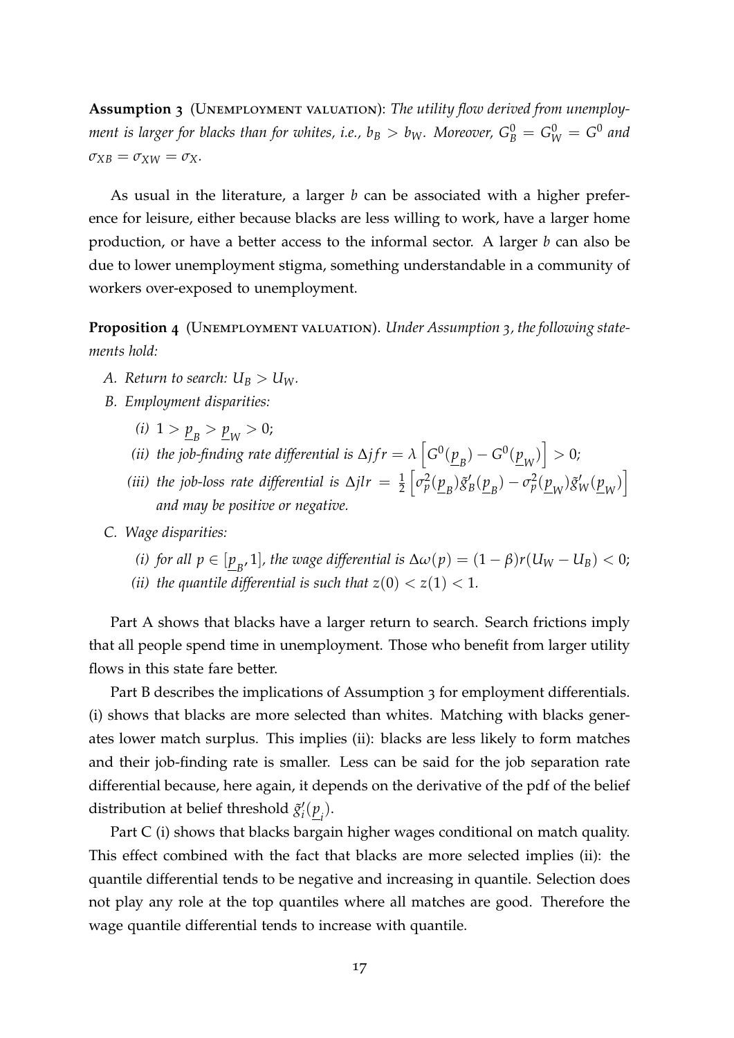**Assumption 3** (Unemployment valuation): *The utility flow derived from unemployment is larger for blacks than for whites, i.e., $b_B > b_W$. Moreover, $G^0_B = G^0_W = G^0$ and $\sigma_{XB} = \sigma_{XW} = \sigma_X$.*

As usual in the literature, a larger $b$ can be associated with a higher preference for leisure, either because blacks are less willing to work, have a larger home production, or have a better access to the informal sector. A larger $b$ can also be due to lower unemployment stigma, something understandable in a community of workers over-exposed to unemployment.

**Proposition 4** (Unemployment valuation). *Under Assumption 3, the following statements hold:*

- *A. Return to search: $U_B > U_W$.*
- *B. Employment disparities:*
  - *(i) $1 > \underline{p}_B > \underline{p}_W > 0$;*
  - *(ii) the job-finding rate differential is $\Delta jfr = \lambda \left[ G^0(\underline{p}_B) - G^0(\underline{p}_W) \right] > 0$;*
  - *(iii) the job-loss rate differential is $\Delta jlr = \frac{1}{2} \left[ \sigma_p^2(\underline{p}_B) \tilde{g}'_B(\underline{p}_B) - \sigma_p^2(\underline{p}_W) \tilde{g}'_W(\underline{p}_W) \right]$ and may be positive or negative.*
- *C. Wage disparities:*
  - *(i) for all $p \in [\underline{p}_B, 1]$, the wage differential is $\Delta\omega(p) = (1 - \beta) r(U_W - U_B) < 0$;*
  - *(ii) the quantile differential is such that $z(0) < z(1) < 1$.*

Part A shows that blacks have a larger return to search. Search frictions imply that all people spend time in unemployment. Those who benefit from larger utility flows in this state fare better.

Part B describes the implications of Assumption 3 for employment differentials. (i) shows that blacks are more selected than whites. Matching with blacks generates lower match surplus. This implies (ii): blacks are less likely to form matches and their job-finding rate is smaller. Less can be said for the job separation rate differential because, here again, it depends on the derivative of the pdf of the belief distribution at belief threshold $\tilde{g}'_i(\underline{p}_i)$.

Part C (i) shows that blacks bargain higher wages conditional on match quality. This effect combined with the fact that blacks are more selected implies (ii): the quantile differential tends to be negative and increasing in quantile. Selection does not play any role at the top quantiles where all matches are good. Therefore the wage quantile differential tends to increase with quantile.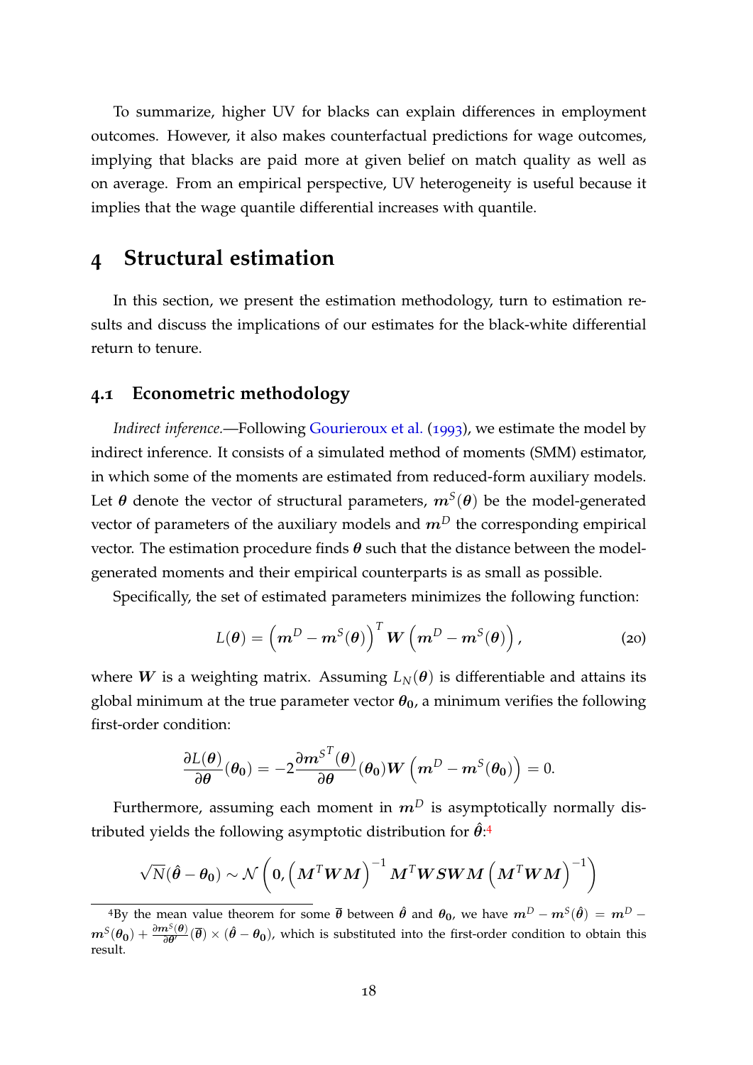To summarize, higher UV for blacks can explain differences in employment outcomes. However, it also makes counterfactual predictions for wage outcomes, implying that blacks are paid more at given belief on match quality as well as on average. From an empirical perspective, UV heterogeneity is useful because it implies that the wage quantile differential increases with quantile.

# 4 Structural estimation

In this section, we present the estimation methodology, turn to estimation results and discuss the implications of our estimates for the black-white differential return to tenure.

## 4.1 Econometric methodology

*Indirect inference.*—Following Gourieroux et al. (1993), we estimate the model by indirect inference. It consists of a simulated method of moments (SMM) estimator, in which some of the moments are estimated from reduced-form auxiliary models. Let $\boldsymbol{\theta}$ denote the vector of structural parameters, $\boldsymbol{m}^S(\boldsymbol{\theta})$ be the model-generated vector of parameters of the auxiliary models and $\boldsymbol{m}^D$ the corresponding empirical vector. The estimation procedure finds $\boldsymbol{\theta}$ such that the distance between the model-generated moments and their empirical counterparts is as small as possible.

Specifically, the set of estimated parameters minimizes the following function:

$$L(\boldsymbol{\theta}) = \left(\boldsymbol{m}^D - \boldsymbol{m}^S(\boldsymbol{\theta})\right)^T \boldsymbol{W} \left(\boldsymbol{m}^D - \boldsymbol{m}^S(\boldsymbol{\theta})\right), \tag{20}$$

where $\boldsymbol{W}$ is a weighting matrix. Assuming $L_N(\boldsymbol{\theta})$ is differentiable and attains its global minimum at the true parameter vector $\boldsymbol{\theta_0}$, a minimum verifies the following first-order condition:

$$\frac{\partial L(\boldsymbol{\theta})}{\partial \boldsymbol{\theta}}(\boldsymbol{\theta_0}) = -2\frac{\partial {\boldsymbol{m}^S}^T(\boldsymbol{\theta})}{\partial \boldsymbol{\theta}}(\boldsymbol{\theta_0})\boldsymbol{W}\left(\boldsymbol{m}^D - \boldsymbol{m}^S(\boldsymbol{\theta_0})\right) = 0.$$

Furthermore, assuming each moment in $\boldsymbol{m}^D$ is asymptotically normally distributed yields the following asymptotic distribution for $\hat{\boldsymbol{\theta}}$:[4]

$$\sqrt{N}(\hat{\boldsymbol{\theta}} - \boldsymbol{\theta_0}) \sim \mathcal{N}\left(0, \left(\boldsymbol{M}^T\boldsymbol{W}\boldsymbol{M}\right)^{-1}\boldsymbol{M}^T\boldsymbol{W}\boldsymbol{S}\boldsymbol{W}\boldsymbol{M}\left(\boldsymbol{M}^T\boldsymbol{W}\boldsymbol{M}\right)^{-1}\right)$$

[4] By the mean value theorem for some $\overline{\boldsymbol{\theta}}$ between $\hat{\boldsymbol{\theta}}$ and $\boldsymbol{\theta_0}$, we have $\boldsymbol{m}^D - \boldsymbol{m}^S(\hat{\boldsymbol{\theta}}) = \boldsymbol{m}^D - \boldsymbol{m}^S(\boldsymbol{\theta_0}) + \frac{\partial \boldsymbol{m}^S(\boldsymbol{\theta})}{\partial \boldsymbol{\theta}'}(\overline{\boldsymbol{\theta}}) \times (\hat{\boldsymbol{\theta}} - \boldsymbol{\theta_0})$, which is substituted into the first-order condition to obtain this result.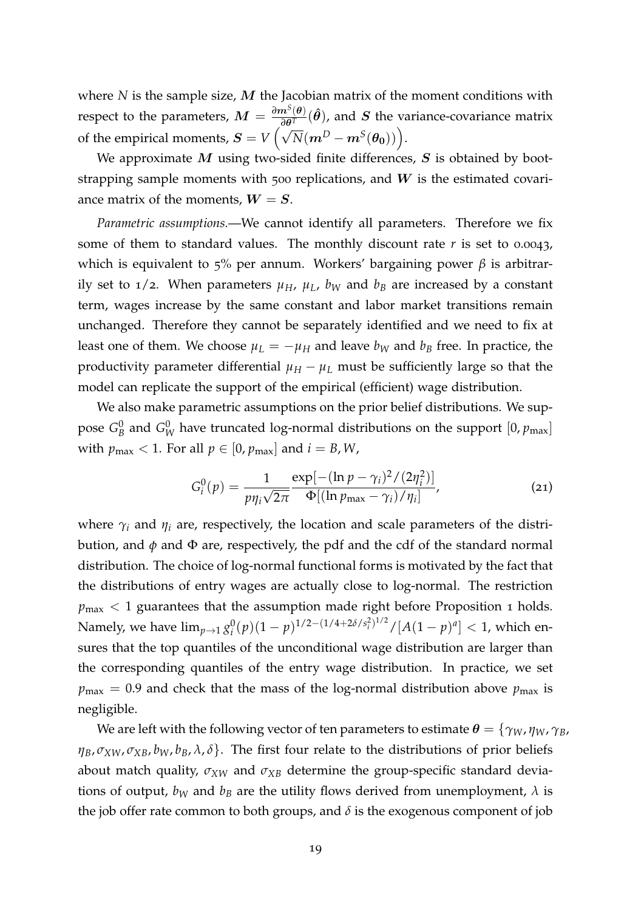where $N$ is the sample size, $\boldsymbol{M}$ the Jacobian matrix of the moment conditions with respect to the parameters, $\boldsymbol{M} = \frac{\partial \boldsymbol{m}^S(\boldsymbol{\theta})}{\partial \boldsymbol{\theta}^T}(\hat{\boldsymbol{\theta}})$, and $\boldsymbol{S}$ the variance-covariance matrix of the empirical moments, $\boldsymbol{S} = V\left(\sqrt{N}(\boldsymbol{m}^D - \boldsymbol{m}^S(\boldsymbol{\theta_0}))\right)$.

We approximate $\boldsymbol{M}$ using two-sided finite differences, $\boldsymbol{S}$ is obtained by bootstrapping sample moments with 500 replications, and $\boldsymbol{W}$ is the estimated covariance matrix of the moments, $\boldsymbol{W} = \boldsymbol{S}$.

*Parametric assumptions.*—We cannot identify all parameters. Therefore we fix some of them to standard values. The monthly discount rate $r$ is set to 0.0043, which is equivalent to 5% per annum. Workers' bargaining power $\beta$ is arbitrarily set to 1/2. When parameters $\mu_H$, $\mu_L$, $b_W$ and $b_B$ are increased by a constant term, wages increase by the same constant and labor market transitions remain unchanged. Therefore they cannot be separately identified and we need to fix at least one of them. We choose $\mu_L = -\mu_H$ and leave $b_W$ and $b_B$ free. In practice, the productivity parameter differential $\mu_H - \mu_L$ must be sufficiently large so that the model can replicate the support of the empirical (efficient) wage distribution.

We also make parametric assumptions on the prior belief distributions. We suppose $G_B^0$ and $G_W^0$ have truncated log-normal distributions on the support $[0, p_{\max}]$ with $p_{\max} < 1$. For all $p \in [0, p_{\max}]$ and $i = B, W$,

$$G_i^0(p) = \frac{1}{p\eta_i\sqrt{2\pi}} \frac{\exp[-(\ln p - \gamma_i)^2/(2\eta_i^2)]}{\Phi[(\ln p_{\max} - \gamma_i)/\eta_i]}, \tag{21}$$

where $\gamma_i$ and $\eta_i$ are, respectively, the location and scale parameters of the distribution, and $\phi$ and $\Phi$ are, respectively, the pdf and the cdf of the standard normal distribution. The choice of log-normal functional forms is motivated by the fact that the distributions of entry wages are actually close to log-normal. The restriction $p_{\max} < 1$ guarantees that the assumption made right before Proposition 1 holds. Namely, we have $\lim_{p \to 1} g_i^0(p)(1-p)^{1/2-(1/4+2\delta/s_i^2)^{1/2}}/[A(1-p)^a] < 1$, which ensures that the top quantiles of the unconditional wage distribution are larger than the corresponding quantiles of the entry wage distribution. In practice, we set $p_{\max} = 0.9$ and check that the mass of the log-normal distribution above $p_{\max}$ is negligible.

We are left with the following vector of ten parameters to estimate $\boldsymbol{\theta} = \{\gamma_W, \eta_W, \gamma_B, \eta_B, \sigma_{XW}, \sigma_{XB}, b_W, b_B, \lambda, \delta\}$. The first four relate to the distributions of prior beliefs about match quality, $\sigma_{XW}$ and $\sigma_{XB}$ determine the group-specific standard deviations of output, $b_W$ and $b_B$ are the utility flows derived from unemployment, $\lambda$ is the job offer rate common to both groups, and $\delta$ is the exogenous component of job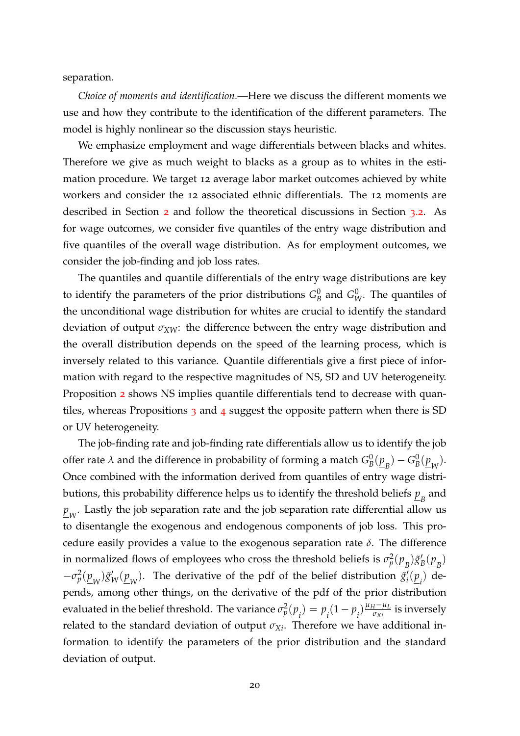separation.

*Choice of moments and identification.*—Here we discuss the different moments we use and how they contribute to the identification of the different parameters. The model is highly nonlinear so the discussion stays heuristic.

We emphasize employment and wage differentials between blacks and whites. Therefore we give as much weight to blacks as a group as to whites in the estimation procedure. We target 12 average labor market outcomes achieved by white workers and consider the 12 associated ethnic differentials. The 12 moments are described in Section 2 and follow the theoretical discussions in Section 3.2. As for wage outcomes, we consider five quantiles of the entry wage distribution and five quantiles of the overall wage distribution. As for employment outcomes, we consider the job-finding and job loss rates.

The quantiles and quantile differentials of the entry wage distributions are key to identify the parameters of the prior distributions $G^0_B$ and $G^0_W$. The quantiles of the unconditional wage distribution for whites are crucial to identify the standard deviation of output $\sigma_{XW}$: the difference between the entry wage distribution and the overall distribution depends on the speed of the learning process, which is inversely related to this variance. Quantile differentials give a first piece of information with regard to the respective magnitudes of NS, SD and UV heterogeneity. Proposition 2 shows NS implies quantile differentials tend to decrease with quantiles, whereas Propositions 3 and 4 suggest the opposite pattern when there is SD or UV heterogeneity.

The job-finding rate and job-finding rate differentials allow us to identify the job offer rate $\lambda$ and the difference in probability of forming a match $G^0_B(\underline{p}_B) - G^0_W(\underline{p}_W)$. Once combined with the information derived from quantiles of entry wage distributions, this probability difference helps us to identify the threshold beliefs $\underline{p}_B$ and $\underline{p}_W$. Lastly the job separation rate and the job separation rate differential allow us to disentangle the exogenous and endogenous components of job loss. This procedure easily provides a value to the exogenous separation rate $\delta$. The difference in normalized flows of employees who cross the threshold beliefs is $\sigma^2_p(\underline{p}_B)\tilde{g}'_B(\underline{p}_B)$ $-\sigma^2_p(\underline{p}_W)\tilde{g}'_W(\underline{p}_W)$. The derivative of the pdf of the belief distribution $\tilde{g}'_i(\underline{p}_i)$ depends, among other things, on the derivative of the pdf of the prior distribution evaluated in the belief threshold. The variance $\sigma^2_p(\underline{p}_i) = \underline{p}_i(1-\underline{p}_i)\frac{\mu_H - \mu_L}{\sigma_{Xi}}$ is inversely related to the standard deviation of output $\sigma_{Xi}$. Therefore we have additional information to identify the parameters of the prior distribution and the standard deviation of output.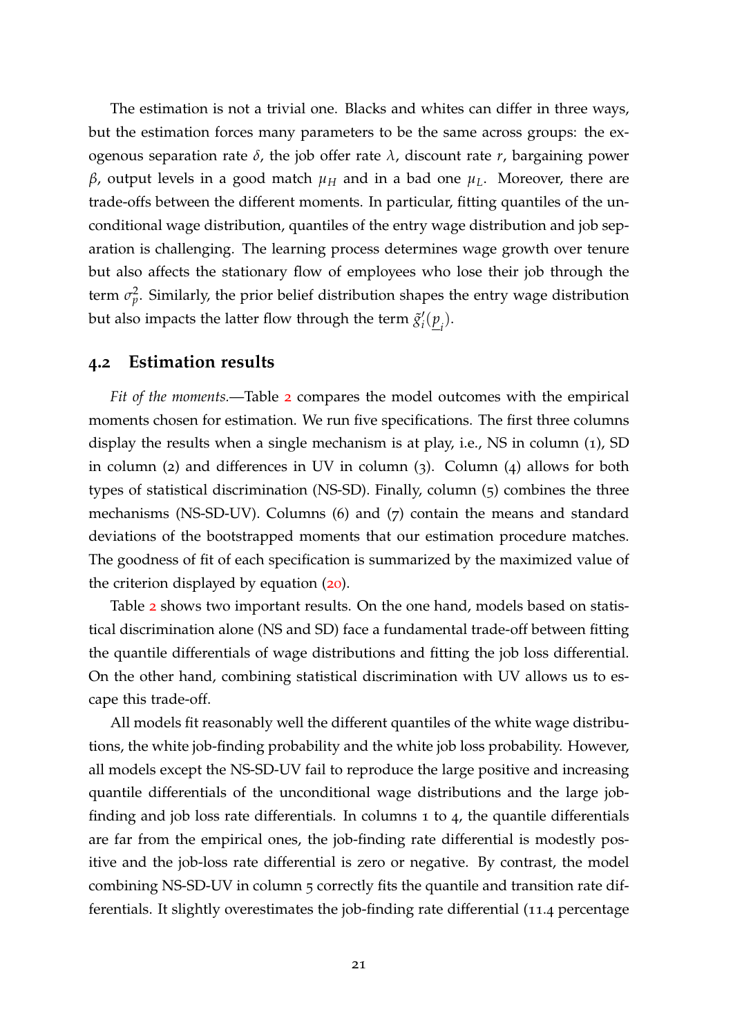The estimation is not a trivial one. Blacks and whites can differ in three ways, but the estimation forces many parameters to be the same across groups: the exogenous separation rate $\delta$, the job offer rate $\lambda$, discount rate $r$, bargaining power $\beta$, output levels in a good match $\mu_H$ and in a bad one $\mu_L$. Moreover, there are trade-offs between the different moments. In particular, fitting quantiles of the unconditional wage distribution, quantiles of the entry wage distribution and job separation is challenging. The learning process determines wage growth over tenure but also affects the stationary flow of employees who lose their job through the term $\sigma_p^2$. Similarly, the prior belief distribution shapes the entry wage distribution but also impacts the latter flow through the term $\tilde{g}_i'(\underline{p}_i)$.

## 4.2 Estimation results

*Fit of the moments.*—Table 2 compares the model outcomes with the empirical moments chosen for estimation. We run five specifications. The first three columns display the results when a single mechanism is at play, i.e., NS in column (1), SD in column (2) and differences in UV in column (3). Column (4) allows for both types of statistical discrimination (NS-SD). Finally, column (5) combines the three mechanisms (NS-SD-UV). Columns (6) and (7) contain the means and standard deviations of the bootstrapped moments that our estimation procedure matches. The goodness of fit of each specification is summarized by the maximized value of the criterion displayed by equation (20).

Table 2 shows two important results. On the one hand, models based on statistical discrimination alone (NS and SD) face a fundamental trade-off between fitting the quantile differentials of wage distributions and fitting the job loss differential. On the other hand, combining statistical discrimination with UV allows us to escape this trade-off.

All models fit reasonably well the different quantiles of the white wage distributions, the white job-finding probability and the white job loss probability. However, all models except the NS-SD-UV fail to reproduce the large positive and increasing quantile differentials of the unconditional wage distributions and the large job-finding and job loss rate differentials. In columns 1 to 4, the quantile differentials are far from the empirical ones, the job-finding rate differential is modestly positive and the job-loss rate differential is zero or negative. By contrast, the model combining NS-SD-UV in column 5 correctly fits the quantile and transition rate differentials. It slightly overestimates the job-finding rate differential (11.4 percentage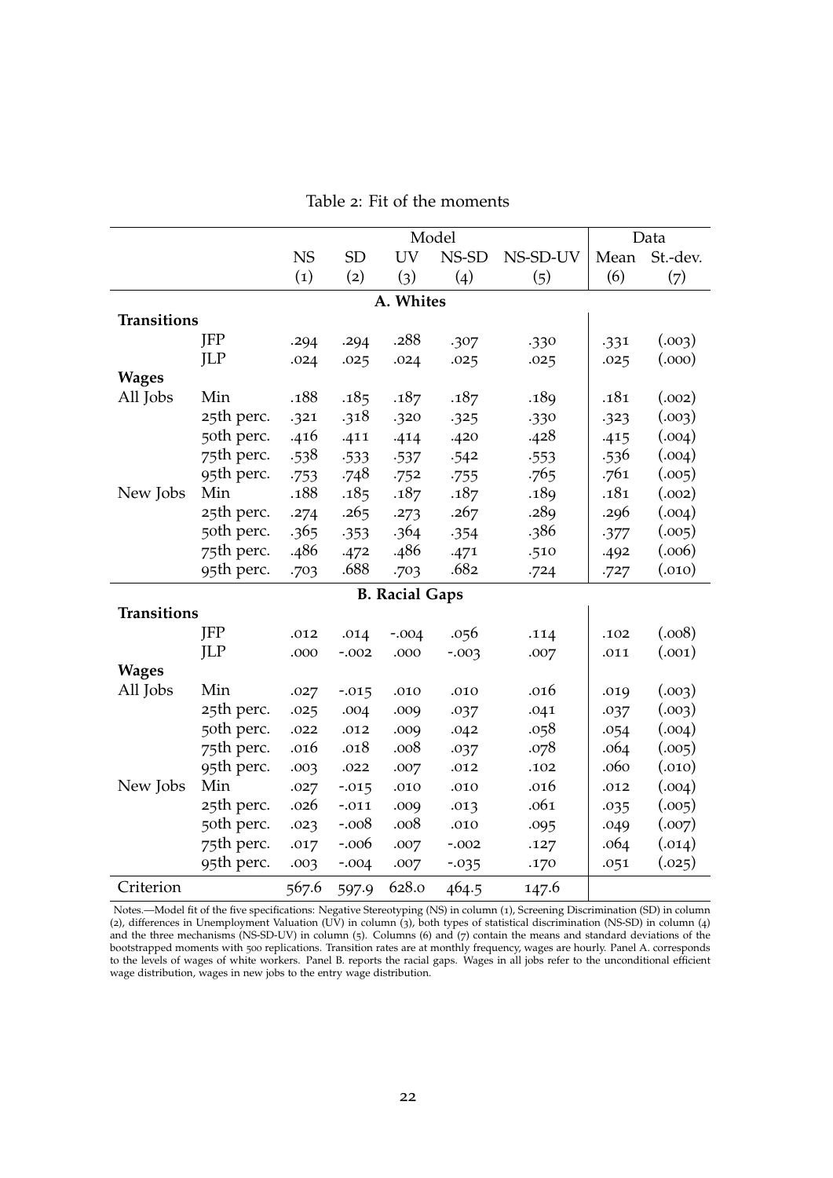Table 2: Fit of the moments

| | | Model | | | | | Data | |
|---|---|---|---|---|---|---|---|---|
| | | NS | SD | UV | NS-SD | NS-SD-UV | Mean | St.-dev. |
| | | (1) | (2) | (3) | (4) | (5) | (6) | (7) |
| **A. Whites** | | | | | | | | |
| **Transitions** | | | | | | | | |
| | JFP | .294 | .294 | .288 | .307 | .330 | .331 | (.003) |
| | JLP | .024 | .025 | .024 | .025 | .025 | .025 | (.000) |
| **Wages** | | | | | | | | |
| All Jobs | Min | .188 | .185 | .187 | .187 | .189 | .181 | (.002) |
| | 25th perc. | .321 | .318 | .320 | .325 | .330 | .323 | (.003) |
| | 50th perc. | .416 | .411 | .414 | .420 | .428 | .415 | (.004) |
| | 75th perc. | .538 | .533 | .537 | .542 | .553 | .536 | (.004) |
| | 95th perc. | .753 | .748 | .752 | .755 | .765 | .761 | (.005) |
| New Jobs | Min | .188 | .185 | .187 | .187 | .189 | .181 | (.002) |
| | 25th perc. | .274 | .265 | .273 | .267 | .289 | .296 | (.004) |
| | 50th perc. | .365 | .353 | .364 | .354 | .386 | .377 | (.005) |
| | 75th perc. | .486 | .472 | .486 | .471 | .510 | .492 | (.006) |
| | 95th perc. | .703 | .688 | .703 | .682 | .724 | .727 | (.010) |
| **B. Racial Gaps** | | | | | | | | |
| **Transitions** | | | | | | | | |
| | JFP | .012 | .014 | -.004 | .056 | .114 | .102 | (.008) |
| | JLP | .000 | -.002 | .000 | -.003 | .007 | .011 | (.001) |
| **Wages** | | | | | | | | |
| All Jobs | Min | .027 | -.015 | .010 | .010 | .016 | .019 | (.003) |
| | 25th perc. | .025 | .004 | .009 | .037 | .041 | .037 | (.003) |
| | 50th perc. | .022 | .012 | .009 | .042 | .058 | .054 | (.004) |
| | 75th perc. | .016 | .018 | .008 | .037 | .078 | .064 | (.005) |
| | 95th perc. | .003 | .022 | .007 | .012 | .102 | .060 | (.010) |
| New Jobs | Min | .027 | -.015 | .010 | .010 | .016 | .012 | (.004) |
| | 25th perc. | .026 | -.011 | .009 | .013 | .061 | .035 | (.005) |
| | 50th perc. | .023 | -.008 | .008 | .010 | .095 | .049 | (.007) |
| | 75th perc. | .017 | -.006 | .007 | -.002 | .127 | .064 | (.014) |
| | 95th perc. | .003 | -.004 | .007 | -.035 | .170 | .051 | (.025) |
| Criterion | | 567.6 | 597.9 | 628.0 | 464.5 | 147.6 | | |

Notes.—Model fit of the five specifications: Negative Stereotyping (NS) in column (1), Screening Discrimination (SD) in column (2), differences in Unemployment Valuation (UV) in column (3), both types of statistical discrimination (NS-SD) in column (4) and the three mechanisms (NS-SD-UV) in column (5). Columns (6) and (7) contain the means and standard deviations of the bootstrapped moments with 500 replications. Transition rates are at monthly frequency, wages are hourly. Panel A. corresponds to the levels of wages of white workers. Panel B. reports the racial gaps. Wages in all jobs refer to the unconditional efficient wage distribution, wages in new jobs to the entry wage distribution.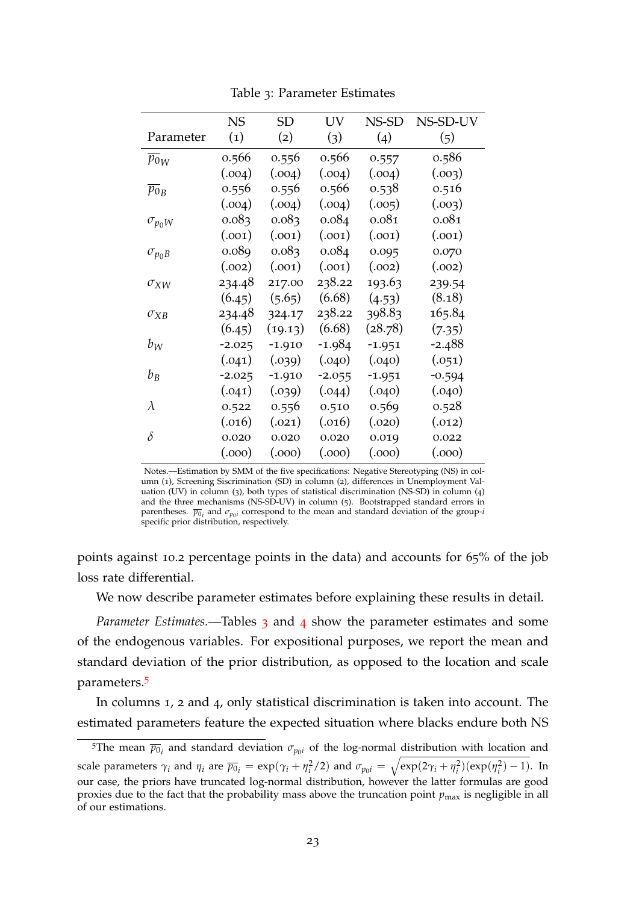Table 3: Parameter Estimates

| Parameter | NS (1) | SD (2) | UV (3) | NS-SD (4) | NS-SD-UV (5) |
|---|---|---|---|---|---|
| $\overline{p_0}_W$ | 0.566 | 0.556 | 0.566 | 0.557 | 0.586 |
| | (.004) | (.004) | (.004) | (.004) | (.003) |
| $\overline{p_0}_B$ | 0.556 | 0.556 | 0.566 | 0.538 | 0.516 |
| | (.004) | (.004) | (.004) | (.005) | (.003) |
| $\sigma_{p_0W}$ | 0.083 | 0.083 | 0.084 | 0.081 | 0.081 |
| | (.001) | (.001) | (.001) | (.001) | (.001) |
| $\sigma_{p_0B}$ | 0.089 | 0.083 | 0.084 | 0.095 | 0.070 |
| | (.002) | (.001) | (.001) | (.002) | (.002) |
| $\sigma_{XW}$ | 234.48 | 217.00 | 238.22 | 193.63 | 239.54 |
| | (6.45) | (5.65) | (6.68) | (4.53) | (8.18) |
| $\sigma_{XB}$ | 234.48 | 324.17 | 238.22 | 398.83 | 165.84 |
| | (6.45) | (19.13) | (6.68) | (28.78) | (7.35) |
| $b_W$ | -2.025 | -1.910 | -1.984 | -1.951 | -2.488 |
| | (.041) | (.039) | (.040) | (.040) | (.051) |
| $b_B$ | -2.025 | -1.910 | -2.055 | -1.951 | -0.594 |
| | (.041) | (.039) | (.044) | (.040) | (.040) |
| $\lambda$ | 0.522 | 0.556 | 0.510 | 0.569 | 0.528 |
| | (.016) | (.021) | (.016) | (.020) | (.012) |
| $\delta$ | 0.020 | 0.020 | 0.020 | 0.019 | 0.022 |
| | (.000) | (.000) | (.000) | (.000) | (.000) |

Notes.—Estimation by SMM of the five specifications: Negative Stereotyping (NS) in column (1), Screening Siscrimination (SD) in column (2), differences in Unemployment Valuation (UV) in column (3), both types of statistical discrimination (NS-SD) in column (4) and the three mechanisms (NS-SD-UV) in column (5). Bootstrapped standard errors in parentheses. $\overline{p_0}_i$ and $\sigma_{p_0i}$ correspond to the mean and standard deviation of the group-$i$ specific prior distribution, respectively.

points against 10.2 percentage points in the data) and accounts for 65% of the job loss rate differential.

We now describe parameter estimates before explaining these results in detail.

*Parameter Estimates.*—Tables 3 and 4 show the parameter estimates and some of the endogenous variables. For expositional purposes, we report the mean and standard deviation of the prior distribution, as opposed to the location and scale parameters.[5]

In columns 1, 2 and 4, only statistical discrimination is taken into account. The estimated parameters feature the expected situation where blacks endure both NS

[5]The mean $\overline{p_0}_i$ and standard deviation $\sigma_{p_0i}$ of the log-normal distribution with location and scale parameters $\gamma_i$ and $\eta_i$ are $\overline{p_0}_i = \exp(\gamma_i + \eta_i^2/2)$ and $\sigma_{p_0i} = \sqrt{\exp(2\gamma_i + \eta_i^2)(\exp(\eta_i^2) - 1)}$. In our case, the priors have truncated log-normal distribution, however the latter formulas are good proxies due to the fact that the probability mass above the truncation point $p_{\max}$ is negligible in all of our estimations.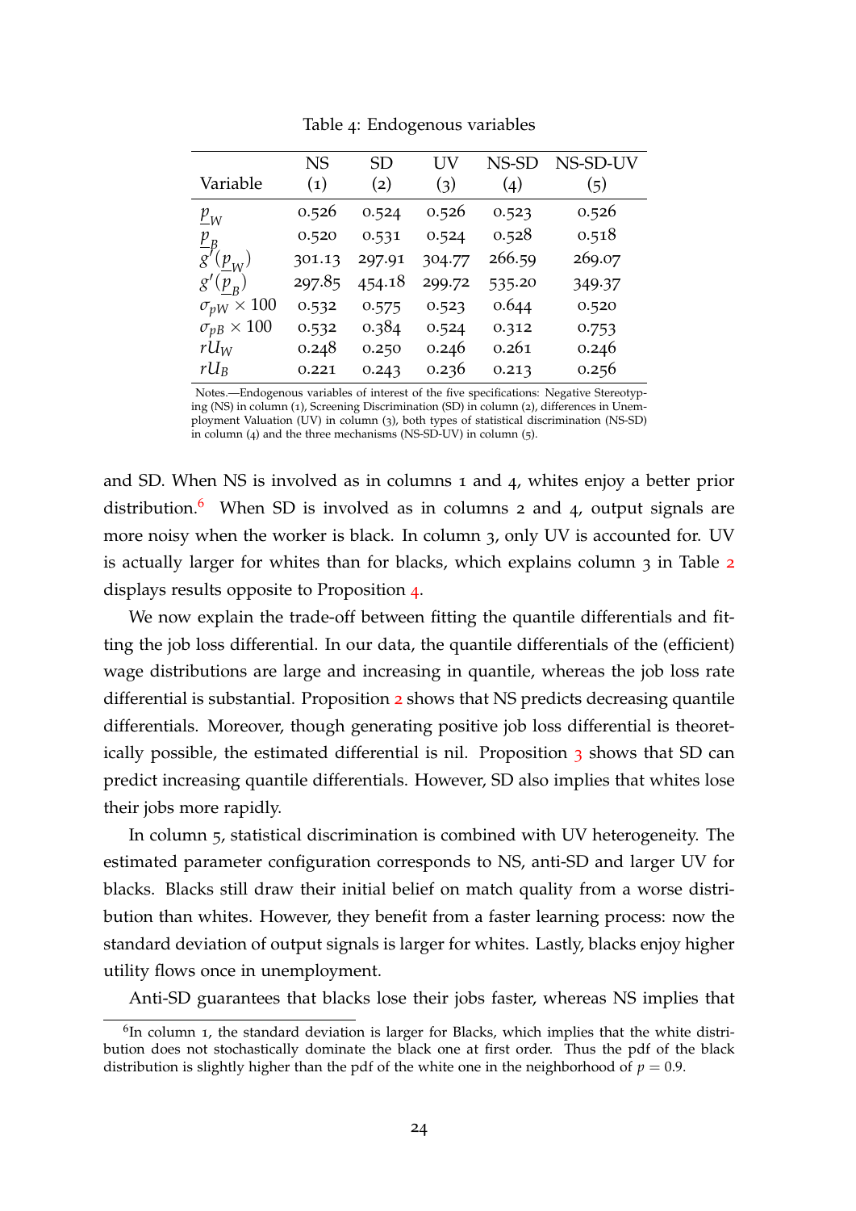Table 4: Endogenous variables

| Variable | NS (1) | SD (2) | UV (3) | NS-SD (4) | NS-SD-UV (5) |
|---|---|---|---|---|---|
| $\underline{p}_W$ | 0.526 | 0.524 | 0.526 | 0.523 | 0.526 |
| $\underline{p}_B$ | 0.520 | 0.531 | 0.524 | 0.528 | 0.518 |
| $g'(\underline{p}_W)$ | 301.13 | 297.91 | 304.77 | 266.59 | 269.07 |
| $g'(\underline{p}_B)$ | 297.85 | 454.18 | 299.72 | 535.20 | 349.37 |
| $\sigma_{pW} \times 100$ | 0.532 | 0.575 | 0.523 | 0.644 | 0.520 |
| $\sigma_{pB} \times 100$ | 0.532 | 0.384 | 0.524 | 0.312 | 0.753 |
| $rU_W$ | 0.248 | 0.250 | 0.246 | 0.261 | 0.246 |
| $rU_B$ | 0.221 | 0.243 | 0.236 | 0.213 | 0.256 |

Notes.—Endogenous variables of interest of the five specifications: Negative Stereotyping (NS) in column (1), Screening Discrimination (SD) in column (2), differences in Unemployment Valuation (UV) in column (3), both types of statistical discrimination (NS-SD) in column (4) and the three mechanisms (NS-SD-UV) in column (5).

and SD. When NS is involved as in columns 1 and 4, whites enjoy a better prior distribution.[6] When SD is involved as in columns 2 and 4, output signals are more noisy when the worker is black. In column 3, only UV is accounted for. UV is actually larger for whites than for blacks, which explains column 3 in Table 2 displays results opposite to Proposition 4.

We now explain the trade-off between fitting the quantile differentials and fitting the job loss differential. In our data, the quantile differentials of the (efficient) wage distributions are large and increasing in quantile, whereas the job loss rate differential is substantial. Proposition 2 shows that NS predicts decreasing quantile differentials. Moreover, though generating positive job loss differential is theoretically possible, the estimated differential is nil. Proposition 3 shows that SD can predict increasing quantile differentials. However, SD also implies that whites lose their jobs more rapidly.

In column 5, statistical discrimination is combined with UV heterogeneity. The estimated parameter configuration corresponds to NS, anti-SD and larger UV for blacks. Blacks still draw their initial belief on match quality from a worse distribution than whites. However, they benefit from a faster learning process: now the standard deviation of output signals is larger for whites. Lastly, blacks enjoy higher utility flows once in unemployment.

Anti-SD guarantees that blacks lose their jobs faster, whereas NS implies that

[6] In column 1, the standard deviation is larger for Blacks, which implies that the white distribution does not stochastically dominate the black one at first order. Thus the pdf of the black distribution is slightly higher than the pdf of the white one in the neighborhood of $p = 0.9$.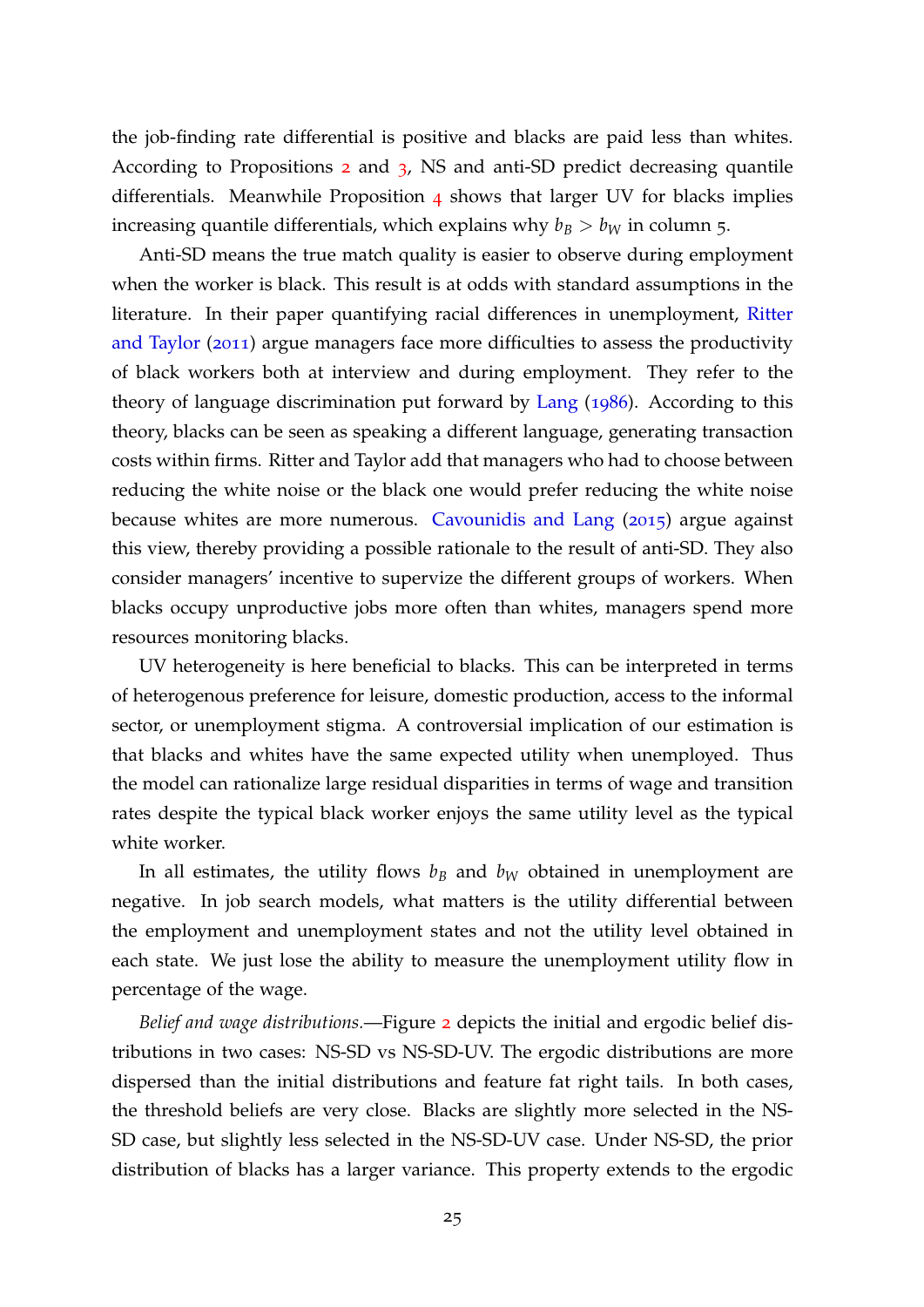the job-finding rate differential is positive and blacks are paid less than whites. According to Propositions 2 and 3, NS and anti-SD predict decreasing quantile differentials. Meanwhile Proposition 4 shows that larger UV for blacks implies increasing quantile differentials, which explains why $b_B > b_W$ in column 5.

Anti-SD means the true match quality is easier to observe during employment when the worker is black. This result is at odds with standard assumptions in the literature. In their paper quantifying racial differences in unemployment, Ritter and Taylor (2011) argue managers face more difficulties to assess the productivity of black workers both at interview and during employment. They refer to the theory of language discrimination put forward by Lang (1986). According to this theory, blacks can be seen as speaking a different language, generating transaction costs within firms. Ritter and Taylor add that managers who had to choose between reducing the white noise or the black one would prefer reducing the white noise because whites are more numerous. Cavounidis and Lang (2015) argue against this view, thereby providing a possible rationale to the result of anti-SD. They also consider managers' incentive to supervize the different groups of workers. When blacks occupy unproductive jobs more often than whites, managers spend more resources monitoring blacks.

UV heterogeneity is here beneficial to blacks. This can be interpreted in terms of heterogenous preference for leisure, domestic production, access to the informal sector, or unemployment stigma. A controversial implication of our estimation is that blacks and whites have the same expected utility when unemployed. Thus the model can rationalize large residual disparities in terms of wage and transition rates despite the typical black worker enjoys the same utility level as the typical white worker.

In all estimates, the utility flows $b_B$ and $b_W$ obtained in unemployment are negative. In job search models, what matters is the utility differential between the employment and unemployment states and not the utility level obtained in each state. We just lose the ability to measure the unemployment utility flow in percentage of the wage.

*Belief and wage distributions.*—Figure 2 depicts the initial and ergodic belief distributions in two cases: NS-SD vs NS-SD-UV. The ergodic distributions are more dispersed than the initial distributions and feature fat right tails. In both cases, the threshold beliefs are very close. Blacks are slightly more selected in the NS-SD case, but slightly less selected in the NS-SD-UV case. Under NS-SD, the prior distribution of blacks has a larger variance. This property extends to the ergodic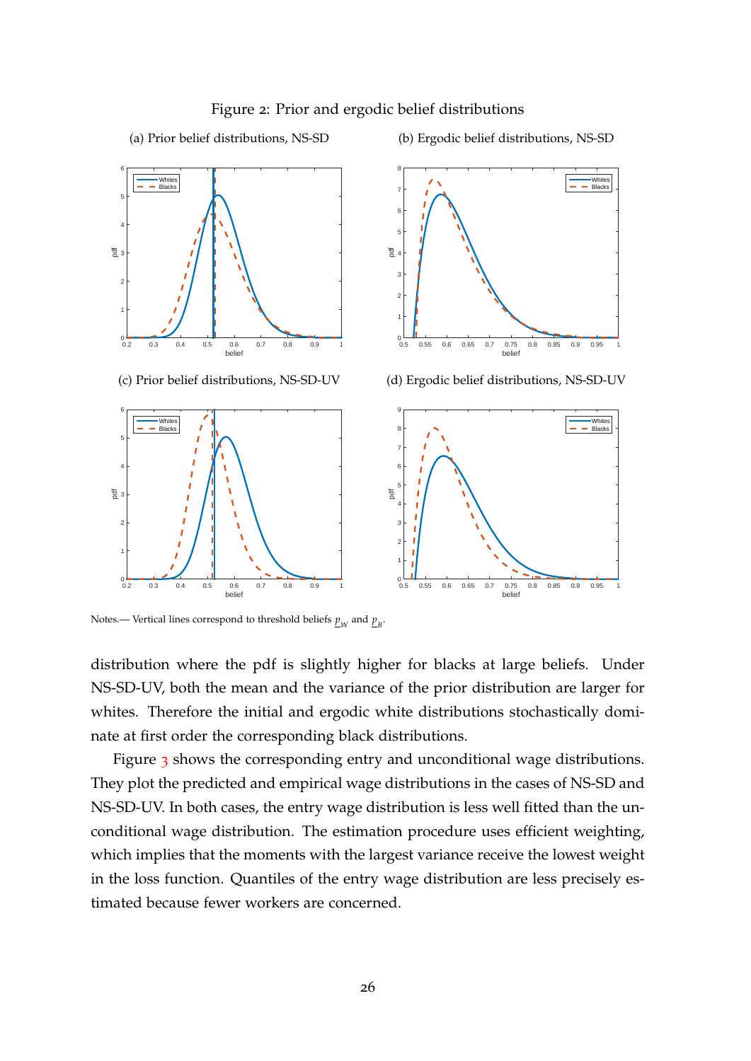Figure 2: Prior and ergodic belief distributions

(a) Prior belief distributions, NS-SD

(b) Ergodic belief distributions, NS-SD

(c) Prior belief distributions, NS-SD-UV

(d) Ergodic belief distributions, NS-SD-UV

Notes.— Vertical lines correspond to threshold beliefs $\underline{p}_W$ and $\underline{p}_B$.

distribution where the pdf is slightly higher for blacks at large beliefs. Under NS-SD-UV, both the mean and the variance of the prior distribution are larger for whites. Therefore the initial and ergodic white distributions stochastically dominate at first order the corresponding black distributions.

Figure 3 shows the corresponding entry and unconditional wage distributions. They plot the predicted and empirical wage distributions in the cases of NS-SD and NS-SD-UV. In both cases, the entry wage distribution is less well fitted than the unconditional wage distribution. The estimation procedure uses efficient weighting, which implies that the moments with the largest variance receive the lowest weight in the loss function. Quantiles of the entry wage distribution are less precisely estimated because fewer workers are concerned.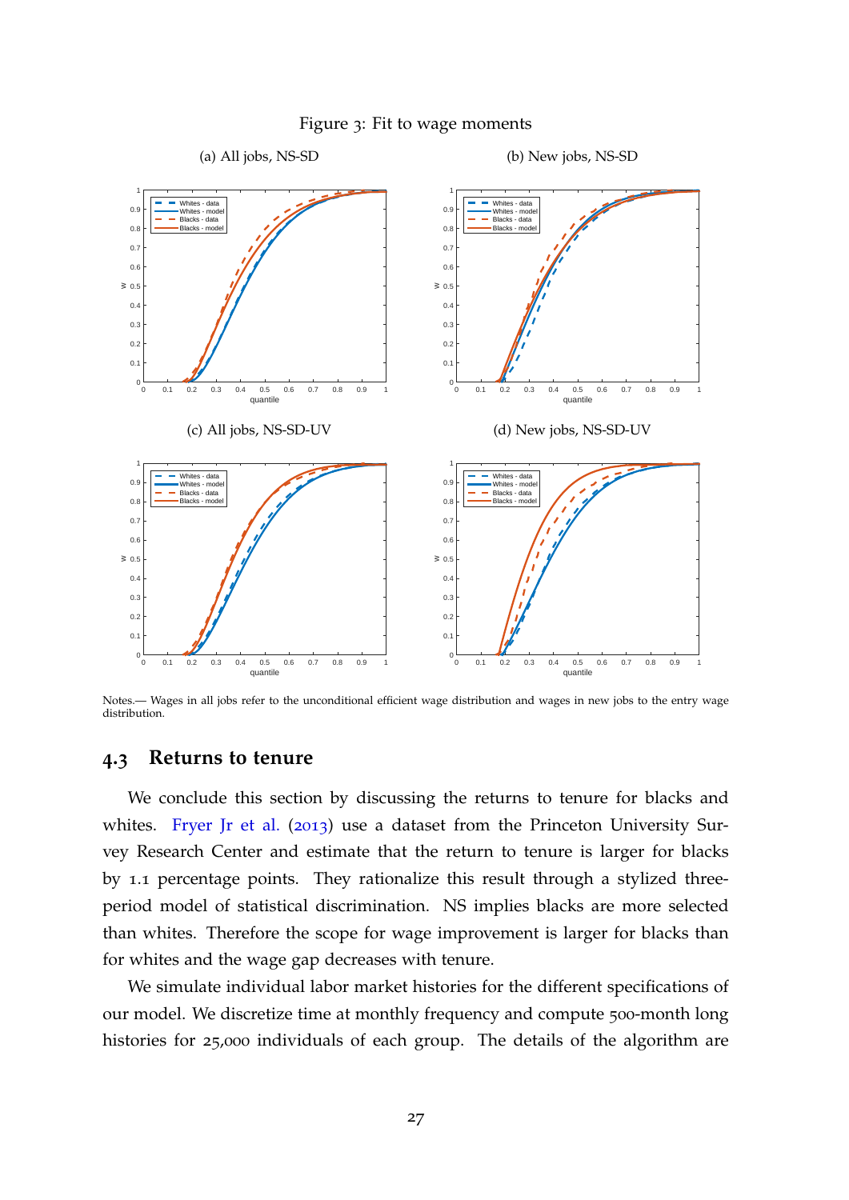Figure 3: Fit to wage moments

(a) All jobs, NS-SD

(b) New jobs, NS-SD

(c) All jobs, NS-SD-UV

(d) New jobs, NS-SD-UV

Notes.— Wages in all jobs refer to the unconditional efficient wage distribution and wages in new jobs to the entry wage distribution.

## 4.3 Returns to tenure

We conclude this section by discussing the returns to tenure for blacks and whites. Fryer Jr et al. (2013) use a dataset from the Princeton University Survey Research Center and estimate that the return to tenure is larger for blacks by 1.1 percentage points. They rationalize this result through a stylized three-period model of statistical discrimination. NS implies blacks are more selected than whites. Therefore the scope for wage improvement is larger for blacks than for whites and the wage gap decreases with tenure.

We simulate individual labor market histories for the different specifications of our model. We discretize time at monthly frequency and compute 500-month long histories for 25,000 individuals of each group. The details of the algorithm are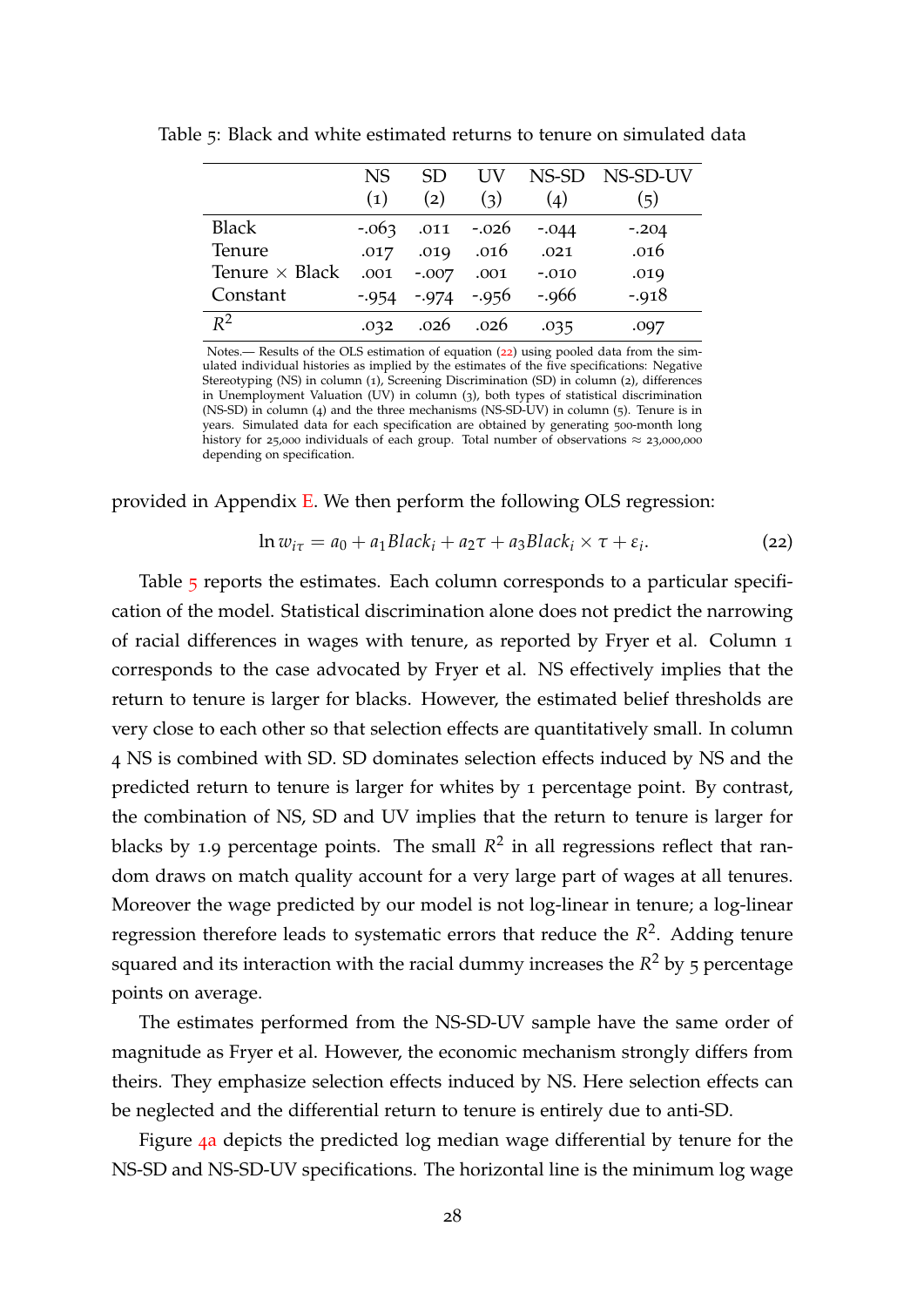Table 5: Black and white estimated returns to tenure on simulated data

| | NS (1) | SD (2) | UV (3) | NS-SD (4) | NS-SD-UV (5) |
|---|---|---|---|---|---|
| Black | -.063 | .011 | -.026 | -.044 | -.204 |
| Tenure | .017 | .019 | .016 | .021 | .016 |
| Tenure × Black | .001 | -.007 | .001 | -.010 | .019 |
| Constant | -.954 | -.974 | -.956 | -.966 | -.918 |
| $R^2$ | .032 | .026 | .026 | .035 | .097 |

Notes.— Results of the OLS estimation of equation (22) using pooled data from the simulated individual histories as implied by the estimates of the five specifications: Negative Stereotyping (NS) in column (1), Screening Discrimination (SD) in column (2), differences in Unemployment Valuation (UV) in column (3), both types of statistical discrimination (NS-SD) in column (4) and the three mechanisms (NS-SD-UV) in column (5). Tenure is in years. Simulated data for each specification are obtained by generating 500-month long history for 25,000 individuals of each group. Total number of observations ≈ 23,000,000 depending on specification.

provided in Appendix E. We then perform the following OLS regression:

$$\ln w_{i\tau} = a_0 + a_1 Black_i + a_2 \tau + a_3 Black_i \times \tau + \varepsilon_i. \tag{22}$$

Table 5 reports the estimates. Each column corresponds to a particular specification of the model. Statistical discrimination alone does not predict the narrowing of racial differences in wages with tenure, as reported by Fryer et al. Column 1 corresponds to the case advocated by Fryer et al. NS effectively implies that the return to tenure is larger for blacks. However, the estimated belief thresholds are very close to each other so that selection effects are quantitatively small. In column 4 NS is combined with SD. SD dominates selection effects induced by NS and the predicted return to tenure is larger for whites by 1 percentage point. By contrast, the combination of NS, SD and UV implies that the return to tenure is larger for blacks by 1.9 percentage points. The small $R^2$ in all regressions reflect that random draws on match quality account for a very large part of wages at all tenures. Moreover the wage predicted by our model is not log-linear in tenure; a log-linear regression therefore leads to systematic errors that reduce the $R^2$. Adding tenure squared and its interaction with the racial dummy increases the $R^2$ by 5 percentage points on average.

The estimates performed from the NS-SD-UV sample have the same order of magnitude as Fryer et al. However, the economic mechanism strongly differs from theirs. They emphasize selection effects induced by NS. Here selection effects can be neglected and the differential return to tenure is entirely due to anti-SD.

Figure 4a depicts the predicted log median wage differential by tenure for the NS-SD and NS-SD-UV specifications. The horizontal line is the minimum log wage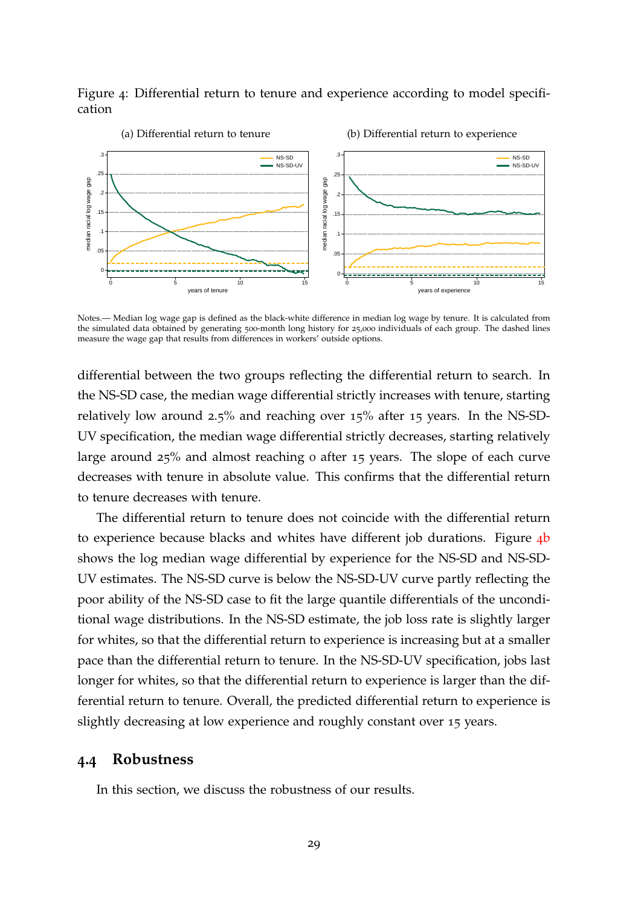Figure 4: Differential return to tenure and experience according to model specification

(a) Differential return to tenure

(b) Differential return to experience

Notes.— Median log wage gap is defined as the black-white difference in median log wage by tenure. It is calculated from the simulated data obtained by generating 500-month long history for 25,000 individuals of each group. The dashed lines measure the wage gap that results from differences in workers' outside options.

differential between the two groups reflecting the differential return to search. In the NS-SD case, the median wage differential strictly increases with tenure, starting relatively low around 2.5% and reaching over 15% after 15 years. In the NS-SD-UV specification, the median wage differential strictly decreases, starting relatively large around 25% and almost reaching 0 after 15 years. The slope of each curve decreases with tenure in absolute value. This confirms that the differential return to tenure decreases with tenure.

The differential return to tenure does not coincide with the differential return to experience because blacks and whites have different job durations. Figure 4b shows the log median wage differential by experience for the NS-SD and NS-SD-UV estimates. The NS-SD curve is below the NS-SD-UV curve partly reflecting the poor ability of the NS-SD case to fit the large quantile differentials of the unconditional wage distributions. In the NS-SD estimate, the job loss rate is slightly larger for whites, so that the differential return to experience is increasing but at a smaller pace than the differential return to tenure. In the NS-SD-UV specification, jobs last longer for whites, so that the differential return to experience is larger than the differential return to tenure. Overall, the predicted differential return to experience is slightly decreasing at low experience and roughly constant over 15 years.

## 4.4 Robustness

In this section, we discuss the robustness of our results.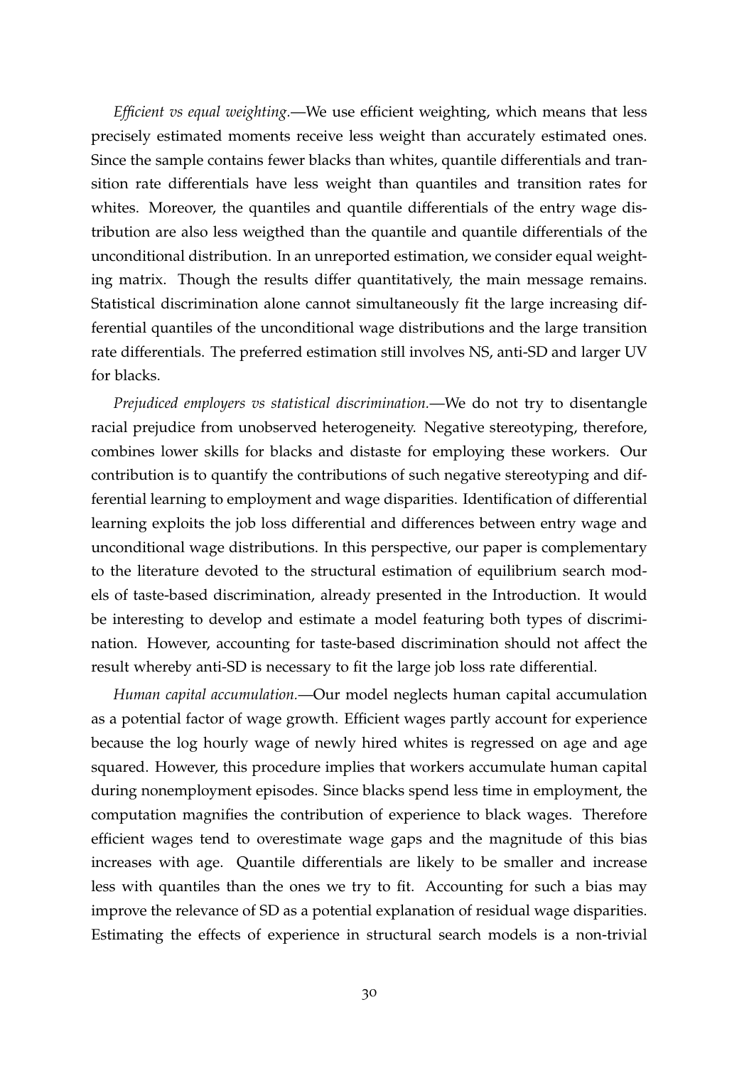*Efficient vs equal weighting.*—We use efficient weighting, which means that less precisely estimated moments receive less weight than accurately estimated ones. Since the sample contains fewer blacks than whites, quantile differentials and transition rate differentials have less weight than quantiles and transition rates for whites. Moreover, the quantiles and quantile differentials of the entry wage distribution are also less weigthed than the quantile and quantile differentials of the unconditional distribution. In an unreported estimation, we consider equal weighting matrix. Though the results differ quantitatively, the main message remains. Statistical discrimination alone cannot simultaneously fit the large increasing differential quantiles of the unconditional wage distributions and the large transition rate differentials. The preferred estimation still involves NS, anti-SD and larger UV for blacks.

*Prejudiced employers vs statistical discrimination.*—We do not try to disentangle racial prejudice from unobserved heterogeneity. Negative stereotyping, therefore, combines lower skills for blacks and distaste for employing these workers. Our contribution is to quantify the contributions of such negative stereotyping and differential learning to employment and wage disparities. Identification of differential learning exploits the job loss differential and differences between entry wage and unconditional wage distributions. In this perspective, our paper is complementary to the literature devoted to the structural estimation of equilibrium search models of taste-based discrimination, already presented in the Introduction. It would be interesting to develop and estimate a model featuring both types of discrimination. However, accounting for taste-based discrimination should not affect the result whereby anti-SD is necessary to fit the large job loss rate differential.

*Human capital accumulation.*—Our model neglects human capital accumulation as a potential factor of wage growth. Efficient wages partly account for experience because the log hourly wage of newly hired whites is regressed on age and age squared. However, this procedure implies that workers accumulate human capital during nonemployment episodes. Since blacks spend less time in employment, the computation magnifies the contribution of experience to black wages. Therefore efficient wages tend to overestimate wage gaps and the magnitude of this bias increases with age. Quantile differentials are likely to be smaller and increase less with quantiles than the ones we try to fit. Accounting for such a bias may improve the relevance of SD as a potential explanation of residual wage disparities. Estimating the effects of experience in structural search models is a non-trivial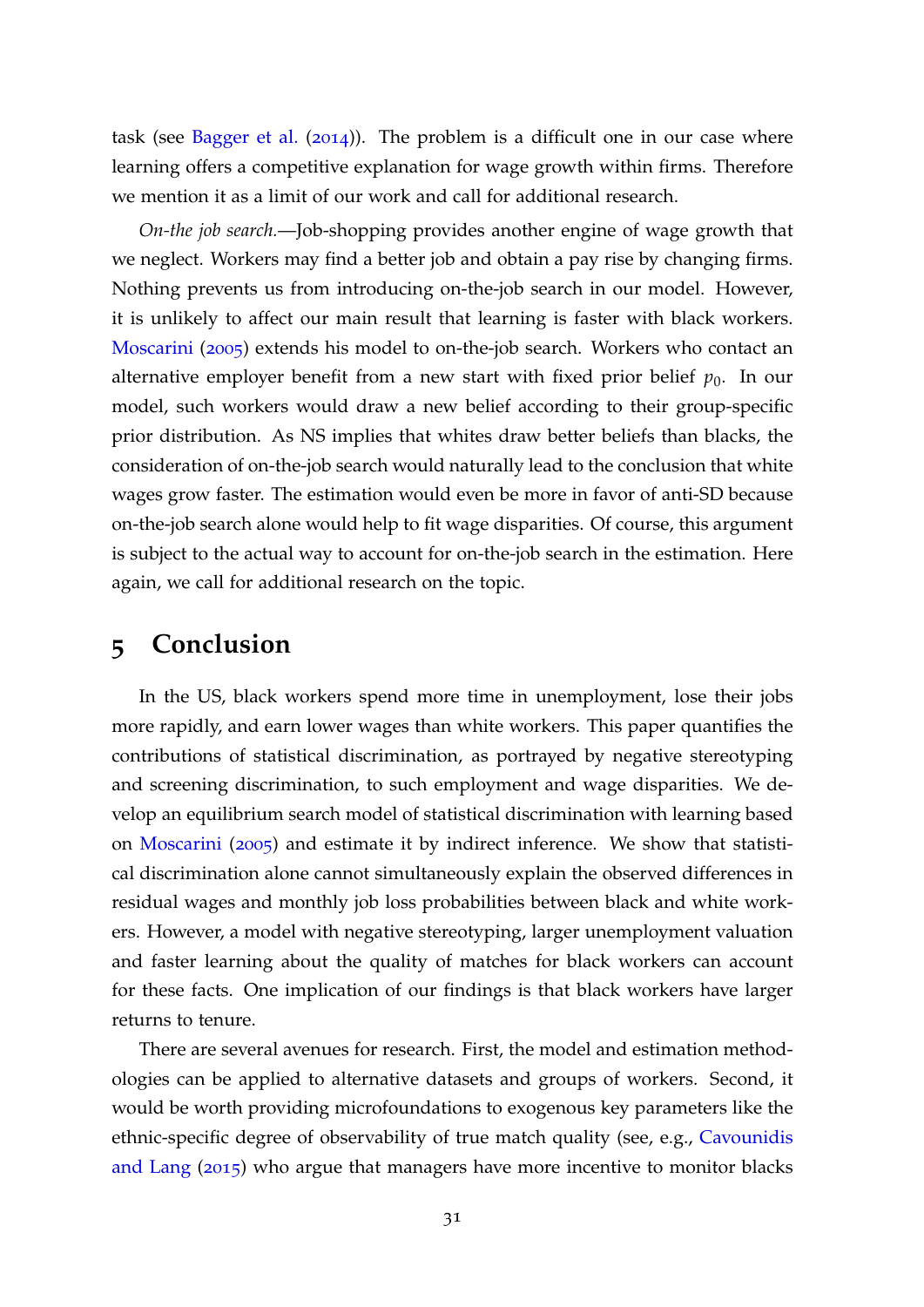task (see Bagger et al. (2014)). The problem is a difficult one in our case where learning offers a competitive explanation for wage growth within firms. Therefore we mention it as a limit of our work and call for additional research.

*On-the job search.*—Job-shopping provides another engine of wage growth that we neglect. Workers may find a better job and obtain a pay rise by changing firms. Nothing prevents us from introducing on-the-job search in our model. However, it is unlikely to affect our main result that learning is faster with black workers. Moscarini (2005) extends his model to on-the-job search. Workers who contact an alternative employer benefit from a new start with fixed prior belief $p_0$. In our model, such workers would draw a new belief according to their group-specific prior distribution. As NS implies that whites draw better beliefs than blacks, the consideration of on-the-job search would naturally lead to the conclusion that white wages grow faster. The estimation would even be more in favor of anti-SD because on-the-job search alone would help to fit wage disparities. Of course, this argument is subject to the actual way to account for on-the-job search in the estimation. Here again, we call for additional research on the topic.

# 5 Conclusion

In the US, black workers spend more time in unemployment, lose their jobs more rapidly, and earn lower wages than white workers. This paper quantifies the contributions of statistical discrimination, as portrayed by negative stereotyping and screening discrimination, to such employment and wage disparities. We develop an equilibrium search model of statistical discrimination with learning based on Moscarini (2005) and estimate it by indirect inference. We show that statistical discrimination alone cannot simultaneously explain the observed differences in residual wages and monthly job loss probabilities between black and white workers. However, a model with negative stereotyping, larger unemployment valuation and faster learning about the quality of matches for black workers can account for these facts. One implication of our findings is that black workers have larger returns to tenure.

There are several avenues for research. First, the model and estimation methodologies can be applied to alternative datasets and groups of workers. Second, it would be worth providing microfoundations to exogenous key parameters like the ethnic-specific degree of observability of true match quality (see, e.g., Cavounidis and Lang (2015) who argue that managers have more incentive to monitor blacks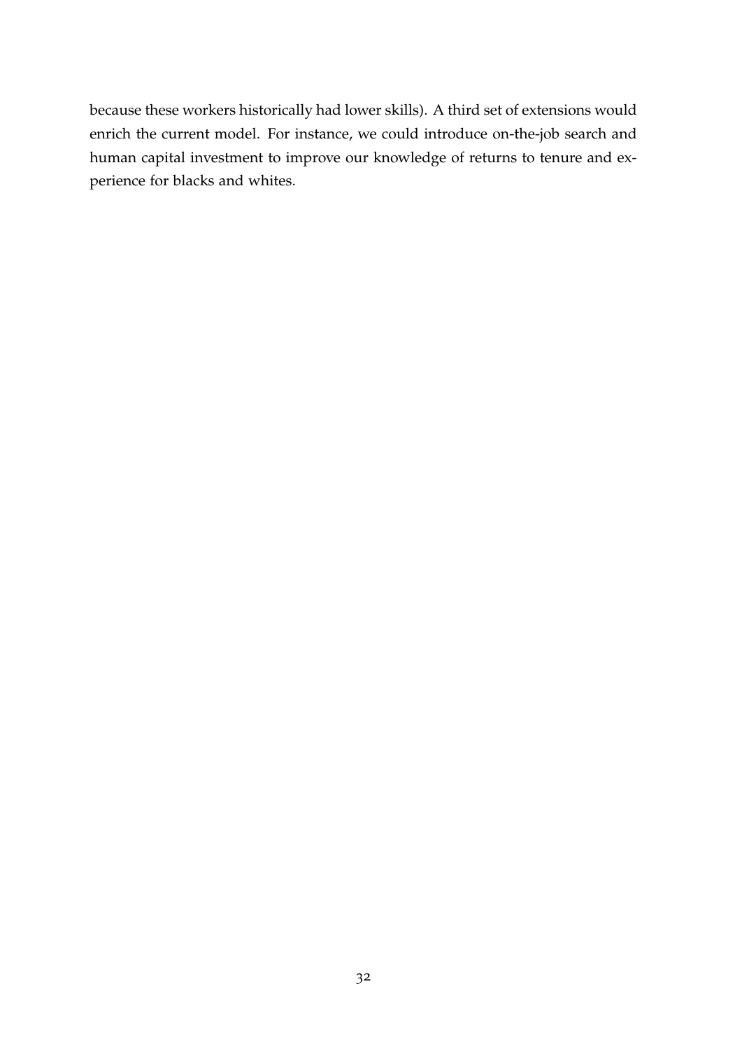because these workers historically had lower skills). A third set of extensions would enrich the current model. For instance, we could introduce on-the-job search and human capital investment to improve our knowledge of returns to tenure and experience for blacks and whites.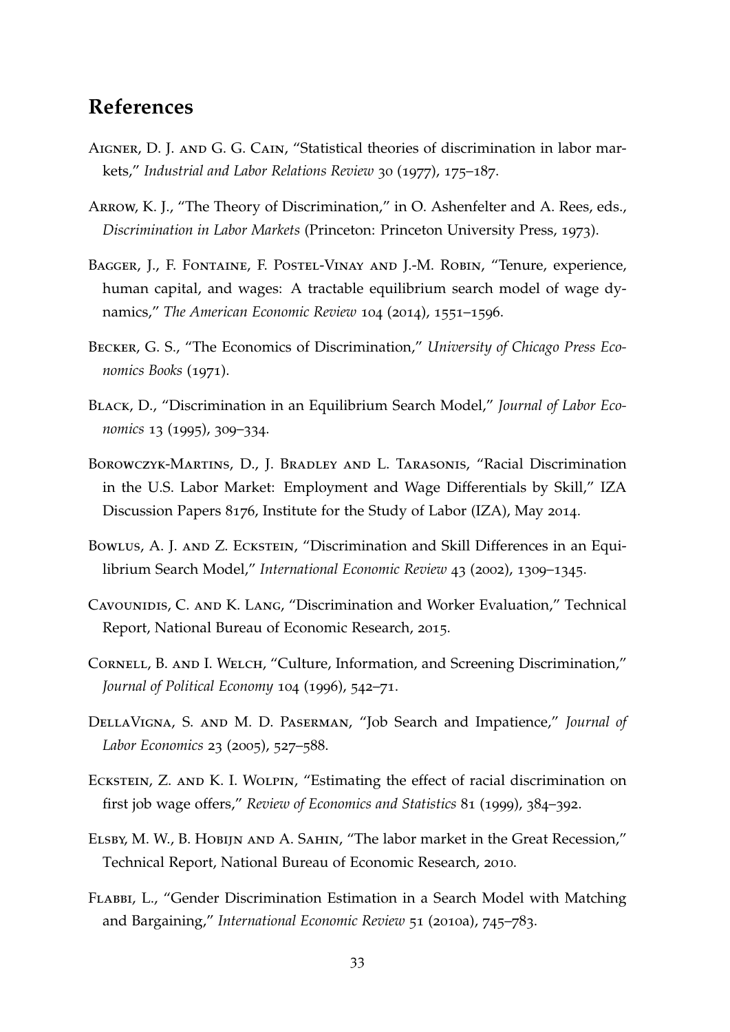## References

Aigner, D. J. and G. G. Cain, "Statistical theories of discrimination in labor markets," *Industrial and Labor Relations Review* 30 (1977), 175–187.

Arrow, K. J., "The Theory of Discrimination," in O. Ashenfelter and A. Rees, eds., *Discrimination in Labor Markets* (Princeton: Princeton University Press, 1973).

Bagger, J., F. Fontaine, F. Postel-Vinay and J.-M. Robin, "Tenure, experience, human capital, and wages: A tractable equilibrium search model of wage dynamics," *The American Economic Review* 104 (2014), 1551–1596.

Becker, G. S., "The Economics of Discrimination," *University of Chicago Press Economics Books* (1971).

Black, D., "Discrimination in an Equilibrium Search Model," *Journal of Labor Economics* 13 (1995), 309–334.

Borowczyk-Martins, D., J. Bradley and L. Tarasonis, "Racial Discrimination in the U.S. Labor Market: Employment and Wage Differentials by Skill," IZA Discussion Papers 8176, Institute for the Study of Labor (IZA), May 2014.

Bowlus, A. J. and Z. Eckstein, "Discrimination and Skill Differences in an Equilibrium Search Model," *International Economic Review* 43 (2002), 1309–1345.

Cavounidis, C. and K. Lang, "Discrimination and Worker Evaluation," Technical Report, National Bureau of Economic Research, 2015.

Cornell, B. and I. Welch, "Culture, Information, and Screening Discrimination," *Journal of Political Economy* 104 (1996), 542–71.

DellaVigna, S. and M. D. Paserman, "Job Search and Impatience," *Journal of Labor Economics* 23 (2005), 527–588.

Eckstein, Z. and K. I. Wolpin, "Estimating the effect of racial discrimination on first job wage offers," *Review of Economics and Statistics* 81 (1999), 384–392.

Elsby, M. W., B. Hobijn and A. Sahin, "The labor market in the Great Recession," Technical Report, National Bureau of Economic Research, 2010.

Flabbi, L., "Gender Discrimination Estimation in a Search Model with Matching and Bargaining," *International Economic Review* 51 (2010a), 745–783.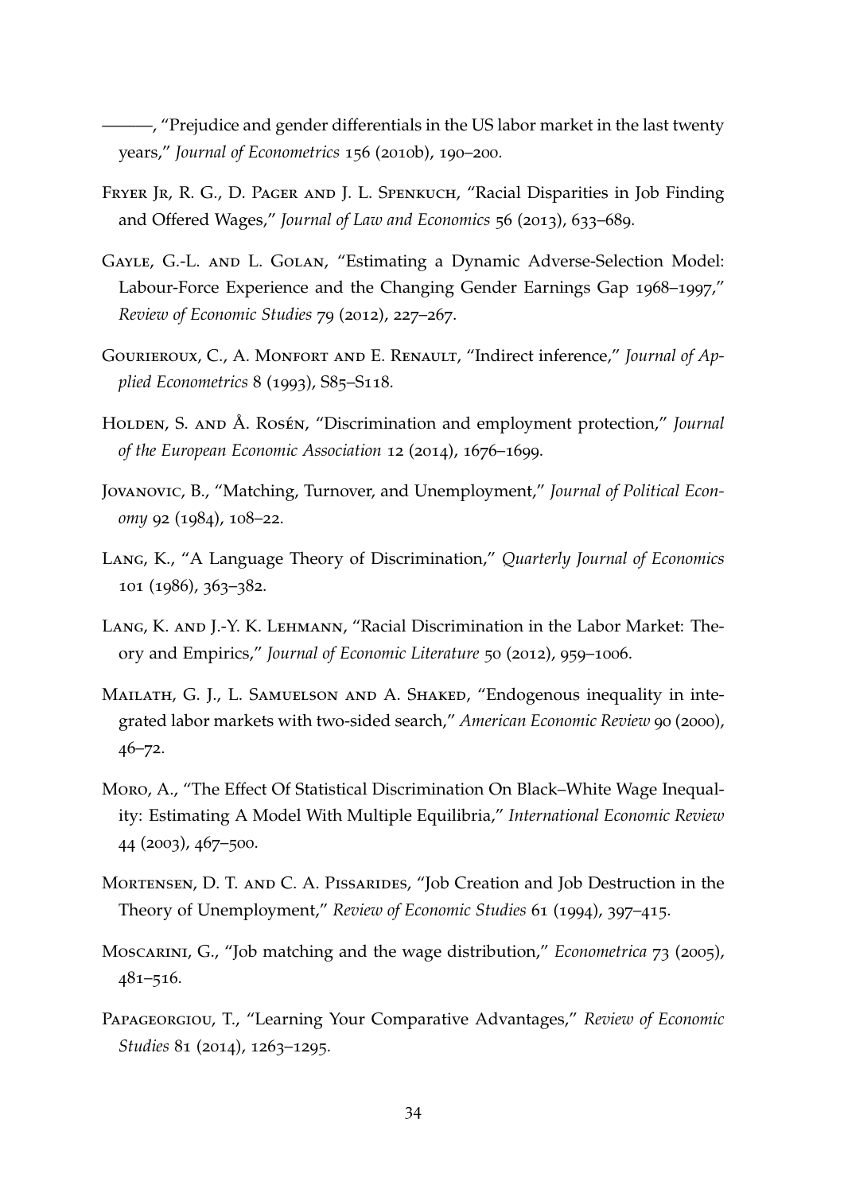———, "Prejudice and gender differentials in the US labor market in the last twenty years," *Journal of Econometrics* 156 (2010b), 190–200.

Fryer Jr, R. G., D. Pager and J. L. Spenkuch, "Racial Disparities in Job Finding and Offered Wages," *Journal of Law and Economics* 56 (2013), 633–689.

Gayle, G.-L. and L. Golan, "Estimating a Dynamic Adverse-Selection Model: Labour-Force Experience and the Changing Gender Earnings Gap 1968–1997," *Review of Economic Studies* 79 (2012), 227–267.

Gourieroux, C., A. Monfort and E. Renault, "Indirect inference," *Journal of Applied Econometrics* 8 (1993), S85–S118.

Holden, S. and Å. Rosén, "Discrimination and employment protection," *Journal of the European Economic Association* 12 (2014), 1676–1699.

Jovanovic, B., "Matching, Turnover, and Unemployment," *Journal of Political Economy* 92 (1984), 108–22.

Lang, K., "A Language Theory of Discrimination," *Quarterly Journal of Economics* 101 (1986), 363–382.

Lang, K. and J.-Y. K. Lehmann, "Racial Discrimination in the Labor Market: Theory and Empirics," *Journal of Economic Literature* 50 (2012), 959–1006.

Mailath, G. J., L. Samuelson and A. Shaked, "Endogenous inequality in integrated labor markets with two-sided search," *American Economic Review* 90 (2000), 46–72.

Moro, A., "The Effect Of Statistical Discrimination On Black–White Wage Inequality: Estimating A Model With Multiple Equilibria," *International Economic Review* 44 (2003), 467–500.

Mortensen, D. T. and C. A. Pissarides, "Job Creation and Job Destruction in the Theory of Unemployment," *Review of Economic Studies* 61 (1994), 397–415.

Moscarini, G., "Job matching and the wage distribution," *Econometrica* 73 (2005), 481–516.

Papageorgiou, T., "Learning Your Comparative Advantages," *Review of Economic Studies* 81 (2014), 1263–1295.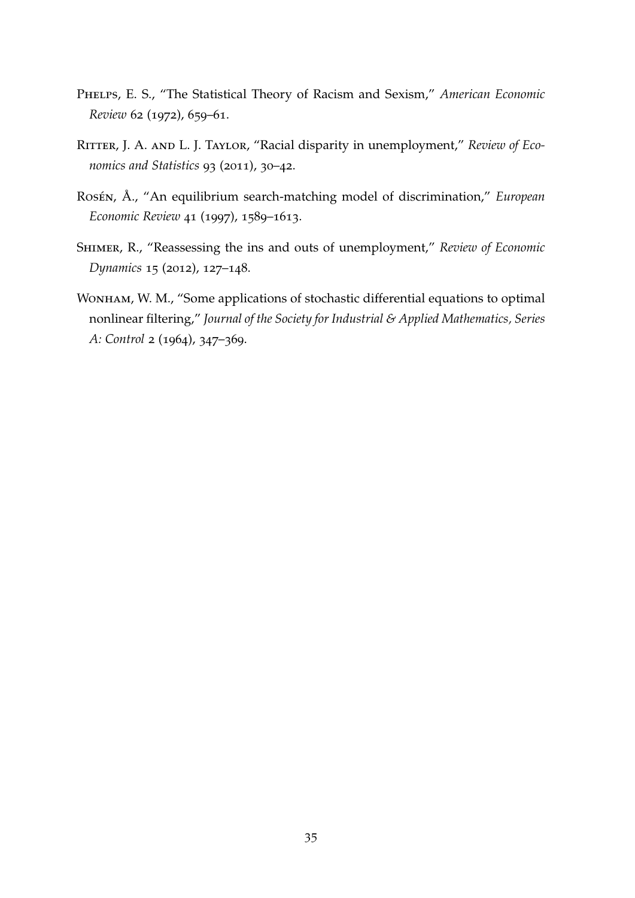Phelps, E. S., "The Statistical Theory of Racism and Sexism," *American Economic Review* 62 (1972), 659–61.

Ritter, J. A. and L. J. Taylor, "Racial disparity in unemployment," *Review of Economics and Statistics* 93 (2011), 30–42.

Rosén, Å., "An equilibrium search-matching model of discrimination," *European Economic Review* 41 (1997), 1589–1613.

Shimer, R., "Reassessing the ins and outs of unemployment," *Review of Economic Dynamics* 15 (2012), 127–148.

Wonham, W. M., "Some applications of stochastic differential equations to optimal nonlinear filtering," *Journal of the Society for Industrial & Applied Mathematics, Series A: Control* 2 (1964), 347–369.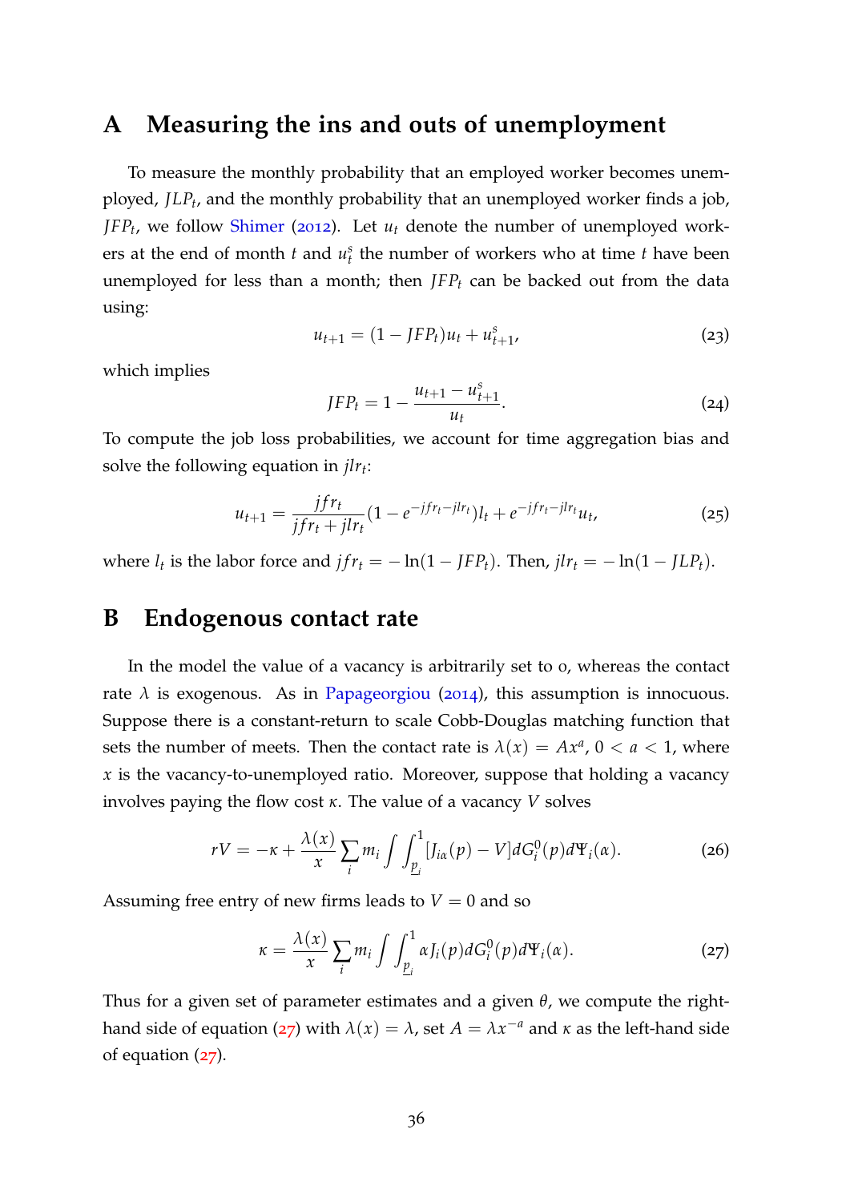# A Measuring the ins and outs of unemployment

To measure the monthly probability that an employed worker becomes unemployed, $JLP_t$, and the monthly probability that an unemployed worker finds a job, $JFP_t$, we follow Shimer (2012). Let $u_t$ denote the number of unemployed workers at the end of month $t$ and $u_t^s$ the number of workers who at time $t$ have been unemployed for less than a month; then $JFP_t$ can be backed out from the data using:

$$u_{t+1} = (1 - JFP_t)u_t + u_{t+1}^s, \tag{23}$$

which implies

$$JFP_t = 1 - \frac{u_{t+1} - u_{t+1}^s}{u_t}. \tag{24}$$

To compute the job loss probabilities, we account for time aggregation bias and solve the following equation in $jlr_t$:

$$u_{t+1} = \frac{jfr_t}{jfr_t + jlr_t}(1 - e^{-jfr_t - jlr_t})l_t + e^{-jfr_t - jlr_t}u_t, \tag{25}$$

where $l_t$ is the labor force and $jfr_t = -\ln(1 - JFP_t)$. Then, $jlr_t = -\ln(1 - JLP_t)$.

# B Endogenous contact rate

In the model the value of a vacancy is arbitrarily set to 0, whereas the contact rate $\lambda$ is exogenous. As in Papageorgiou (2014), this assumption is innocuous. Suppose there is a constant-return to scale Cobb-Douglas matching function that sets the number of meets. Then the contact rate is $\lambda(x) = Ax^a$, $0 < a < 1$, where $x$ is the vacancy-to-unemployed ratio. Moreover, suppose that holding a vacancy involves paying the flow cost $\kappa$. The value of a vacancy $V$ solves

$$rV = -\kappa + \frac{\lambda(x)}{x} \sum_i m_i \int \int_{\underline{p}_i}^{1} [J_{i\alpha}(p) - V] dG_i^0(p) d\Psi_i(\alpha). \tag{26}$$

Assuming free entry of new firms leads to $V = 0$ and so

$$\kappa = \frac{\lambda(x)}{x} \sum_i m_i \int \int_{\underline{p}_i}^{1} \alpha J_i(p) dG_i^0(p) d\Psi_i(\alpha). \tag{27}$$

Thus for a given set of parameter estimates and a given $\theta$, we compute the right-hand side of equation (27) with $\lambda(x) = \lambda$, set $A = \lambda x^{-a}$ and $\kappa$ as the left-hand side of equation (27).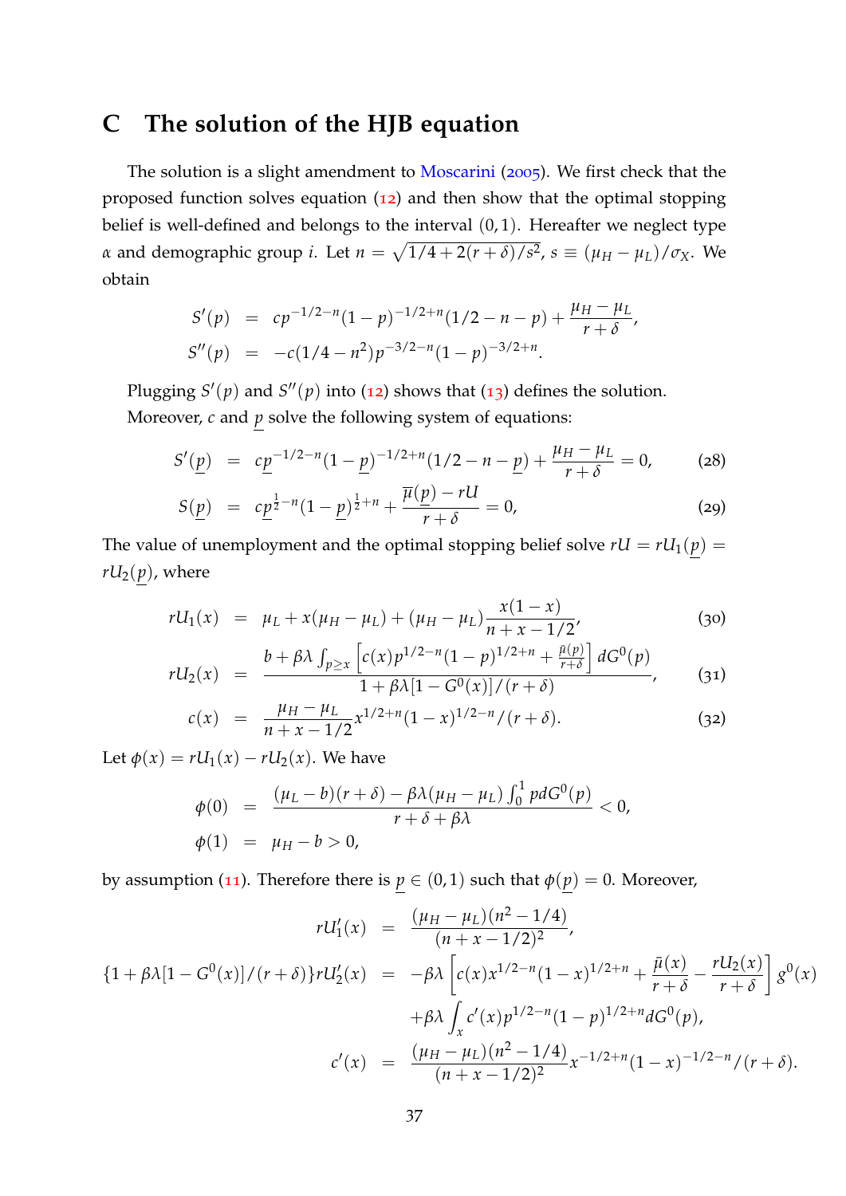# C The solution of the HJB equation

The solution is a slight amendment to Moscarini (2005). We first check that the proposed function solves equation (12) and then show that the optimal stopping belief is well-defined and belongs to the interval $(0,1)$. Hereafter we neglect type $\alpha$ and demographic group $i$. Let $n = \sqrt{1/4 + 2(r+\delta)/s^2}$, $s \equiv (\mu_H - \mu_L)/\sigma_X$. We obtain

$$
\begin{aligned}
S'(p) &= cp^{-1/2-n}(1-p)^{-1/2+n}(1/2-n-p) + \frac{\mu_H - \mu_L}{r+\delta}, \\
S''(p) &= -c(1/4 - n^2)p^{-3/2-n}(1-p)^{-3/2+n}.
\end{aligned}
$$

Plugging $S'(p)$ and $S''(p)$ into (12) shows that (13) defines the solution.

Moreover, $c$ and $\underline{p}$ solve the following system of equations:

$$
S'(\underline{p}) = c\underline{p}^{-1/2-n}(1-\underline{p})^{-1/2+n}(1/2-n-\underline{p}) + \frac{\mu_H - \mu_L}{r+\delta} = 0, \tag{28}
$$

$$
S(\underline{p}) = c\underline{p}^{\frac{1}{2}-n}(1-\underline{p})^{\frac{1}{2}+n} + \frac{\overline{\mu}(\underline{p}) - rU}{r+\delta} = 0, \tag{29}
$$

The value of unemployment and the optimal stopping belief solve $rU = rU_1(\underline{p}) = rU_2(\underline{p})$, where

$$
rU_1(x) = \mu_L + x(\mu_H - \mu_L) + (\mu_H - \mu_L)\frac{x(1-x)}{n+x-1/2}, \tag{30}
$$

$$
rU_2(x) = \frac{b + \beta\lambda \int_{p \geq x} \left[ c(x)p^{1/2-n}(1-p)^{1/2+n} + \frac{\bar{\mu}(p)}{r+\delta} \right] dG^0(p)}{1 + \beta\lambda[1 - G^0(x)]/(r+\delta)}, \tag{31}
$$

$$
c(x) = \frac{\mu_H - \mu_L}{n+x-1/2} x^{1/2+n}(1-x)^{1/2-n}/(r+\delta). \tag{32}
$$

Let $\phi(x) = rU_1(x) - rU_2(x)$. We have

$$
\begin{aligned}
\phi(0) &= \frac{(\mu_L - b)(r+\delta) - \beta\lambda(\mu_H - \mu_L)\int_0^1 p dG^0(p)}{r+\delta+\beta\lambda} < 0, \\
\phi(1) &= \mu_H - b > 0,
\end{aligned}
$$

by assumption (11). Therefore there is $\underline{p} \in (0,1)$ such that $\phi(\underline{p}) = 0$. Moreover,

$$
\begin{aligned}
rU_1'(x) &= \frac{(\mu_H - \mu_L)(n^2 - 1/4)}{(n+x-1/2)^2}, \\
\{1 + \beta\lambda[1 - G^0(x)]/(r+\delta)\} rU_2'(x) &= -\beta\lambda \left[ c(x)x^{1/2-n}(1-x)^{1/2+n} + \frac{\bar{\mu}(x)}{r+\delta} - \frac{rU_2(x)}{r+\delta} \right] g^0(x) \\
&\quad + \beta\lambda \int_x c'(x)p^{1/2-n}(1-p)^{1/2+n} dG^0(p), \\
c'(x) &= \frac{(\mu_H - \mu_L)(n^2 - 1/4)}{(n+x-1/2)^2} x^{-1/2+n}(1-x)^{-1/2-n}/(r+\delta).
\end{aligned}
$$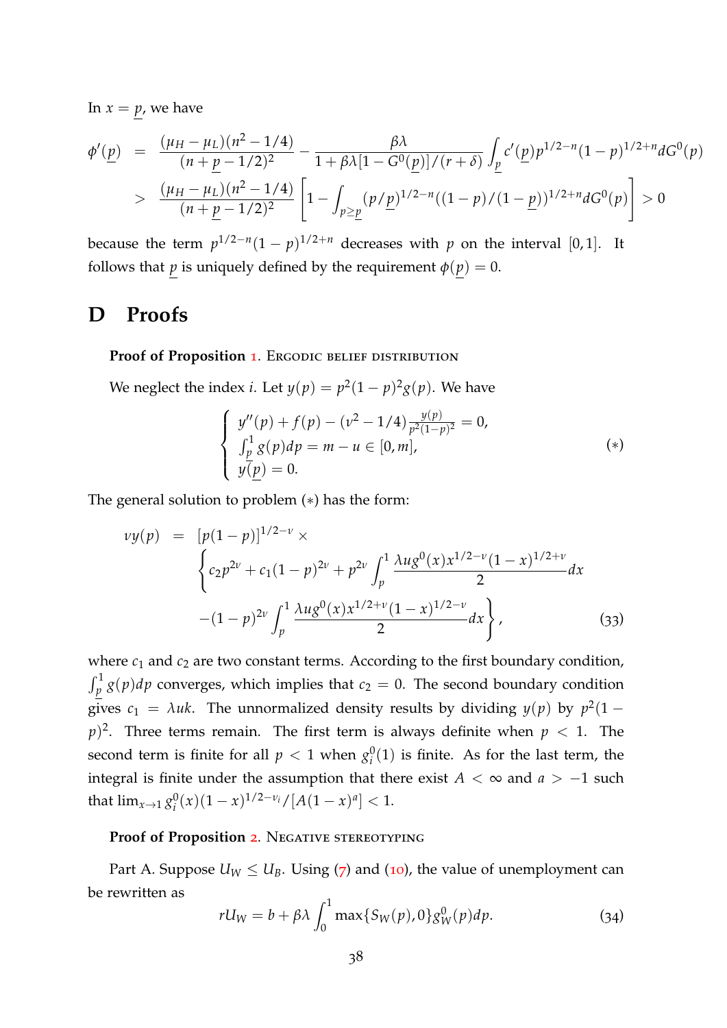In $x = \underline{p}$, we have

$$
\begin{aligned}
\phi'(\underline{p}) &= \frac{(\mu_H - \mu_L)(n^2 - 1/4)}{(n + \underline{p} - 1/2)^2} - \frac{\beta\lambda}{1 + \beta\lambda[1 - G^0(\underline{p})]/(r+\delta)} \int_{\underline{p}} c'(\underline{p}) p^{1/2-n}(1-p)^{1/2+n} dG^0(p) \\
&> \frac{(\mu_H - \mu_L)(n^2 - 1/4)}{(n + \underline{p} - 1/2)^2} \left[ 1 - \int_{p \geq \underline{p}} (p/\underline{p})^{1/2-n}((1-p)/(1-\underline{p}))^{1/2+n} dG^0(p) \right] > 0
\end{aligned}
$$

because the term $p^{1/2-n}(1-p)^{1/2+n}$ decreases with $p$ on the interval $[0,1]$. It follows that $\underline{p}$ is uniquely defined by the requirement $\phi(\underline{p}) = 0$.

# D Proofs

**Proof of Proposition 1.** Ergodic belief distribution

We neglect the index $i$. Let $y(p) = p^2(1-p)^2 g(p)$. We have

$$
\begin{cases}
y''(p) + f(p) - (\nu^2 - 1/4)\frac{y(p)}{p^2(1-p)^2} = 0, \\
\int_{\underline{p}}^1 g(p)dp = m - u \in [0, m], \\
y(\underline{p}) = 0.
\end{cases}
\tag{$*$}
$$

The general solution to problem $(*)$ has the form:

$$
\begin{aligned}
\nu y(p) &= [p(1-p)]^{1/2-\nu} \times \\
&\quad \left\{ c_2 p^{2\nu} + c_1(1-p)^{2\nu} + p^{2\nu} \int_p^1 \frac{\lambda u g^0(x) x^{1/2-\nu}(1-x)^{1/2+\nu}}{2} dx \right. \\
&\quad \left. -(1-p)^{2\nu} \int_p^1 \frac{\lambda u g^0(x) x^{1/2+\nu}(1-x)^{1/2-\nu}}{2} dx \right\},
\end{aligned}
\tag{33}
$$

where $c_1$ and $c_2$ are two constant terms. According to the first boundary condition, $\int_{\underline{p}}^1 g(p)dp$ converges, which implies that $c_2 = 0$. The second boundary condition gives $c_1 = \lambda uk$. The unnormalized density results by dividing $y(p)$ by $p^2(1-p)^2$. Three terms remain. The first term is always definite when $p < 1$. The second term is finite for all $p < 1$ when $g_i^0(1)$ is finite. As for the last term, the integral is finite under the assumption that there exist $A < \infty$ and $a > -1$ such that $\lim_{x \to 1} g_i^0(x)(1-x)^{1/2-\nu_i}/[A(1-x)^a] < 1$.

**Proof of Proposition 2.** Negative stereotyping

Part A. Suppose $U_W \leq U_B$. Using (7) and (10), the value of unemployment can be rewritten as

$$
rU_W = b + \beta\lambda \int_0^1 \max\{S_W(p), 0\} g_W^0(p) dp. \tag{34}
$$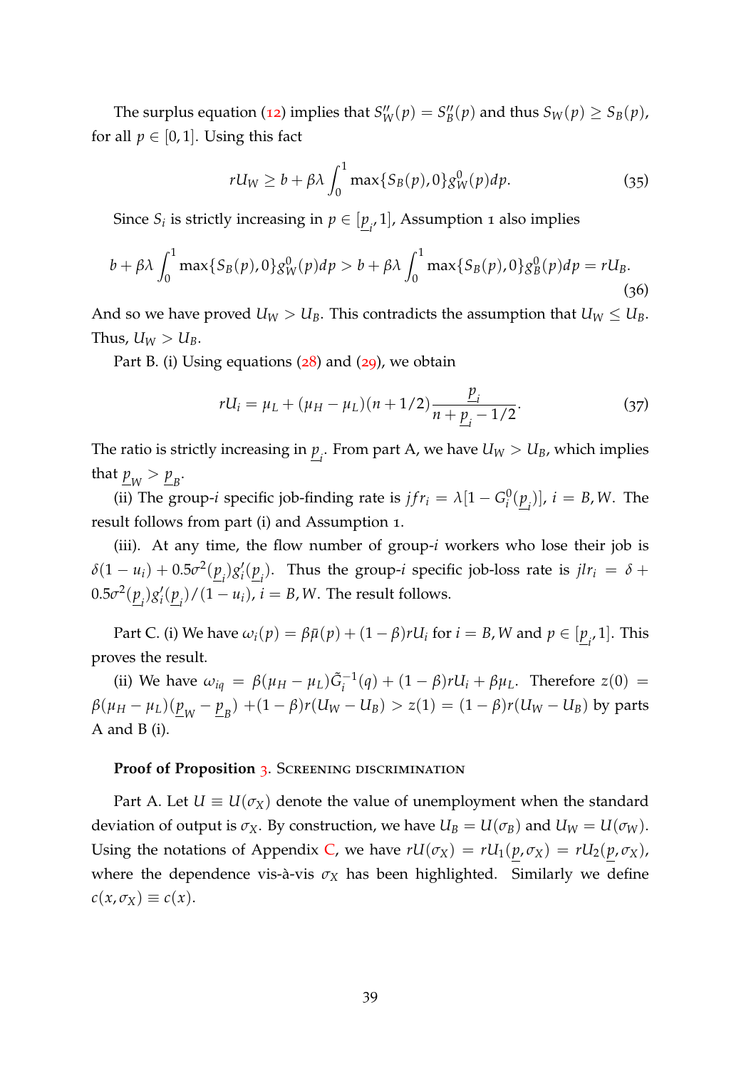The surplus equation (12) implies that $S_W''(p) = S_B''(p)$ and thus $S_W(p) \geq S_B(p)$, for all $p \in [0,1]$. Using this fact

$$rU_W \geq b + \beta\lambda \int_0^1 \max\{S_B(p), 0\} g_W^0(p) dp. \tag{35}$$

Since $S_i$ is strictly increasing in $p \in [\underline{p}_i, 1]$, Assumption 1 also implies

$$b + \beta\lambda \int_0^1 \max\{S_B(p), 0\} g_W^0(p) dp > b + \beta\lambda \int_0^1 \max\{S_B(p), 0\} g_B^0(p) dp = rU_B. \tag{36}$$

And so we have proved $U_W > U_B$. This contradicts the assumption that $U_W \leq U_B$. Thus, $U_W > U_B$.

Part B. (i) Using equations (28) and (29), we obtain

$$rU_i = \mu_L + (\mu_H - \mu_L)(n + 1/2) \frac{\underline{p}_i}{n + \underline{p}_i - 1/2}. \tag{37}$$

The ratio is strictly increasing in $\underline{p}_i$. From part A, we have $U_W > U_B$, which implies that $\underline{p}_W > \underline{p}_B$.

(ii) The group-$i$ specific job-finding rate is $jfr_i = \lambda[1 - G_i^0(\underline{p}_i)]$, $i = B, W$. The result follows from part (i) and Assumption 1.

(iii). At any time, the flow number of group-$i$ workers who lose their job is $\delta(1 - u_i) + 0.5\sigma^2(\underline{p}_i) g_i'(\underline{p}_i)$. Thus the group-$i$ specific job-loss rate is $jlr_i = \delta + 0.5\sigma^2(\underline{p}_i) g_i'(\underline{p}_i)/(1 - u_i)$, $i = B, W$. The result follows.

Part C. (i) We have $\omega_i(p) = \beta\bar{\mu}(p) + (1-\beta) rU_i$ for $i = B, W$ and $p \in [\underline{p}_i, 1]$. This proves the result.

(ii) We have $\omega_{iq} = \beta(\mu_H - \mu_L)\tilde{G}_i^{-1}(q) + (1-\beta) rU_i + \beta\mu_L$. Therefore $z(0) = \beta(\mu_H - \mu_L)(\underline{p}_W - \underline{p}_B) + (1-\beta) r(U_W - U_B) > z(1) = (1-\beta) r(U_W - U_B)$ by parts A and B (i).

**Proof of Proposition 3.** Screening discrimination

Part A. Let $U \equiv U(\sigma_X)$ denote the value of unemployment when the standard deviation of output is $\sigma_X$. By construction, we have $U_B = U(\sigma_B)$ and $U_W = U(\sigma_W)$. Using the notations of Appendix C, we have $rU(\sigma_X) = rU_1(\underline{p}, \sigma_X) = rU_2(\underline{p}, \sigma_X)$, where the dependence vis-à-vis $\sigma_X$ has been highlighted. Similarly we define $c(x, \sigma_X) \equiv c(x)$.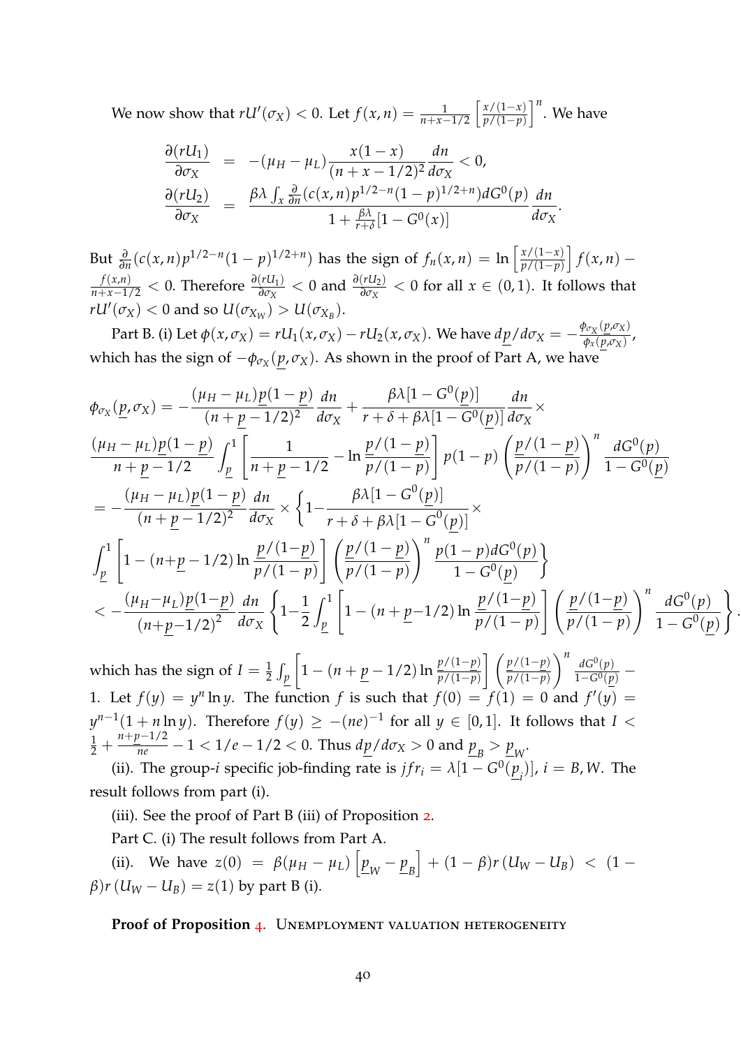We now show that $rU'(\sigma_X) < 0$. Let $f(x,n) = \frac{1}{n+x-1/2}\left[\frac{x/(1-x)}{p/(1-p)}\right]^n$. We have

$$
\begin{aligned}
\frac{\partial(rU_1)}{\partial\sigma_X} &= -(\mu_H - \mu_L)\frac{x(1-x)}{(n+x-1/2)^2}\frac{dn}{d\sigma_X} < 0, \\
\frac{\partial(rU_2)}{\partial\sigma_X} &= \frac{\beta\lambda\int_x \frac{\partial}{\partial n}(c(x,n)p^{1/2-n}(1-p)^{1/2+n})dG^0(p)}{1+\frac{\beta\lambda}{r+\delta}[1-G^0(x)]}\frac{dn}{d\sigma_X}.
\end{aligned}
$$

But $\frac{\partial}{\partial n}(c(x,n)p^{1/2-n}(1-p)^{1/2+n})$ has the sign of $f_n(x,n) = \ln\left[\frac{x/(1-x)}{p/(1-p)}\right]f(x,n) - \frac{f(x,n)}{n+x-1/2} < 0$. Therefore $\frac{\partial(rU_1)}{\partial\sigma_X} < 0$ and $\frac{\partial(rU_2)}{\partial\sigma_X} < 0$ for all $x \in (0,1)$. It follows that $rU'(\sigma_X) < 0$ and so $U(\sigma_{X_W}) > U(\sigma_{X_B})$.

Part B. (i) Let $\phi(x,\sigma_X) = rU_1(x,\sigma_X) - rU_2(x,\sigma_X)$. We have $d\underline{p}/d\sigma_X = -\frac{\phi_{\sigma_X}(\underline{p},\sigma_X)}{\phi_x(\underline{p},\sigma_X)}$, which has the sign of $-\phi_{\sigma_X}(\underline{p},\sigma_X)$. As shown in the proof of Part A, we have

$$
\begin{aligned}
\phi_{\sigma_X}(\underline{p},\sigma_X) &= -\frac{(\mu_H-\mu_L)\underline{p}(1-\underline{p})}{(n+\underline{p}-1/2)^2}\frac{dn}{d\sigma_X} + \frac{\beta\lambda[1-G^0(\underline{p})]}{r+\delta+\beta\lambda[1-G^0(\underline{p})]}\frac{dn}{d\sigma_X}\times \\
&\quad \frac{(\mu_H-\mu_L)\underline{p}(1-\underline{p})}{n+\underline{p}-1/2}\int_{\underline{p}}^1\left[\frac{1}{n+\underline{p}-1/2} - \ln\frac{\underline{p}/(1-\underline{p})}{p/(1-p)}\right]p(1-p)\left(\frac{\underline{p}/(1-\underline{p})}{p/(1-p)}\right)^n\frac{dG^0(p)}{1-G^0(\underline{p})} \\
&= -\frac{(\mu_H-\mu_L)\underline{p}(1-\underline{p})}{(n+\underline{p}-1/2)^2}\frac{dn}{d\sigma_X}\times\Bigg\{1 - \frac{\beta\lambda[1-G^0(\underline{p})]}{r+\delta+\beta\lambda[1-G^0(\underline{p})]}\times \\
&\quad \int_{\underline{p}}^1\left[1-(n+\underline{p}-1/2)\ln\frac{\underline{p}/(1-\underline{p})}{p/(1-p)}\right]\left(\frac{\underline{p}/(1-\underline{p})}{p/(1-p)}\right)^n\frac{p(1-p)dG^0(p)}{1-G^0(\underline{p})}\Bigg\} \\
&< -\frac{(\mu_H-\mu_L)\underline{p}(1-\underline{p})}{(n+\underline{p}-1/2)^2}\frac{dn}{d\sigma_X}\left\{1-\frac{1}{2}\int_{\underline{p}}^1\left[1-(n+\underline{p}-1/2)\ln\frac{\underline{p}/(1-\underline{p})}{p/(1-p)}\right]\left(\frac{\underline{p}/(1-\underline{p})}{p/(1-p)}\right)^n\frac{dG^0(p)}{1-G^0(\underline{p})}\right\}.
\end{aligned}
$$

which has the sign of $I = \frac{1}{2}\int_{\underline{p}}\left[1-(n+\underline{p}-1/2)\ln\frac{\underline{p}/(1-\underline{p})}{p/(1-p)}\right]\left(\frac{\underline{p}/(1-\underline{p})}{p/(1-p)}\right)^n\frac{dG^0(p)}{1-G^0(\underline{p})} - 1$. Let $f(y) = y^n\ln y$. The function $f$ is such that $f(0) = f(1) = 0$ and $f'(y) = y^{n-1}(1+n\ln y)$. Therefore $f(y) \geq -(ne)^{-1}$ for all $y \in [0,1]$. It follows that $I < \frac{1}{2} + \frac{n+\underline{p}-1/2}{ne} - 1 < 1/e - 1/2 < 0$. Thus $d\underline{p}/d\sigma_X > 0$ and $\underline{p}_B > \underline{p}_W$.

(ii). The group-$i$ specific job-finding rate is $jfr_i = \lambda[1-G^0(\underline{p}_i)]$, $i = B, W$. The result follows from part (i).

(iii). See the proof of Part B (iii) of Proposition 2.

Part C. (i) The result follows from Part A.

(ii). We have $z(0) = \beta(\mu_H-\mu_L)\left[\underline{p}_W - \underline{p}_B\right] + (1-\beta)r\left(U_W - U_B\right) < (1-\beta)r\left(U_W-U_B\right) = z(1)$ by part B (i).

**Proof of Proposition 4.** Unemployment valuation heterogeneity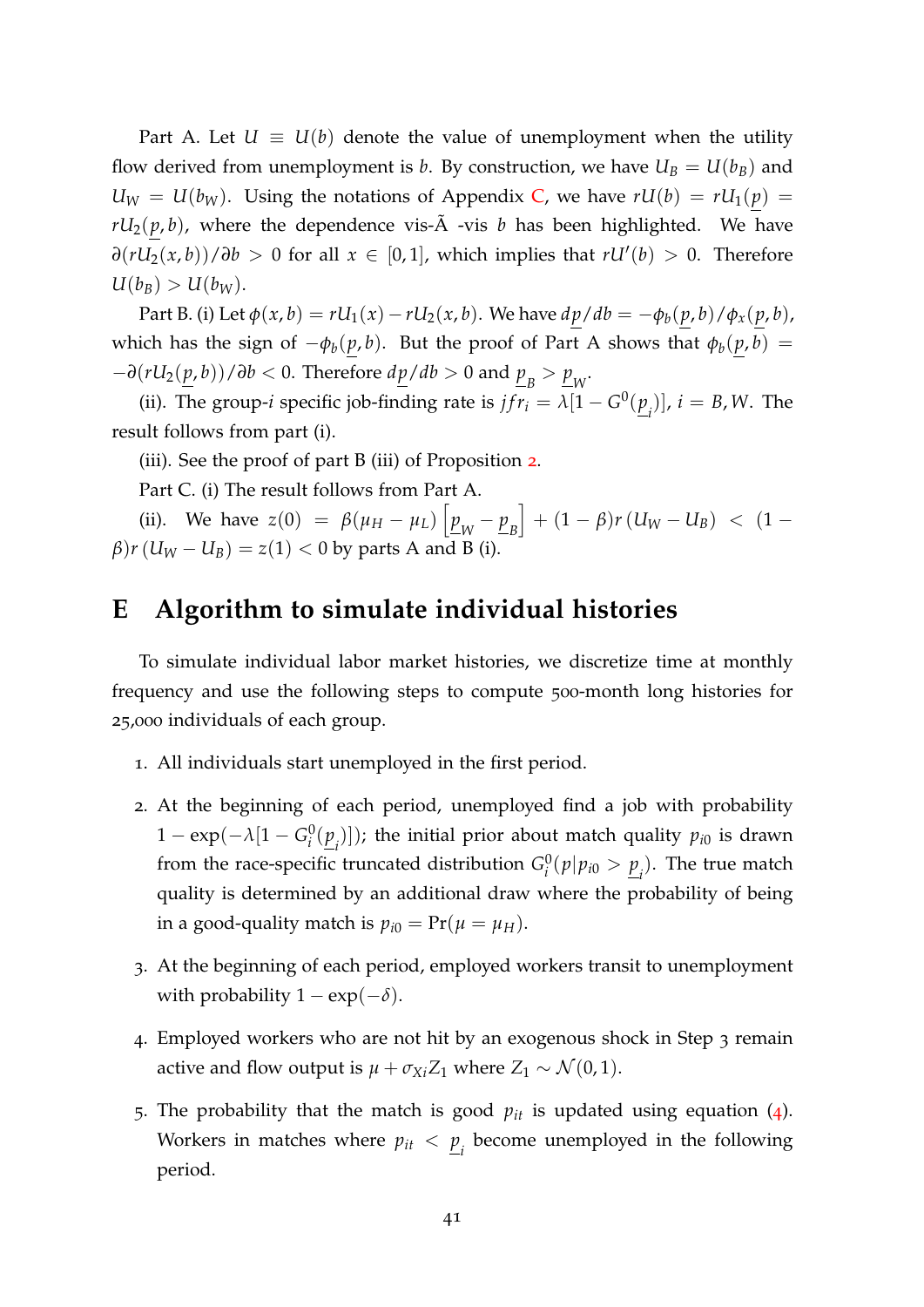Part A. Let $U \equiv U(b)$ denote the value of unemployment when the utility flow derived from unemployment is $b$. By construction, we have $U_B = U(b_B)$ and $U_W = U(b_W)$. Using the notations of Appendix C, we have $rU(b) = rU_1(\underline{p}) = rU_2(\underline{p}, b)$, where the dependence vis-Ã -vis $b$ has been highlighted. We have $\partial(rU_2(x,b))/\partial b > 0$ for all $x \in [0,1]$, which implies that $rU'(b) > 0$. Therefore $U(b_B) > U(b_W)$.

Part B. (i) Let $\phi(x,b) = rU_1(x) - rU_2(x,b)$. We have $d\underline{p}/db = -\phi_b(\underline{p},b)/\phi_x(\underline{p},b)$, which has the sign of $-\phi_b(\underline{p},b)$. But the proof of Part A shows that $\phi_b(\underline{p},b) = -\partial(rU_2(\underline{p},b))/\partial b < 0$. Therefore $d\underline{p}/db > 0$ and $\underline{p}_B > \underline{p}_W$.

(ii). The group-$i$ specific job-finding rate is $jfr_i = \lambda[1 - G^0(\underline{p}_i)]$, $i = B, W$. The result follows from part (i).

(iii). See the proof of part B (iii) of Proposition 2.

Part C. (i) The result follows from Part A.

(ii). We have $z(0) = \beta(\mu_H - \mu_L)\left[\underline{p}_W - \underline{p}_B\right] + (1-\beta)r\left(U_W - U_B\right) < (1-\beta)r\left(U_W - U_B\right) = z(1) < 0$ by parts A and B (i).

# E Algorithm to simulate individual histories

To simulate individual labor market histories, we discretize time at monthly frequency and use the following steps to compute 500-month long histories for 25,000 individuals of each group.

1. All individuals start unemployed in the first period.
2. At the beginning of each period, unemployed find a job with probability $1 - \exp(-\lambda[1 - G_i^0(\underline{p}_i)])$; the initial prior about match quality $p_{i0}$ is drawn from the race-specific truncated distribution $G_i^0(p|p_{i0} > \underline{p}_i)$. The true match quality is determined by an additional draw where the probability of being in a good-quality match is $p_{i0} = \Pr(\mu = \mu_H)$.
3. At the beginning of each period, employed workers transit to unemployment with probability $1 - \exp(-\delta)$.
4. Employed workers who are not hit by an exogenous shock in Step 3 remain active and flow output is $\mu + \sigma_{Xi} Z_1$ where $Z_1 \sim \mathcal{N}(0,1)$.
5. The probability that the match is good $p_{it}$ is updated using equation (4). Workers in matches where $p_{it} < \underline{p}_i$ become unemployed in the following period.